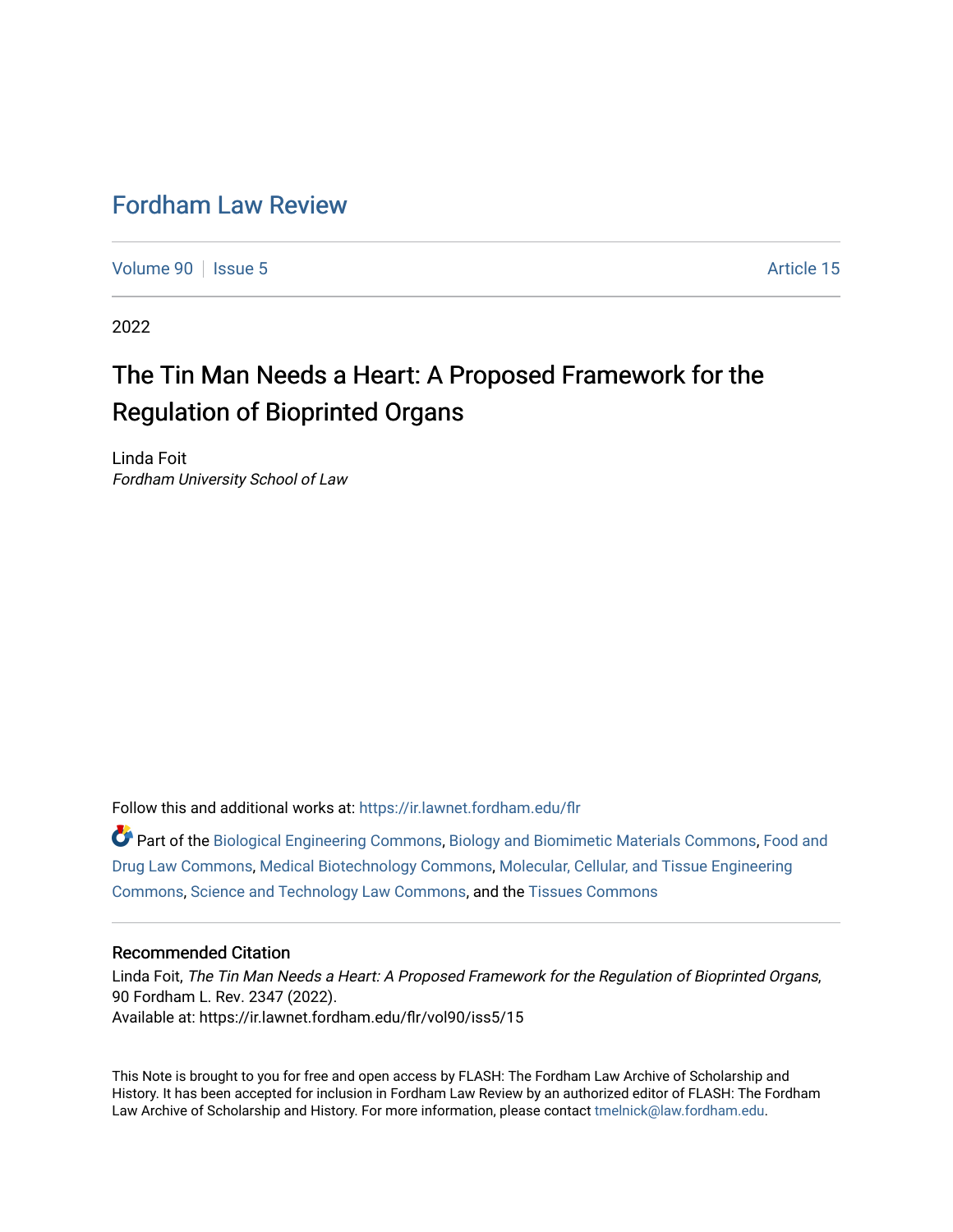# Fordham Law Review

Volume 90 | Issue 5 Article 15

2022

## The Tin Man Needs a Heart: A Proposed Framework for the Regulation of Bioprinted Organs

Linda Foit
*Fordham University School of Law*

Follow this and additional works at: https://ir.lawnet.fordham.edu/flr

Part of the Biological Engineering Commons, Biology and Biomimetic Materials Commons, Food and Drug Law Commons, Medical Biotechnology Commons, Molecular, Cellular, and Tissue Engineering Commons, Science and Technology Law Commons, and the Tissues Commons

### Recommended Citation

Linda Foit, *The Tin Man Needs a Heart: A Proposed Framework for the Regulation of Bioprinted Organs*, 90 Fordham L. Rev. 2347 (2022).
Available at: https://ir.lawnet.fordham.edu/flr/vol90/iss5/15

This Note is brought to you for free and open access by FLASH: The Fordham Law Archive of Scholarship and History. It has been accepted for inclusion in Fordham Law Review by an authorized editor of FLASH: The Fordham Law Archive of Scholarship and History. For more information, please contact tmelnick@law.fordham.edu.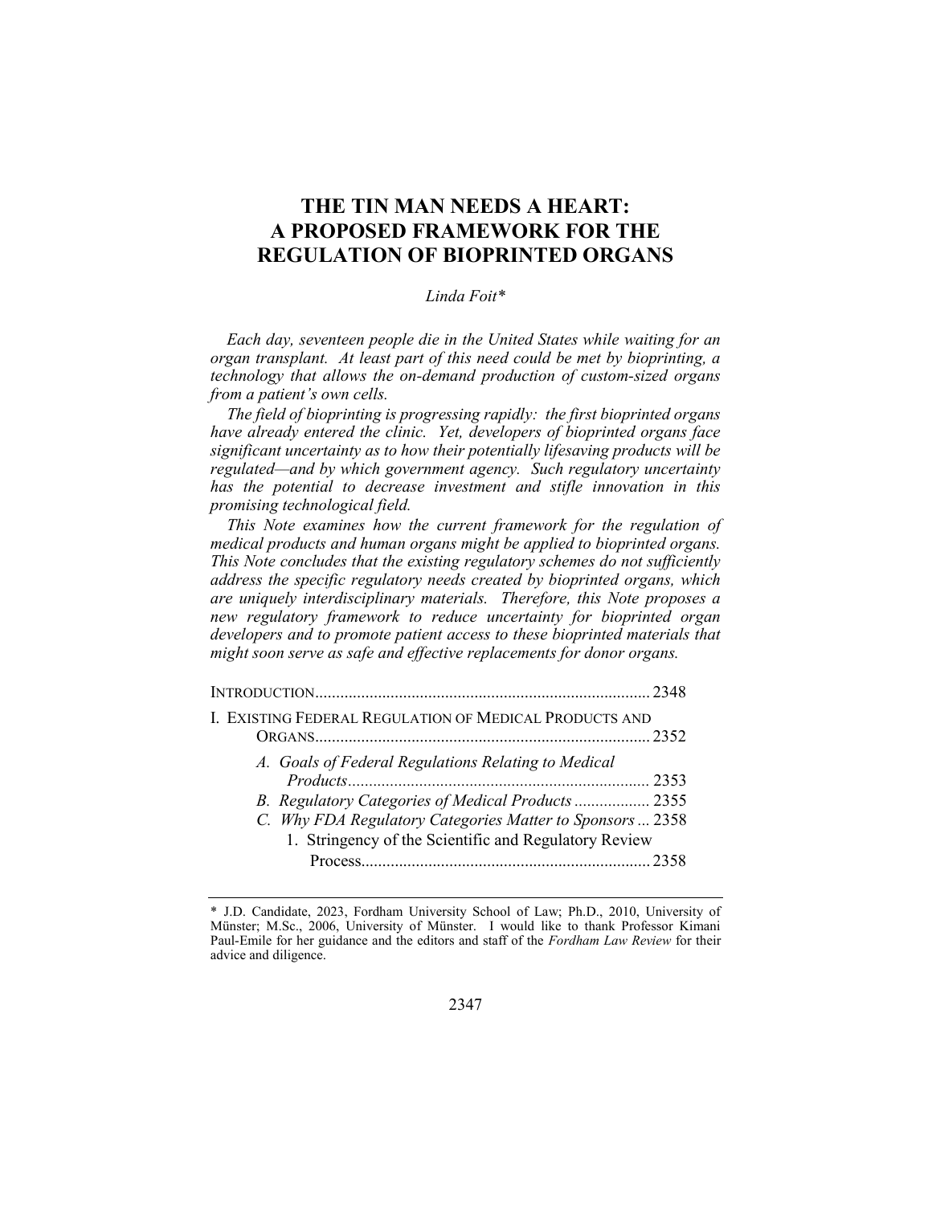# THE TIN MAN NEEDS A HEART: A PROPOSED FRAMEWORK FOR THE REGULATION OF BIOPRINTED ORGANS

*Linda Foit\**

*Each day, seventeen people die in the United States while waiting for an organ transplant. At least part of this need could be met by bioprinting, a technology that allows the on-demand production of custom-sized organs from a patient's own cells.*

*The field of bioprinting is progressing rapidly: the first bioprinted organs have already entered the clinic. Yet, developers of bioprinted organs face significant uncertainty as to how their potentially lifesaving products will be regulated—and by which government agency. Such regulatory uncertainty has the potential to decrease investment and stifle innovation in this promising technological field.*

*This Note examines how the current framework for the regulation of medical products and human organs might be applied to bioprinted organs. This Note concludes that the existing regulatory schemes do not sufficiently address the specific regulatory needs created by bioprinted organs, which are uniquely interdisciplinary materials. Therefore, this Note proposes a new regulatory framework to reduce uncertainty for bioprinted organ developers and to promote patient access to these bioprinted materials that might soon serve as safe and effective replacements for donor organs.*

INTRODUCTION .......... 2348

I. EXISTING FEDERAL REGULATION OF MEDICAL PRODUCTS AND ORGANS .......... 2352

- A. *Goals of Federal Regulations Relating to Medical Products* .......... 2353
- B. *Regulatory Categories of Medical Products* .......... 2355
- C. *Why FDA Regulatory Categories Matter to Sponsors* .......... 2358
  - 1. Stringency of the Scientific and Regulatory Review Process .......... 2358

---

\* J.D. Candidate, 2023, Fordham University School of Law; Ph.D., 2010, University of Münster; M.Sc., 2006, University of Münster. I would like to thank Professor Kimani Paul-Emile for her guidance and the editors and staff of the *Fordham Law Review* for their advice and diligence.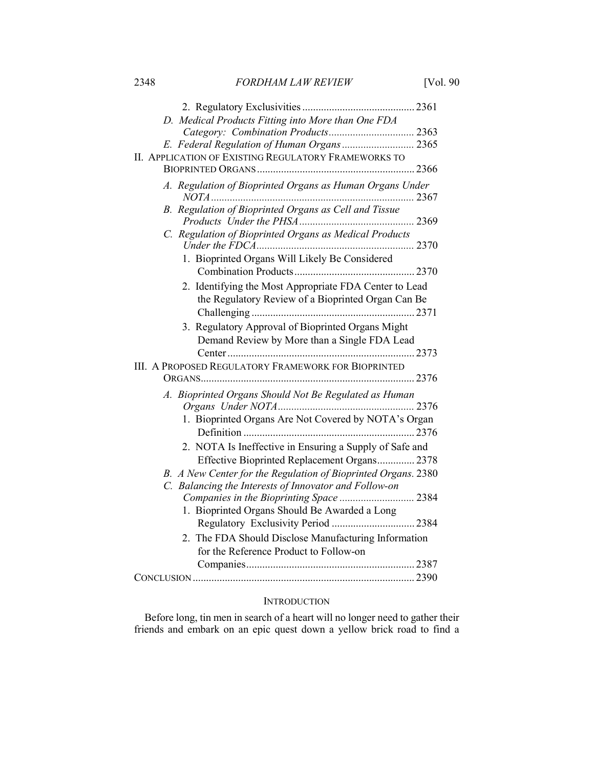2. Regulatory Exclusivities .......................................... 2361

*D. Medical Products Fitting into More than One FDA Category: Combination Products* ................................ 2363

*E. Federal Regulation of Human Organs* ........................... 2365

II. APPLICATION OF EXISTING REGULATORY FRAMEWORKS TO BIOPRINTED ORGANS ........................................................... 2366

*A. Regulation of Bioprinted Organs as Human Organs Under NOTA* ........................................................................... 2367

*B. Regulation of Bioprinted Organs as Cell and Tissue Products Under the PHSA* ........................................... 2369

*C. Regulation of Bioprinted Organs as Medical Products Under the FDCA* ........................................................... 2370

1. Bioprinted Organs Will Likely Be Considered Combination Products ............................................. 2370

2. Identifying the Most Appropriate FDA Center to Lead the Regulatory Review of a Bioprinted Organ Can Be Challenging ............................................................. 2371

3. Regulatory Approval of Bioprinted Organs Might Demand Review by More than a Single FDA Lead Center ...................................................................... 2373

III. A PROPOSED REGULATORY FRAMEWORK FOR BIOPRINTED ORGANS ............................................................................... 2376

*A. Bioprinted Organs Should Not Be Regulated as Human Organs Under NOTA* ................................................... 2376

1. Bioprinted Organs Are Not Covered by NOTA's Organ Definition ................................................................ 2376

2. NOTA Is Ineffective in Ensuring a Supply of Safe and Effective Bioprinted Replacement Organs .............. 2378

*B. A New Center for the Regulation of Bioprinted Organs.* 2380

*C. Balancing the Interests of Innovator and Follow-on Companies in the Bioprinting Space* ............................ 2384

1. Bioprinted Organs Should Be Awarded a Long Regulatory Exclusivity Period ............................... 2384

2. The FDA Should Disclose Manufacturing Information for the Reference Product to Follow-on Companies ............................................................... 2387

CONCLUSION .................................................................................. 2390

## INTRODUCTION

Before long, tin men in search of a heart will no longer need to gather their friends and embark on an epic quest down a yellow brick road to find a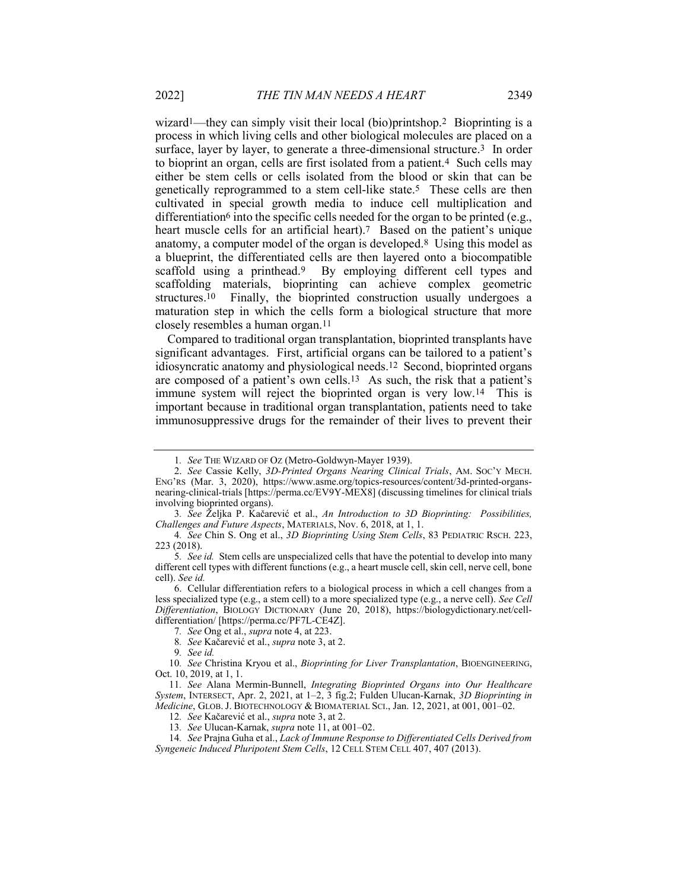wizard[1]—they can simply visit their local (bio)printshop.[2] Bioprinting is a process in which living cells and other biological molecules are placed on a surface, layer by layer, to generate a three-dimensional structure.[3] In order to bioprint an organ, cells are first isolated from a patient.[4] Such cells may either be stem cells or cells isolated from the blood or skin that can be genetically reprogrammed to a stem cell-like state.[5] These cells are then cultivated in special growth media to induce cell multiplication and differentiation[6] into the specific cells needed for the organ to be printed (e.g., heart muscle cells for an artificial heart).[7] Based on the patient's unique anatomy, a computer model of the organ is developed.[8] Using this model as a blueprint, the differentiated cells are then layered onto a biocompatible scaffold using a printhead.[9] By employing different cell types and scaffolding materials, bioprinting can achieve complex geometric structures.[10] Finally, the bioprinted construction usually undergoes a maturation step in which the cells form a biological structure that more closely resembles a human organ.[11]

Compared to traditional organ transplantation, bioprinted transplants have significant advantages. First, artificial organs can be tailored to a patient's idiosyncratic anatomy and physiological needs.[12] Second, bioprinted organs are composed of a patient's own cells.[13] As such, the risk that a patient's immune system will reject the bioprinted organ is very low.[14] This is important because in traditional organ transplantation, patients need to take immunosuppressive drugs for the remainder of their lives to prevent their

---

1. *See* THE WIZARD OF OZ (Metro-Goldwyn-Mayer 1939).

2. *See* Cassie Kelly, *3D-Printed Organs Nearing Clinical Trials*, AM. SOC'Y MECH. ENG'RS (Mar. 3, 2020), https://www.asme.org/topics-resources/content/3d-printed-organs-nearing-clinical-trials [https://perma.cc/EV9Y-MEX8] (discussing timelines for clinical trials involving bioprinted organs).

3. *See* Željka P. Kačarević et al., *An Introduction to 3D Bioprinting: Possibilities, Challenges and Future Aspects*, MATERIALS, Nov. 6, 2018, at 1, 1.

4. *See* Chin S. Ong et al., *3D Bioprinting Using Stem Cells*, 83 PEDIATRIC RSCH. 223, 223 (2018).

5. *See id.* Stem cells are unspecialized cells that have the potential to develop into many different cell types with different functions (e.g., a heart muscle cell, skin cell, nerve cell, bone cell). *See id.*

6. Cellular differentiation refers to a biological process in which a cell changes from a less specialized type (e.g., a stem cell) to a more specialized type (e.g., a nerve cell). *See Cell Differentiation*, BIOLOGY DICTIONARY (June 20, 2018), https://biologydictionary.net/cell-differentiation/ [https://perma.cc/PF7L-CE4Z].

7. *See* Ong et al., *supra* note 4, at 223.

8. *See* Kačarević et al., *supra* note 3, at 2.

9. *See id.*

10. *See* Christina Kryou et al., *Bioprinting for Liver Transplantation*, BIOENGINEERING, Oct. 10, 2019, at 1, 1.

11. *See* Alana Mermin-Bunnell, *Integrating Bioprinted Organs into Our Healthcare System*, INTERSECT, Apr. 2, 2021, at 1–2, 3 fig.2; Fulden Ulucan-Karnak, *3D Bioprinting in Medicine*, GLOB. J. BIOTECHNOLOGY & BIOMATERIAL SCI., Jan. 12, 2021, at 001, 001–02.

12. *See* Kačarević et al., *supra* note 3, at 2.

13. *See* Ulucan-Karnak, *supra* note 11, at 001–02.

14. *See* Prajna Guha et al., *Lack of Immune Response to Differentiated Cells Derived from Syngeneic Induced Pluripotent Stem Cells*, 12 CELL STEM CELL 407, 407 (2013).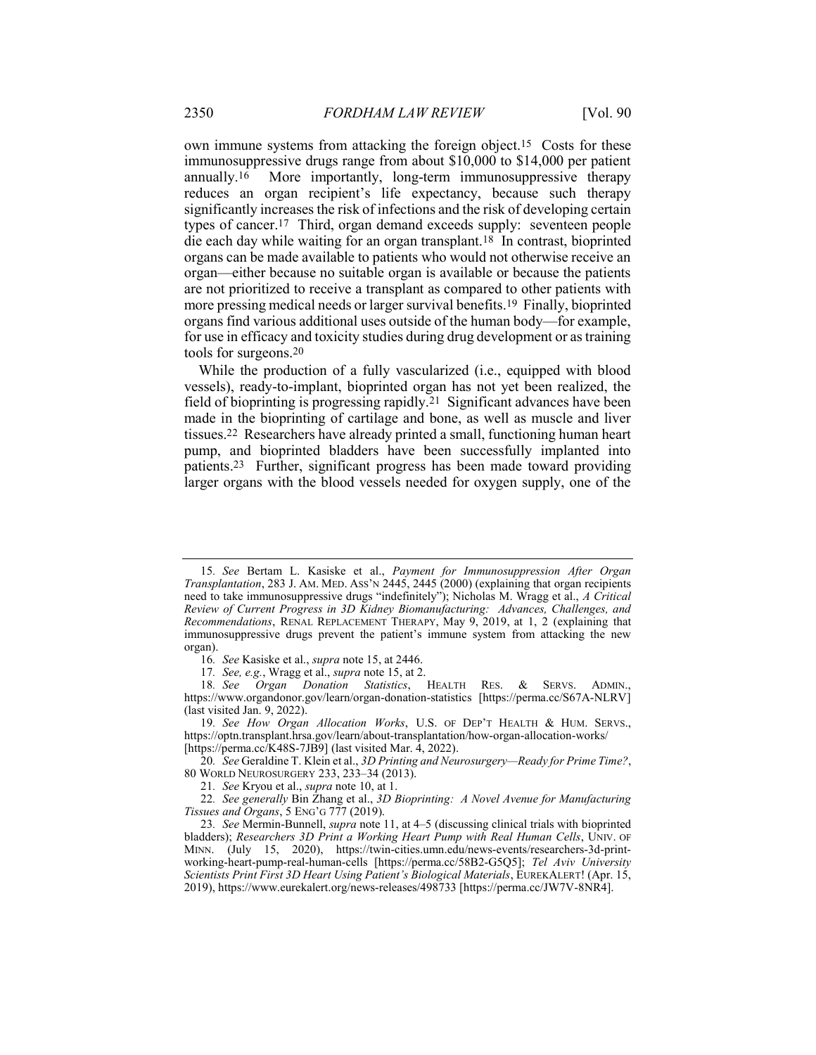own immune systems from attacking the foreign object.[15] Costs for these immunosuppressive drugs range from about $10,000 to $14,000 per patient annually.[16] More importantly, long-term immunosuppressive therapy reduces an organ recipient's life expectancy, because such therapy significantly increases the risk of infections and the risk of developing certain types of cancer.[17] Third, organ demand exceeds supply: seventeen people die each day while waiting for an organ transplant.[18] In contrast, bioprinted organs can be made available to patients who would not otherwise receive an organ—either because no suitable organ is available or because the patients are not prioritized to receive a transplant as compared to other patients with more pressing medical needs or larger survival benefits.[19] Finally, bioprinted organs find various additional uses outside of the human body—for example, for use in efficacy and toxicity studies during drug development or as training tools for surgeons.[20]

While the production of a fully vascularized (i.e., equipped with blood vessels), ready-to-implant, bioprinted organ has not yet been realized, the field of bioprinting is progressing rapidly.[21] Significant advances have been made in the bioprinting of cartilage and bone, as well as muscle and liver tissues.[22] Researchers have already printed a small, functioning human heart pump, and bioprinted bladders have been successfully implanted into patients.[23] Further, significant progress has been made toward providing larger organs with the blood vessels needed for oxygen supply, one of the

---

15. *See* Bertam L. Kasiske et al., *Payment for Immunosuppression After Organ Transplantation*, 283 J. AM. MED. ASS'N 2445, 2445 (2000) (explaining that organ recipients need to take immunosuppressive drugs "indefinitely"); Nicholas M. Wragg et al., *A Critical Review of Current Progress in 3D Kidney Biomanufacturing: Advances, Challenges, and Recommendations*, RENAL REPLACEMENT THERAPY, May 9, 2019, at 1, 2 (explaining that immunosuppressive drugs prevent the patient's immune system from attacking the new organ).

16. *See* Kasiske et al., *supra* note 15, at 2446.

17. *See, e.g.*, Wragg et al., *supra* note 15, at 2.

18. *See Organ Donation Statistics*, HEALTH RES. & SERVS. ADMIN., https://www.organdonor.gov/learn/organ-donation-statistics [https://perma.cc/S67A-NLRV] (last visited Jan. 9, 2022).

19. *See How Organ Allocation Works*, U.S. OF DEP'T HEALTH & HUM. SERVS., https://optn.transplant.hrsa.gov/learn/about-transplantation/how-organ-allocation-works/ [https://perma.cc/K48S-7JB9] (last visited Mar. 4, 2022).

20. *See* Geraldine T. Klein et al., *3D Printing and Neurosurgery—Ready for Prime Time?*, 80 WORLD NEUROSURGERY 233, 233–34 (2013).

21. *See* Kryou et al., *supra* note 10, at 1.

22. *See generally* Bin Zhang et al., *3D Bioprinting: A Novel Avenue for Manufacturing Tissues and Organs*, 5 ENG'G 777 (2019).

23. *See* Mermin-Bunnell, *supra* note 11, at 4–5 (discussing clinical trials with bioprinted bladders); *Researchers 3D Print a Working Heart Pump with Real Human Cells*, UNIV. OF MINN. (July 15, 2020), https://twin-cities.umn.edu/news-events/researchers-3d-print-working-heart-pump-real-human-cells [https://perma.cc/58B2-G5Q5]; *Tel Aviv University Scientists Print First 3D Heart Using Patient's Biological Materials*, EUREKALERT! (Apr. 15, 2019), https://www.eurekalert.org/news-releases/498733 [https://perma.cc/JW7V-8NR4].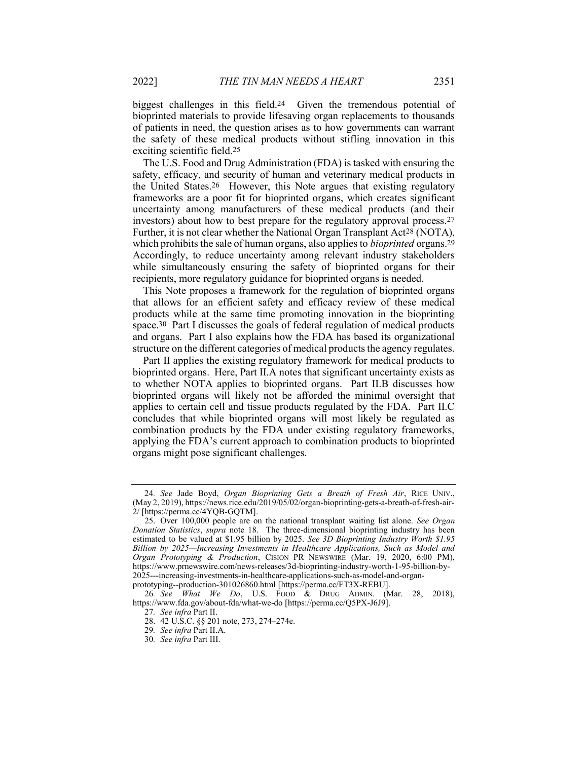biggest challenges in this field.[24] Given the tremendous potential of bioprinted materials to provide lifesaving organ replacements to thousands of patients in need, the question arises as to how governments can warrant the safety of these medical products without stifling innovation in this exciting scientific field.[25]

The U.S. Food and Drug Administration (FDA) is tasked with ensuring the safety, efficacy, and security of human and veterinary medical products in the United States.[26] However, this Note argues that existing regulatory frameworks are a poor fit for bioprinted organs, which creates significant uncertainty among manufacturers of these medical products (and their investors) about how to best prepare for the regulatory approval process.[27] Further, it is not clear whether the National Organ Transplant Act[28] (NOTA), which prohibits the sale of human organs, also applies to *bioprinted* organs.[29] Accordingly, to reduce uncertainty among relevant industry stakeholders while simultaneously ensuring the safety of bioprinted organs for their recipients, more regulatory guidance for bioprinted organs is needed.

This Note proposes a framework for the regulation of bioprinted organs that allows for an efficient safety and efficacy review of these medical products while at the same time promoting innovation in the bioprinting space.[30] Part I discusses the goals of federal regulation of medical products and organs. Part I also explains how the FDA has based its organizational structure on the different categories of medical products the agency regulates.

Part II applies the existing regulatory framework for medical products to bioprinted organs. Here, Part II.A notes that significant uncertainty exists as to whether NOTA applies to bioprinted organs. Part II.B discusses how bioprinted organs will likely not be afforded the minimal oversight that applies to certain cell and tissue products regulated by the FDA. Part II.C concludes that while bioprinted organs will most likely be regulated as combination products by the FDA under existing regulatory frameworks, applying the FDA's current approach to combination products to bioprinted organs might pose significant challenges.

---

24. *See* Jade Boyd, *Organ Bioprinting Gets a Breath of Fresh Air*, RICE UNIV., (May 2, 2019), https://news.rice.edu/2019/05/02/organ-bioprinting-gets-a-breath-of-fresh-air-2/ [https://perma.cc/4YQB-GQTM].

25. Over 100,000 people are on the national transplant waiting list alone. *See Organ Donation Statistics*, *supra* note 18. The three-dimensional bioprinting industry has been estimated to be valued at $1.95 billion by 2025. *See 3D Bioprinting Industry Worth $1.95 Billion by 2025—Increasing Investments in Healthcare Applications, Such as Model and Organ Prototyping & Production*, CISION PR NEWSWIRE (Mar. 19, 2020, 6:00 PM), https://www.prnewswire.com/news-releases/3d-bioprinting-industry-worth-1-95-billion-by-2025---increasing-investments-in-healthcare-applications-such-as-model-and-organ-prototyping--production-301026860.html [https://perma.cc/FT3X-REBU].

26. *See What We Do*, U.S. FOOD & DRUG ADMIN. (Mar. 28, 2018), https://www.fda.gov/about-fda/what-we-do [https://perma.cc/Q5PX-J6J9].

27. *See infra* Part II.

28. 42 U.S.C. §§ 201 note, 273, 274–274e.

29. *See infra* Part II.A.

30. *See infra* Part III.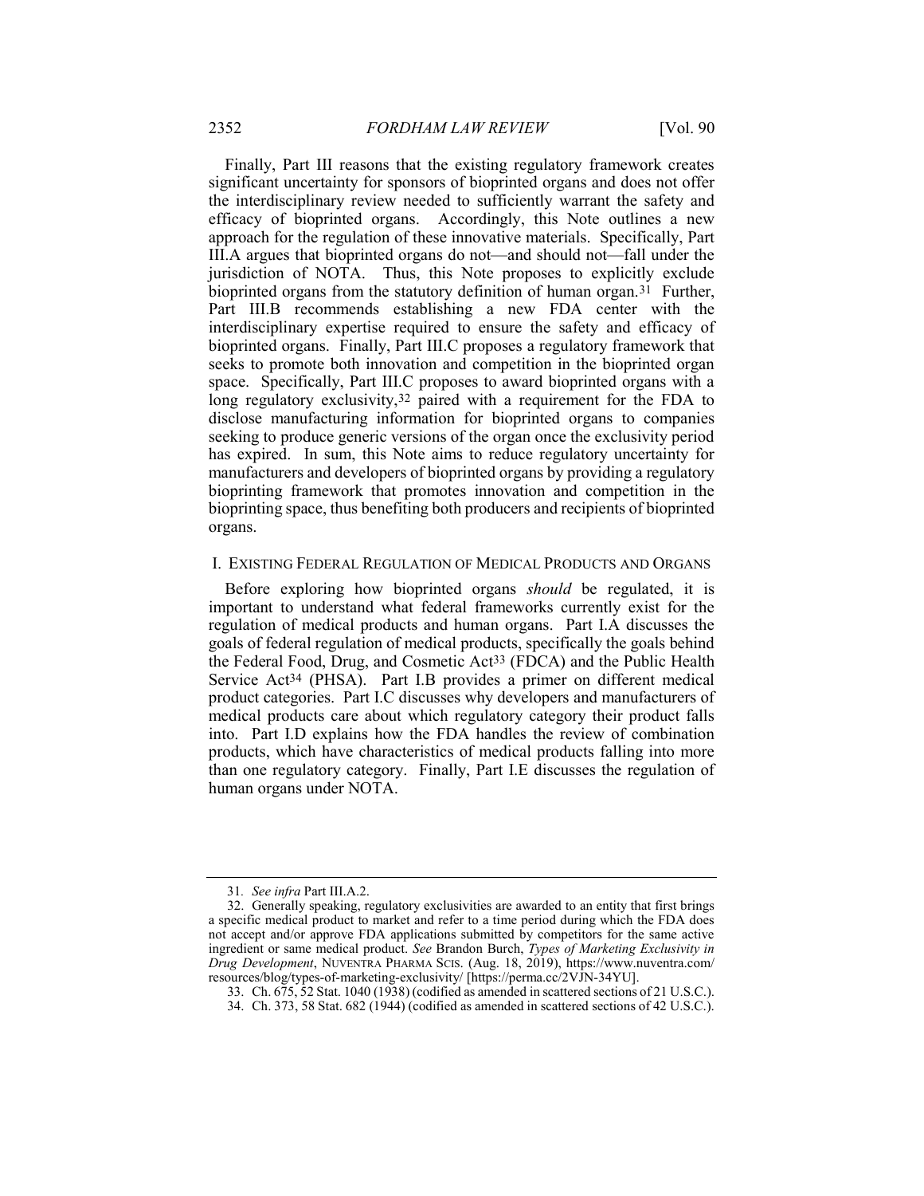Finally, Part III reasons that the existing regulatory framework creates significant uncertainty for sponsors of bioprinted organs and does not offer the interdisciplinary review needed to sufficiently warrant the safety and efficacy of bioprinted organs. Accordingly, this Note outlines a new approach for the regulation of these innovative materials. Specifically, Part III.A argues that bioprinted organs do not—and should not—fall under the jurisdiction of NOTA. Thus, this Note proposes to explicitly exclude bioprinted organs from the statutory definition of human organ.[31] Further, Part III.B recommends establishing a new FDA center with the interdisciplinary expertise required to ensure the safety and efficacy of bioprinted organs. Finally, Part III.C proposes a regulatory framework that seeks to promote both innovation and competition in the bioprinted organ space. Specifically, Part III.C proposes to award bioprinted organs with a long regulatory exclusivity,[32] paired with a requirement for the FDA to disclose manufacturing information for bioprinted organs to companies seeking to produce generic versions of the organ once the exclusivity period has expired. In sum, this Note aims to reduce regulatory uncertainty for manufacturers and developers of bioprinted organs by providing a regulatory bioprinting framework that promotes innovation and competition in the bioprinting space, thus benefiting both producers and recipients of bioprinted organs.

## I. EXISTING FEDERAL REGULATION OF MEDICAL PRODUCTS AND ORGANS

Before exploring how bioprinted organs *should* be regulated, it is important to understand what federal frameworks currently exist for the regulation of medical products and human organs. Part I.A discusses the goals of federal regulation of medical products, specifically the goals behind the Federal Food, Drug, and Cosmetic Act[33] (FDCA) and the Public Health Service Act[34] (PHSA). Part I.B provides a primer on different medical product categories. Part I.C discusses why developers and manufacturers of medical products care about which regulatory category their product falls into. Part I.D explains how the FDA handles the review of combination products, which have characteristics of medical products falling into more than one regulatory category. Finally, Part I.E discusses the regulation of human organs under NOTA.

---

31. *See infra* Part III.A.2.

32. Generally speaking, regulatory exclusivities are awarded to an entity that first brings a specific medical product to market and refer to a time period during which the FDA does not accept and/or approve FDA applications submitted by competitors for the same active ingredient or same medical product. *See* Brandon Burch, *Types of Marketing Exclusivity in Drug Development*, NUVENTRA PHARMA SCIS. (Aug. 18, 2019), https://www.nuventra.com/resources/blog/types-of-marketing-exclusivity/ [https://perma.cc/2VJN-34YU].

33. Ch. 675, 52 Stat. 1040 (1938) (codified as amended in scattered sections of 21 U.S.C.).

34. Ch. 373, 58 Stat. 682 (1944) (codified as amended in scattered sections of 42 U.S.C.).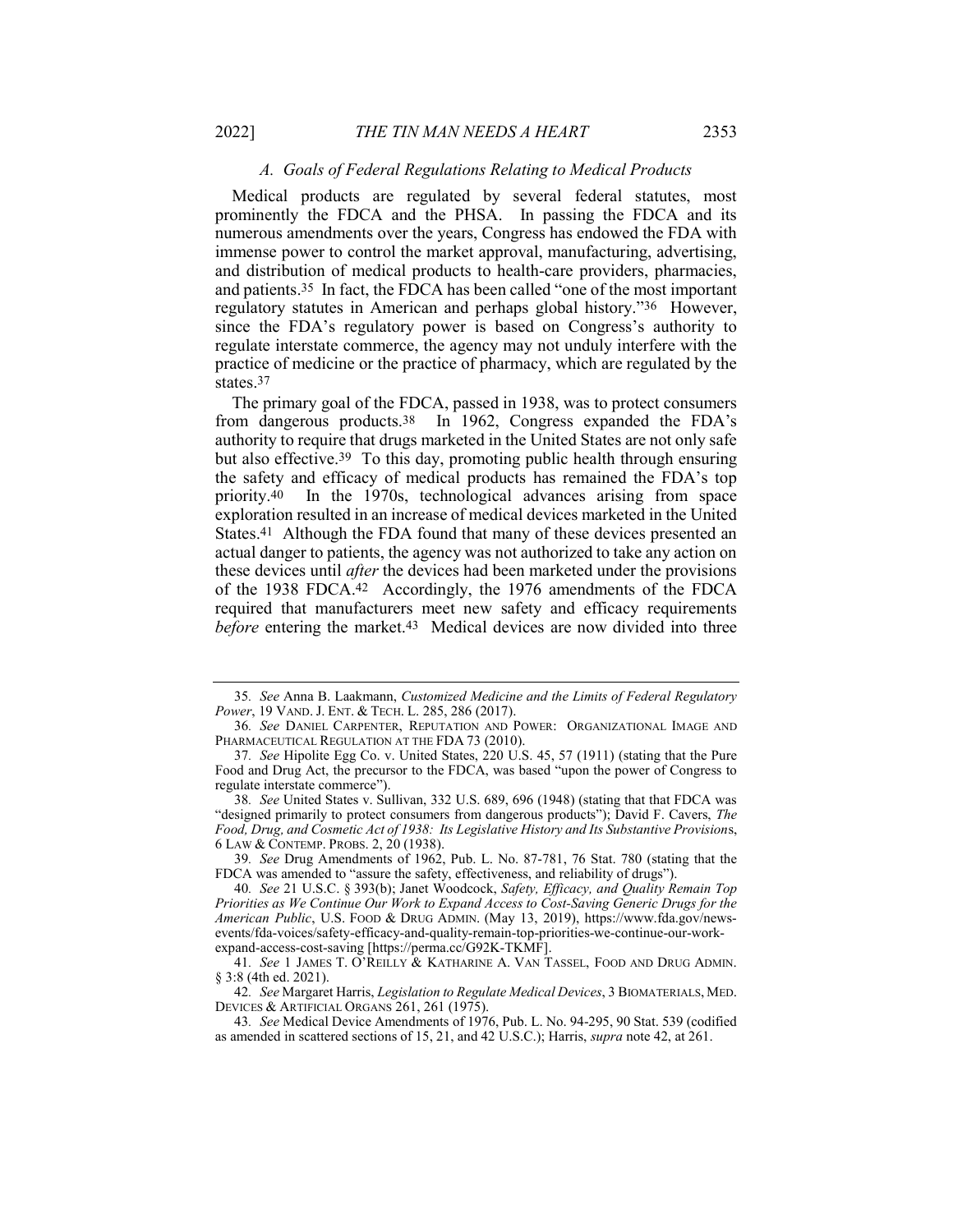### *A. Goals of Federal Regulations Relating to Medical Products*

Medical products are regulated by several federal statutes, most prominently the FDCA and the PHSA. In passing the FDCA and its numerous amendments over the years, Congress has endowed the FDA with immense power to control the market approval, manufacturing, advertising, and distribution of medical products to health-care providers, pharmacies, and patients.[35] In fact, the FDCA has been called "one of the most important regulatory statutes in American and perhaps global history."[36] However, since the FDA's regulatory power is based on Congress's authority to regulate interstate commerce, the agency may not unduly interfere with the practice of medicine or the practice of pharmacy, which are regulated by the states.[37]

The primary goal of the FDCA, passed in 1938, was to protect consumers from dangerous products.[38] In 1962, Congress expanded the FDA's authority to require that drugs marketed in the United States are not only safe but also effective.[39] To this day, promoting public health through ensuring the safety and efficacy of medical products has remained the FDA's top priority.[40] In the 1970s, technological advances arising from space exploration resulted in an increase of medical devices marketed in the United States.[41] Although the FDA found that many of these devices presented an actual danger to patients, the agency was not authorized to take any action on these devices until *after* the devices had been marketed under the provisions of the 1938 FDCA.[42] Accordingly, the 1976 amendments of the FDCA required that manufacturers meet new safety and efficacy requirements *before* entering the market.[43] Medical devices are now divided into three

---

35. *See* Anna B. Laakmann, *Customized Medicine and the Limits of Federal Regulatory Power*, 19 VAND. J. ENT. & TECH. L. 285, 286 (2017).

36. *See* DANIEL CARPENTER, REPUTATION AND POWER: ORGANIZATIONAL IMAGE AND PHARMACEUTICAL REGULATION AT THE FDA 73 (2010).

37. *See* Hipolite Egg Co. v. United States, 220 U.S. 45, 57 (1911) (stating that the Pure Food and Drug Act, the precursor to the FDCA, was based "upon the power of Congress to regulate interstate commerce").

38. *See* United States v. Sullivan, 332 U.S. 689, 696 (1948) (stating that that FDCA was "designed primarily to protect consumers from dangerous products"); David F. Cavers, *The Food, Drug, and Cosmetic Act of 1938: Its Legislative History and Its Substantive Provision*s, 6 LAW & CONTEMP. PROBS. 2, 20 (1938).

39. *See* Drug Amendments of 1962, Pub. L. No. 87-781, 76 Stat. 780 (stating that the FDCA was amended to "assure the safety, effectiveness, and reliability of drugs").

40. *See* 21 U.S.C. § 393(b); Janet Woodcock, *Safety, Efficacy, and Quality Remain Top Priorities as We Continue Our Work to Expand Access to Cost-Saving Generic Drugs for the American Public*, U.S. FOOD & DRUG ADMIN. (May 13, 2019), https://www.fda.gov/news-events/fda-voices/safety-efficacy-and-quality-remain-top-priorities-we-continue-our-work-expand-access-cost-saving [https://perma.cc/G92K-TKMF].

41. *See* 1 JAMES T. O'REILLY & KATHARINE A. VAN TASSEL, FOOD AND DRUG ADMIN. § 3:8 (4th ed. 2021).

42. *See* Margaret Harris, *Legislation to Regulate Medical Devices*, 3 BIOMATERIALS, MED. DEVICES & ARTIFICIAL ORGANS 261, 261 (1975).

43. *See* Medical Device Amendments of 1976, Pub. L. No. 94-295, 90 Stat. 539 (codified as amended in scattered sections of 15, 21, and 42 U.S.C.); Harris, *supra* note 42, at 261.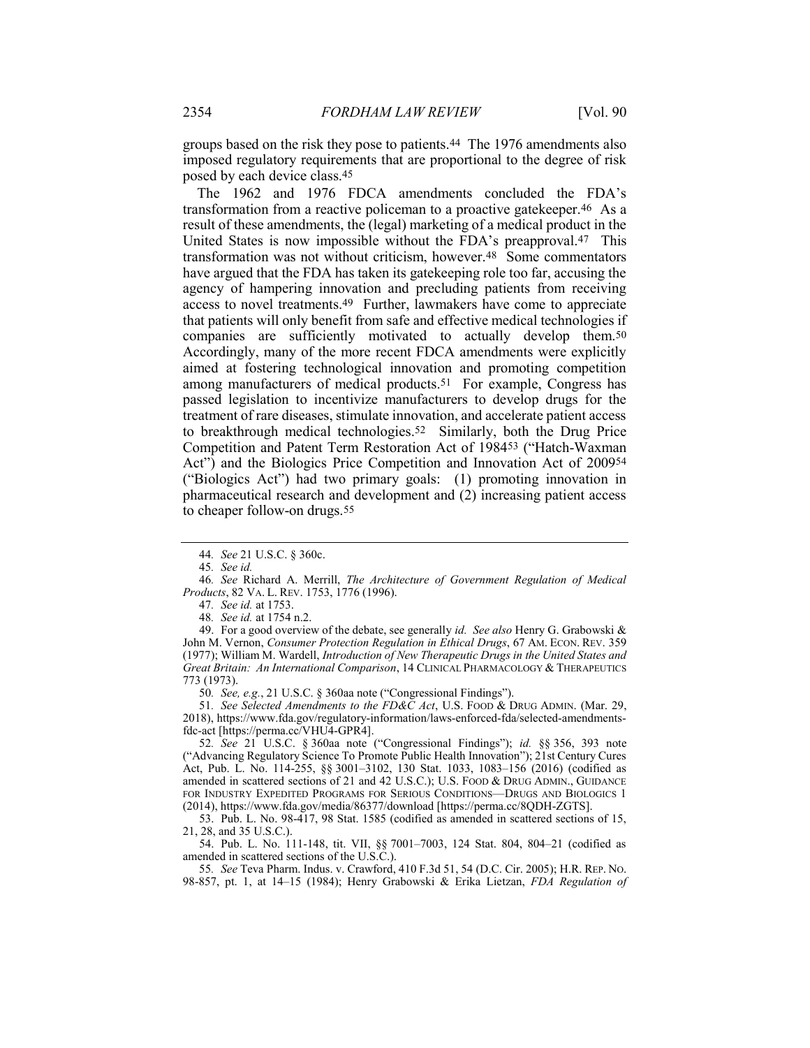groups based on the risk they pose to patients.[44] The 1976 amendments also imposed regulatory requirements that are proportional to the degree of risk posed by each device class.[45]

The 1962 and 1976 FDCA amendments concluded the FDA's transformation from a reactive policeman to a proactive gatekeeper.[46] As a result of these amendments, the (legal) marketing of a medical product in the United States is now impossible without the FDA's preapproval.[47] This transformation was not without criticism, however.[48] Some commentators have argued that the FDA has taken its gatekeeping role too far, accusing the agency of hampering innovation and precluding patients from receiving access to novel treatments.[49] Further, lawmakers have come to appreciate that patients will only benefit from safe and effective medical technologies if companies are sufficiently motivated to actually develop them.[50] Accordingly, many of the more recent FDCA amendments were explicitly aimed at fostering technological innovation and promoting competition among manufacturers of medical products.[51] For example, Congress has passed legislation to incentivize manufacturers to develop drugs for the treatment of rare diseases, stimulate innovation, and accelerate patient access to breakthrough medical technologies.[52] Similarly, both the Drug Price Competition and Patent Term Restoration Act of 1984[53] ("Hatch-Waxman Act") and the Biologics Price Competition and Innovation Act of 2009[54] ("Biologics Act") had two primary goals: (1) promoting innovation in pharmaceutical research and development and (2) increasing patient access to cheaper follow-on drugs.[55]

---

44. *See* 21 U.S.C. § 360c.

45. *See id.*

46. *See* Richard A. Merrill, *The Architecture of Government Regulation of Medical Products*, 82 VA. L. REV. 1753, 1776 (1996).

47. *See id.* at 1753.

48. *See id.* at 1754 n.2.

49. For a good overview of the debate, see generally *id. See also* Henry G. Grabowski & John M. Vernon, *Consumer Protection Regulation in Ethical Drugs*, 67 AM. ECON. REV. 359 (1977); William M. Wardell, *Introduction of New Therapeutic Drugs in the United States and Great Britain: An International Comparison*, 14 CLINICAL PHARMACOLOGY & THERAPEUTICS 773 (1973).

50. *See, e.g.*, 21 U.S.C. § 360aa note ("Congressional Findings").

51. *See Selected Amendments to the FD&C Act*, U.S. FOOD & DRUG ADMIN. (Mar. 29, 2018), https://www.fda.gov/regulatory-information/laws-enforced-fda/selected-amendments-fdc-act [https://perma.cc/VHU4-GPR4].

52. *See* 21 U.S.C. § 360aa note ("Congressional Findings"); *id.* §§ 356, 393 note ("Advancing Regulatory Science To Promote Public Health Innovation"); 21st Century Cures Act, Pub. L. No. 114-255, §§ 3001–3102, 130 Stat. 1033, 1083–156 (2016) (codified as amended in scattered sections of 21 and 42 U.S.C.); U.S. FOOD & DRUG ADMIN., GUIDANCE FOR INDUSTRY EXPEDITED PROGRAMS FOR SERIOUS CONDITIONS—DRUGS AND BIOLOGICS 1 (2014), https://www.fda.gov/media/86377/download [https://perma.cc/8QDH-ZGTS].

53. Pub. L. No. 98-417, 98 Stat. 1585 (codified as amended in scattered sections of 15, 21, 28, and 35 U.S.C.).

54. Pub. L. No. 111-148, tit. VII, §§ 7001–7003, 124 Stat. 804, 804–21 (codified as amended in scattered sections of the U.S.C.).

55. *See* Teva Pharm. Indus. v. Crawford, 410 F.3d 51, 54 (D.C. Cir. 2005); H.R. REP. NO. 98-857, pt. 1, at 14–15 (1984); Henry Grabowski & Erika Lietzan, *FDA Regulation of*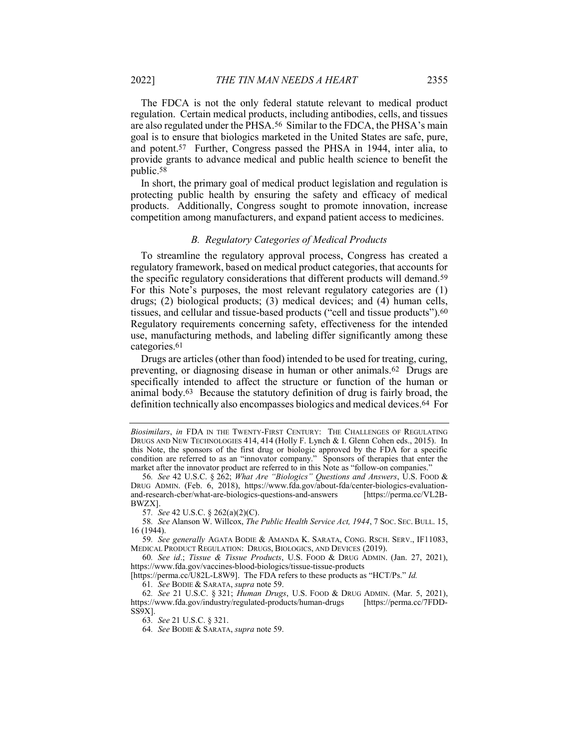The FDCA is not the only federal statute relevant to medical product regulation. Certain medical products, including antibodies, cells, and tissues are also regulated under the PHSA.[56] Similar to the FDCA, the PHSA's main goal is to ensure that biologics marketed in the United States are safe, pure, and potent.[57] Further, Congress passed the PHSA in 1944, inter alia, to provide grants to advance medical and public health science to benefit the public.[58]

In short, the primary goal of medical product legislation and regulation is protecting public health by ensuring the safety and efficacy of medical products. Additionally, Congress sought to promote innovation, increase competition among manufacturers, and expand patient access to medicines.

### *B. Regulatory Categories of Medical Products*

To streamline the regulatory approval process, Congress has created a regulatory framework, based on medical product categories, that accounts for the specific regulatory considerations that different products will demand.[59] For this Note's purposes, the most relevant regulatory categories are (1) drugs; (2) biological products; (3) medical devices; and (4) human cells, tissues, and cellular and tissue-based products ("cell and tissue products").[60] Regulatory requirements concerning safety, effectiveness for the intended use, manufacturing methods, and labeling differ significantly among these categories.[61]

Drugs are articles (other than food) intended to be used for treating, curing, preventing, or diagnosing disease in human or other animals.[62] Drugs are specifically intended to affect the structure or function of the human or animal body.[63] Because the statutory definition of drug is fairly broad, the definition technically also encompasses biologics and medical devices.[64] For

---

*Biosimilars*, *in* FDA IN THE TWENTY-FIRST CENTURY: THE CHALLENGES OF REGULATING DRUGS AND NEW TECHNOLOGIES 414, 414 (Holly F. Lynch & I. Glenn Cohen eds., 2015). In this Note, the sponsors of the first drug or biologic approved by the FDA for a specific condition are referred to as an "innovator company." Sponsors of therapies that enter the market after the innovator product are referred to in this Note as "follow-on companies."

56. *See* 42 U.S.C. § 262; *What Are "Biologics" Questions and Answers*, U.S. FOOD & DRUG ADMIN. (Feb. 6, 2018), https://www.fda.gov/about-fda/center-biologics-evaluation-and-research-cber/what-are-biologics-questions-and-answers [https://perma.cc/VL2B-BWZX].

57. *See* 42 U.S.C. § 262(a)(2)(C).

58. *See* Alanson W. Willcox, *The Public Health Service Act, 1944*, 7 SOC. SEC. BULL. 15, 16 (1944).

59. *See generally* AGATA BODIE & AMANDA K. SARATA, CONG. RSCH. SERV., IF11083, MEDICAL PRODUCT REGULATION: DRUGS, BIOLOGICS, AND DEVICES (2019).

60. *See id*.; *Tissue & Tissue Products*, U.S. FOOD & DRUG ADMIN. (Jan. 27, 2021), https://www.fda.gov/vaccines-blood-biologics/tissue-tissue-products [https://perma.cc/U82L-L8W9]. The FDA refers to these products as "HCT/Ps." *Id.*

61. *See* BODIE & SARATA, *supra* note 59.

62. *See* 21 U.S.C. § 321; *Human Drugs*, U.S. FOOD & DRUG ADMIN. (Mar. 5, 2021), https://www.fda.gov/industry/regulated-products/human-drugs [https://perma.cc/7FDD-SS9X].

63. *See* 21 U.S.C. § 321.

64. *See* BODIE & SARATA, *supra* note 59.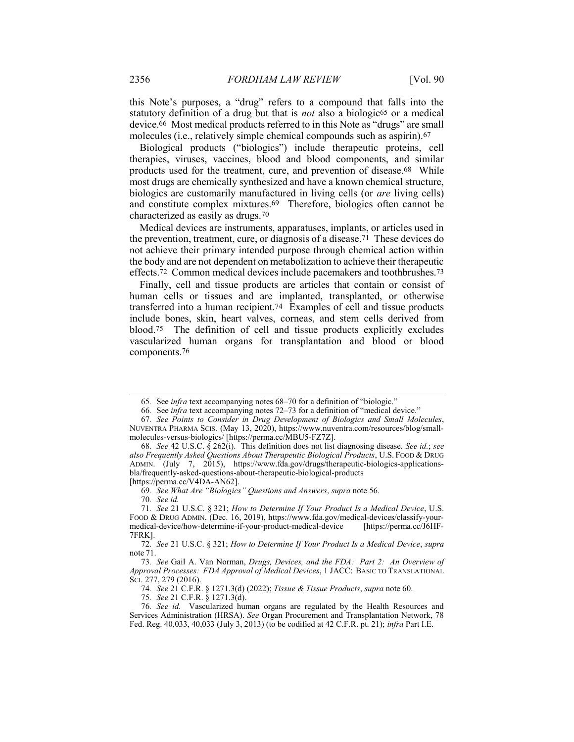this Note's purposes, a "drug" refers to a compound that falls into the statutory definition of a drug but that is *not* also a biologic[65] or a medical device.[66] Most medical products referred to in this Note as "drugs" are small molecules (i.e., relatively simple chemical compounds such as aspirin).[67]

Biological products ("biologics") include therapeutic proteins, cell therapies, viruses, vaccines, blood and blood components, and similar products used for the treatment, cure, and prevention of disease.[68] While most drugs are chemically synthesized and have a known chemical structure, biologics are customarily manufactured in living cells (or *are* living cells) and constitute complex mixtures.[69] Therefore, biologics often cannot be characterized as easily as drugs.[70]

Medical devices are instruments, apparatuses, implants, or articles used in the prevention, treatment, cure, or diagnosis of a disease.[71] These devices do not achieve their primary intended purpose through chemical action within the body and are not dependent on metabolization to achieve their therapeutic effects.[72] Common medical devices include pacemakers and toothbrushes.[73]

Finally, cell and tissue products are articles that contain or consist of human cells or tissues and are implanted, transplanted, or otherwise transferred into a human recipient.[74] Examples of cell and tissue products include bones, skin, heart valves, corneas, and stem cells derived from blood.[75] The definition of cell and tissue products explicitly excludes vascularized human organs for transplantation and blood or blood components.[76]

---

65. See *infra* text accompanying notes 68–70 for a definition of "biologic."

66. See *infra* text accompanying notes 72–73 for a definition of "medical device."

67. *See Points to Consider in Drug Development of Biologics and Small Molecules*, NUVENTRA PHARMA SCIS. (May 13, 2020), https://www.nuventra.com/resources/blog/small-molecules-versus-biologics/ [https://perma.cc/MBU5-FZ7Z].

68. *See* 42 U.S.C. § 262(i). This definition does not list diagnosing disease. *See id.*; *see also Frequently Asked Questions About Therapeutic Biological Products*, U.S. FOOD & DRUG ADMIN. (July 7, 2015), https://www.fda.gov/drugs/therapeutic-biologics-applications-bla/frequently-asked-questions-about-therapeutic-biological-products [https://perma.cc/V4DA-AN62].

69. *See What Are "Biologics" Questions and Answers*, *supra* note 56.

70. *See id.*

71. *See* 21 U.S.C. § 321; *How to Determine If Your Product Is a Medical Device*, U.S. FOOD & DRUG ADMIN. (Dec. 16, 2019), https://www.fda.gov/medical-devices/classify-your-medical-device/how-determine-if-your-product-medical-device [https://perma.cc/J6HF-7FRK].

72. *See* 21 U.S.C. § 321; *How to Determine If Your Product Is a Medical Device*, *supra* note 71.

73. *See* Gail A. Van Norman, *Drugs, Devices, and the FDA: Part 2: An Overview of Approval Processes: FDA Approval of Medical Devices*, 1 JACC: BASIC TO TRANSLATIONAL SCI. 277, 279 (2016).

74. *See* 21 C.F.R. § 1271.3(d) (2022); *Tissue & Tissue Products*, *supra* note 60.

75. *See* 21 C.F.R. § 1271.3(d).

76. *See id.* Vascularized human organs are regulated by the Health Resources and Services Administration (HRSA). *See* Organ Procurement and Transplantation Network, 78 Fed. Reg. 40,033, 40,033 (July 3, 2013) (to be codified at 42 C.F.R. pt. 21); *infra* Part I.E.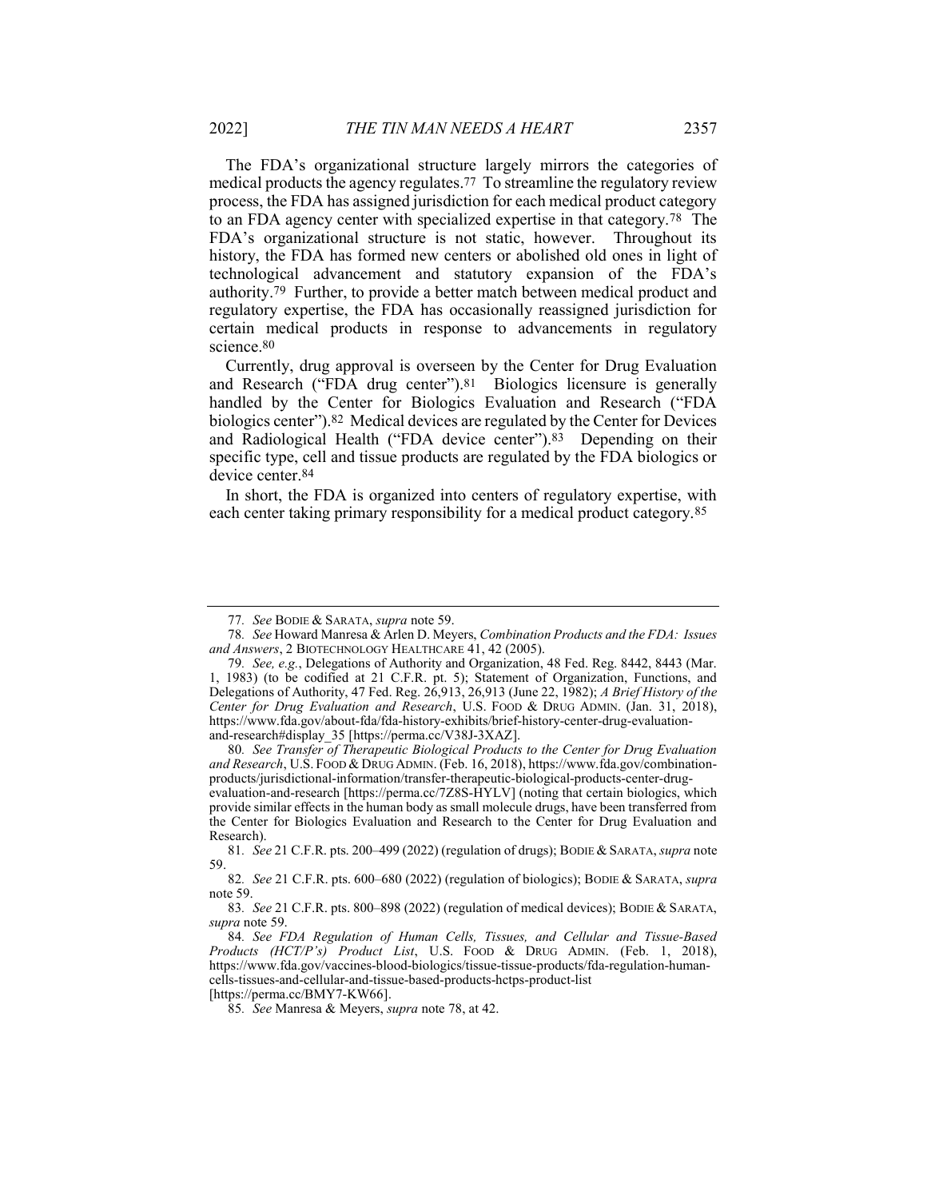The FDA's organizational structure largely mirrors the categories of medical products the agency regulates.[77] To streamline the regulatory review process, the FDA has assigned jurisdiction for each medical product category to an FDA agency center with specialized expertise in that category.[78] The FDA's organizational structure is not static, however. Throughout its history, the FDA has formed new centers or abolished old ones in light of technological advancement and statutory expansion of the FDA's authority.[79] Further, to provide a better match between medical product and regulatory expertise, the FDA has occasionally reassigned jurisdiction for certain medical products in response to advancements in regulatory science.[80]

Currently, drug approval is overseen by the Center for Drug Evaluation and Research ("FDA drug center").[81] Biologics licensure is generally handled by the Center for Biologics Evaluation and Research ("FDA biologics center").[82] Medical devices are regulated by the Center for Devices and Radiological Health ("FDA device center").[83] Depending on their specific type, cell and tissue products are regulated by the FDA biologics or device center.[84]

In short, the FDA is organized into centers of regulatory expertise, with each center taking primary responsibility for a medical product category.[85]

---

77. *See* BODIE & SARATA, *supra* note 59.

78. *See* Howard Manresa & Arlen D. Meyers, *Combination Products and the FDA: Issues and Answers*, 2 BIOTECHNOLOGY HEALTHCARE 41, 42 (2005).

79. *See, e.g.*, Delegations of Authority and Organization, 48 Fed. Reg. 8442, 8443 (Mar. 1, 1983) (to be codified at 21 C.F.R. pt. 5); Statement of Organization, Functions, and Delegations of Authority, 47 Fed. Reg. 26,913, 26,913 (June 22, 1982); *A Brief History of the Center for Drug Evaluation and Research*, U.S. FOOD & DRUG ADMIN. (Jan. 31, 2018), https://www.fda.gov/about-fda/fda-history-exhibits/brief-history-center-drug-evaluation-and-research#display_35 [https://perma.cc/V38J-3XAZ].

80. *See Transfer of Therapeutic Biological Products to the Center for Drug Evaluation and Research*, U.S. FOOD & DRUG ADMIN. (Feb. 16, 2018), https://www.fda.gov/combination-products/jurisdictional-information/transfer-therapeutic-biological-products-center-drug-evaluation-and-research [https://perma.cc/7Z8S-HYLV] (noting that certain biologics, which provide similar effects in the human body as small molecule drugs, have been transferred from the Center for Biologics Evaluation and Research to the Center for Drug Evaluation and Research).

81. *See* 21 C.F.R. pts. 200–499 (2022) (regulation of drugs); BODIE & SARATA, *supra* note 59.

82. *See* 21 C.F.R. pts. 600–680 (2022) (regulation of biologics); BODIE & SARATA, *supra* note 59.

83. *See* 21 C.F.R. pts. 800–898 (2022) (regulation of medical devices); BODIE & SARATA, *supra* note 59.

84. *See FDA Regulation of Human Cells, Tissues, and Cellular and Tissue-Based Products (HCT/P's) Product List*, U.S. FOOD & DRUG ADMIN. (Feb. 1, 2018), https://www.fda.gov/vaccines-blood-biologics/tissue-tissue-products/fda-regulation-human-cells-tissues-and-cellular-and-tissue-based-products-hctps-product-list [https://perma.cc/BMY7-KW66].

85. *See* Manresa & Meyers, *supra* note 78, at 42.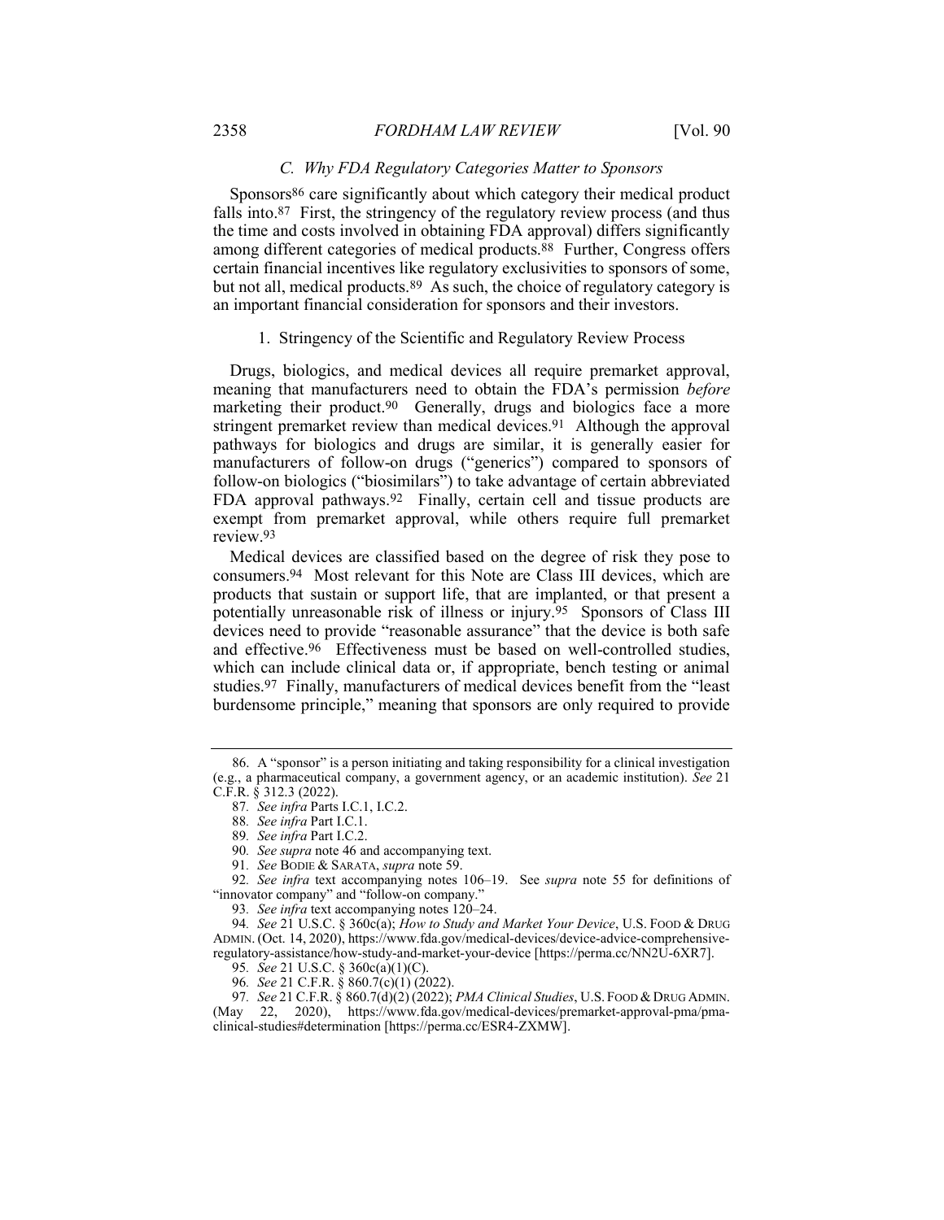### C. Why FDA Regulatory Categories Matter to Sponsors

Sponsors[86] care significantly about which category their medical product falls into.[87] First, the stringency of the regulatory review process (and thus the time and costs involved in obtaining FDA approval) differs significantly among different categories of medical products.[88] Further, Congress offers certain financial incentives like regulatory exclusivities to sponsors of some, but not all, medical products.[89] As such, the choice of regulatory category is an important financial consideration for sponsors and their investors.

#### 1. Stringency of the Scientific and Regulatory Review Process

Drugs, biologics, and medical devices all require premarket approval, meaning that manufacturers need to obtain the FDA's permission *before* marketing their product.[90] Generally, drugs and biologics face a more stringent premarket review than medical devices.[91] Although the approval pathways for biologics and drugs are similar, it is generally easier for manufacturers of follow-on drugs ("generics") compared to sponsors of follow-on biologics ("biosimilars") to take advantage of certain abbreviated FDA approval pathways.[92] Finally, certain cell and tissue products are exempt from premarket approval, while others require full premarket review.[93]

Medical devices are classified based on the degree of risk they pose to consumers.[94] Most relevant for this Note are Class III devices, which are products that sustain or support life, that are implanted, or that present a potentially unreasonable risk of illness or injury.[95] Sponsors of Class III devices need to provide "reasonable assurance" that the device is both safe and effective.[96] Effectiveness must be based on well-controlled studies, which can include clinical data or, if appropriate, bench testing or animal studies.[97] Finally, manufacturers of medical devices benefit from the "least burdensome principle," meaning that sponsors are only required to provide

---

86. A "sponsor" is a person initiating and taking responsibility for a clinical investigation (e.g., a pharmaceutical company, a government agency, or an academic institution). *See* 21 C.F.R. § 312.3 (2022).

87. *See infra* Parts I.C.1, I.C.2.

88. *See infra* Part I.C.1.

89. *See infra* Part I.C.2.

90. *See supra* note 46 and accompanying text.

91. *See* BODIE & SARATA, *supra* note 59.

92. *See infra* text accompanying notes 106–19. See *supra* note 55 for definitions of "innovator company" and "follow-on company."

93. *See infra* text accompanying notes 120–24.

94. *See* 21 U.S.C. § 360c(a); *How to Study and Market Your Device*, U.S. FOOD & DRUG ADMIN. (Oct. 14, 2020), https://www.fda.gov/medical-devices/device-advice-comprehensive-regulatory-assistance/how-study-and-market-your-device [https://perma.cc/NN2U-6XR7].

95. *See* 21 U.S.C. § 360c(a)(1)(C).

96. *See* 21 C.F.R. § 860.7(c)(1) (2022).

97. *See* 21 C.F.R. § 860.7(d)(2) (2022); *PMA Clinical Studies*, U.S. FOOD & DRUG ADMIN. (May 22, 2020), https://www.fda.gov/medical-devices/premarket-approval-pma/pma-clinical-studies#determination [https://perma.cc/ESR4-ZXMW].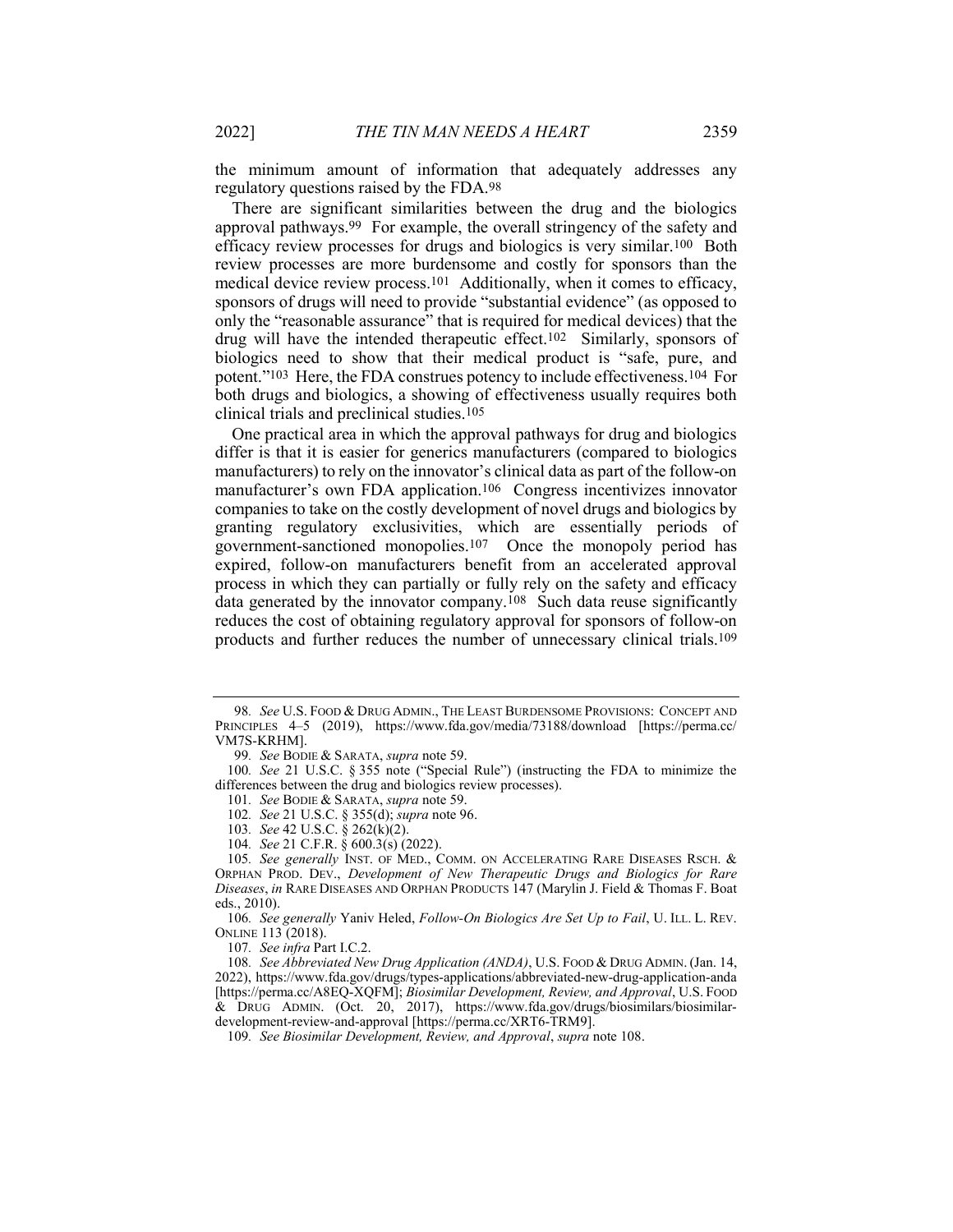the minimum amount of information that adequately addresses any regulatory questions raised by the FDA.[98]

There are significant similarities between the drug and the biologics approval pathways.[99] For example, the overall stringency of the safety and efficacy review processes for drugs and biologics is very similar.[100] Both review processes are more burdensome and costly for sponsors than the medical device review process.[101] Additionally, when it comes to efficacy, sponsors of drugs will need to provide "substantial evidence" (as opposed to only the "reasonable assurance" that is required for medical devices) that the drug will have the intended therapeutic effect.[102] Similarly, sponsors of biologics need to show that their medical product is "safe, pure, and potent."[103] Here, the FDA construes potency to include effectiveness.[104] For both drugs and biologics, a showing of effectiveness usually requires both clinical trials and preclinical studies.[105]

One practical area in which the approval pathways for drug and biologics differ is that it is easier for generics manufacturers (compared to biologics manufacturers) to rely on the innovator's clinical data as part of the follow-on manufacturer's own FDA application.[106] Congress incentivizes innovator companies to take on the costly development of novel drugs and biologics by granting regulatory exclusivities, which are essentially periods of government-sanctioned monopolies.[107] Once the monopoly period has expired, follow-on manufacturers benefit from an accelerated approval process in which they can partially or fully rely on the safety and efficacy data generated by the innovator company.[108] Such data reuse significantly reduces the cost of obtaining regulatory approval for sponsors of follow-on products and further reduces the number of unnecessary clinical trials.[109]

---

98. *See* U.S. FOOD & DRUG ADMIN., THE LEAST BURDENSOME PROVISIONS: CONCEPT AND PRINCIPLES 4–5 (2019), https://www.fda.gov/media/73188/download [https://perma.cc/VM7S-KRHM].

99. *See* BODIE & SARATA, *supra* note 59.

100. *See* 21 U.S.C. § 355 note ("Special Rule") (instructing the FDA to minimize the differences between the drug and biologics review processes).

101. *See* BODIE & SARATA, *supra* note 59.

102. *See* 21 U.S.C. § 355(d); *supra* note 96.

103. *See* 42 U.S.C. § 262(k)(2).

104. *See* 21 C.F.R. § 600.3(s) (2022).

105. *See generally* INST. OF MED., COMM. ON ACCELERATING RARE DISEASES RSCH. & ORPHAN PROD. DEV., *Development of New Therapeutic Drugs and Biologics for Rare Diseases*, *in* RARE DISEASES AND ORPHAN PRODUCTS 147 (Marylin J. Field & Thomas F. Boat eds., 2010).

106. *See generally* Yaniv Heled, *Follow-On Biologics Are Set Up to Fail*, U. ILL. L. REV. ONLINE 113 (2018).

107. *See infra* Part I.C.2.

108. *See Abbreviated New Drug Application (ANDA)*, U.S. FOOD & DRUG ADMIN. (Jan. 14, 2022), https://www.fda.gov/drugs/types-applications/abbreviated-new-drug-application-anda [https://perma.cc/A8EQ-XQFM]; *Biosimilar Development, Review, and Approval*, U.S. FOOD & DRUG ADMIN. (Oct. 20, 2017), https://www.fda.gov/drugs/biosimilars/biosimilar-development-review-and-approval [https://perma.cc/XRT6-TRM9].

109. *See Biosimilar Development, Review, and Approval*, *supra* note 108.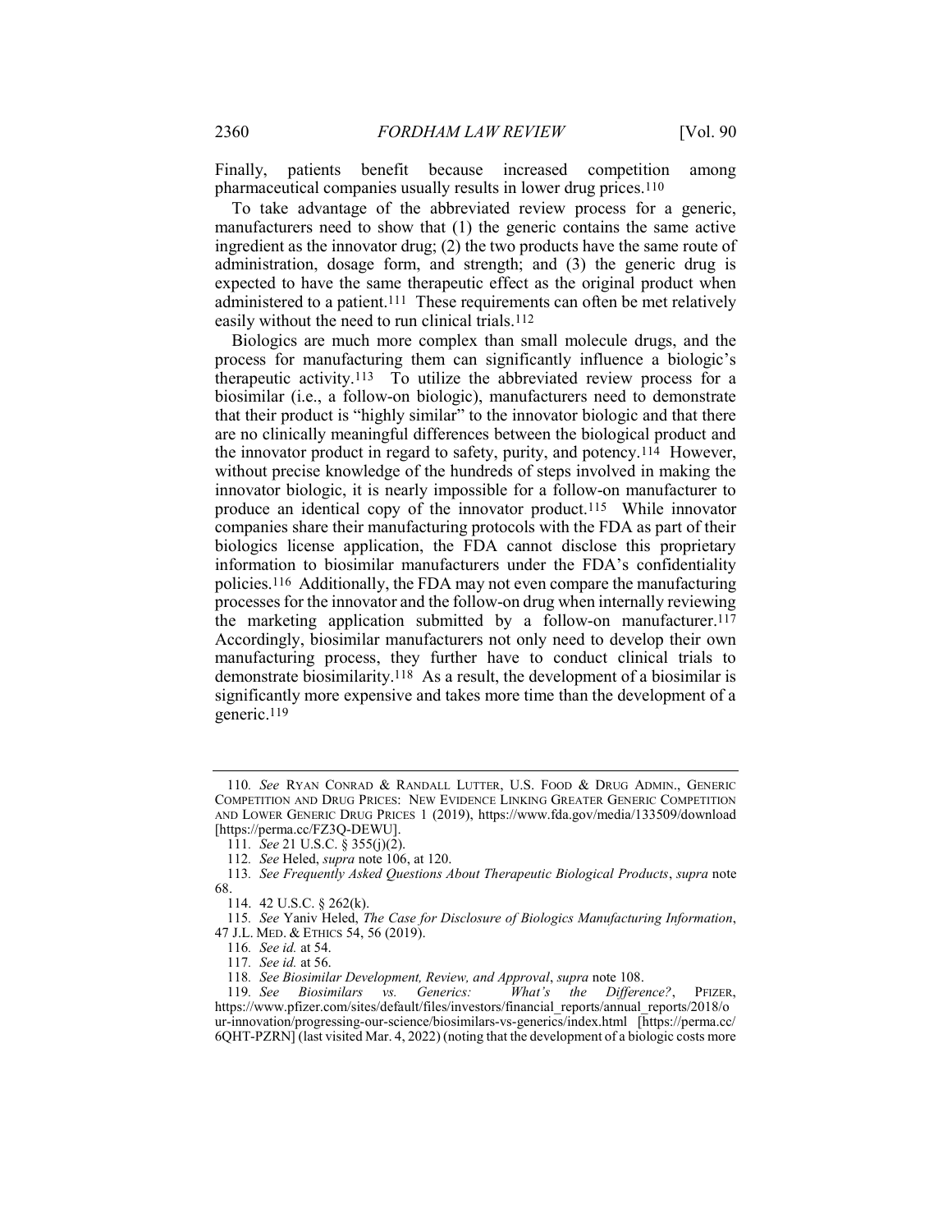Finally, patients benefit because increased competition among pharmaceutical companies usually results in lower drug prices.[110]

To take advantage of the abbreviated review process for a generic, manufacturers need to show that (1) the generic contains the same active ingredient as the innovator drug; (2) the two products have the same route of administration, dosage form, and strength; and (3) the generic drug is expected to have the same therapeutic effect as the original product when administered to a patient.[111] These requirements can often be met relatively easily without the need to run clinical trials.[112]

Biologics are much more complex than small molecule drugs, and the process for manufacturing them can significantly influence a biologic's therapeutic activity.[113] To utilize the abbreviated review process for a biosimilar (i.e., a follow-on biologic), manufacturers need to demonstrate that their product is "highly similar" to the innovator biologic and that there are no clinically meaningful differences between the biological product and the innovator product in regard to safety, purity, and potency.[114] However, without precise knowledge of the hundreds of steps involved in making the innovator biologic, it is nearly impossible for a follow-on manufacturer to produce an identical copy of the innovator product.[115] While innovator companies share their manufacturing protocols with the FDA as part of their biologics license application, the FDA cannot disclose this proprietary information to biosimilar manufacturers under the FDA's confidentiality policies.[116] Additionally, the FDA may not even compare the manufacturing processes for the innovator and the follow-on drug when internally reviewing the marketing application submitted by a follow-on manufacturer.[117] Accordingly, biosimilar manufacturers not only need to develop their own manufacturing process, they further have to conduct clinical trials to demonstrate biosimilarity.[118] As a result, the development of a biosimilar is significantly more expensive and takes more time than the development of a generic.[119]

---

110. *See* RYAN CONRAD & RANDALL LUTTER, U.S. FOOD & DRUG ADMIN., GENERIC COMPETITION AND DRUG PRICES: NEW EVIDENCE LINKING GREATER GENERIC COMPETITION AND LOWER GENERIC DRUG PRICES 1 (2019), https://www.fda.gov/media/133509/download [https://perma.cc/FZ3Q-DEWU].

111. *See* 21 U.S.C. § 355(j)(2).

112. *See* Heled, *supra* note 106, at 120.

113. *See Frequently Asked Questions About Therapeutic Biological Products*, *supra* note 68.

114. 42 U.S.C. § 262(k).

115. *See* Yaniv Heled, *The Case for Disclosure of Biologics Manufacturing Information*, 47 J.L. MED. & ETHICS 54, 56 (2019).

116. *See id.* at 54.

117. *See id.* at 56.

118. *See Biosimilar Development, Review, and Approval*, *supra* note 108.

119. *See Biosimilars vs. Generics: What's the Difference?*, PFIZER, https://www.pfizer.com/sites/default/files/investors/financial_reports/annual_reports/2018/our-innovation/progressing-our-science/biosimilars-vs-generics/index.html [https://perma.cc/6QHT-PZRN] (last visited Mar. 4, 2022) (noting that the development of a biologic costs more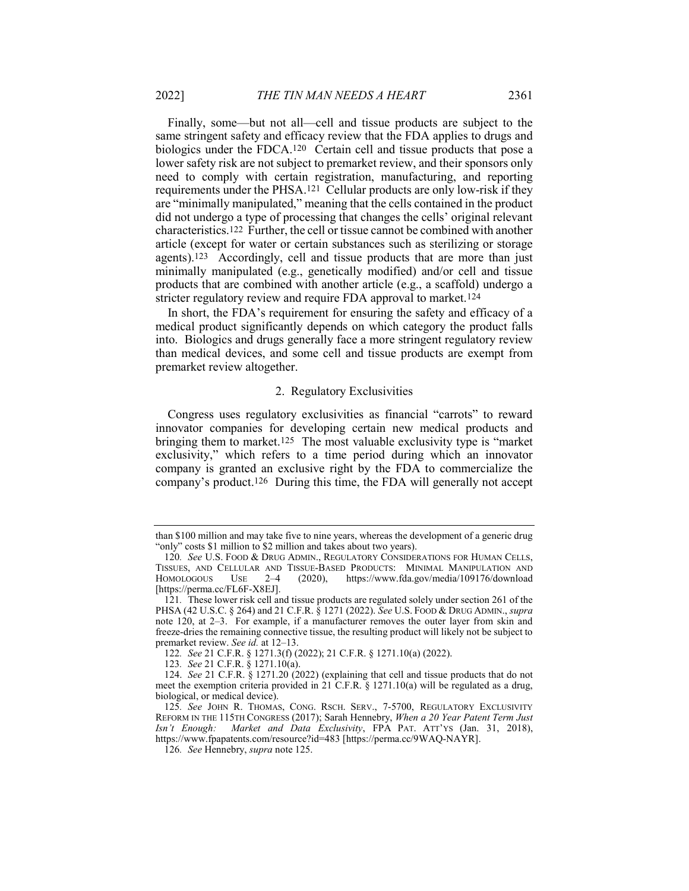Finally, some—but not all—cell and tissue products are subject to the same stringent safety and efficacy review that the FDA applies to drugs and biologics under the FDCA.[120] Certain cell and tissue products that pose a lower safety risk are not subject to premarket review, and their sponsors only need to comply with certain registration, manufacturing, and reporting requirements under the PHSA.[121] Cellular products are only low-risk if they are "minimally manipulated," meaning that the cells contained in the product did not undergo a type of processing that changes the cells' original relevant characteristics.[122] Further, the cell or tissue cannot be combined with another article (except for water or certain substances such as sterilizing or storage agents).[123] Accordingly, cell and tissue products that are more than just minimally manipulated (e.g., genetically modified) and/or cell and tissue products that are combined with another article (e.g., a scaffold) undergo a stricter regulatory review and require FDA approval to market.[124]

In short, the FDA's requirement for ensuring the safety and efficacy of a medical product significantly depends on which category the product falls into. Biologics and drugs generally face a more stringent regulatory review than medical devices, and some cell and tissue products are exempt from premarket review altogether.

### 2. Regulatory Exclusivities

Congress uses regulatory exclusivities as financial "carrots" to reward innovator companies for developing certain new medical products and bringing them to market.[125] The most valuable exclusivity type is "market exclusivity," which refers to a time period during which an innovator company is granted an exclusive right by the FDA to commercialize the company's product.[126] During this time, the FDA will generally not accept

---

than $100 million and may take five to nine years, whereas the development of a generic drug "only" costs $1 million to $2 million and takes about two years).

120. *See* U.S. FOOD & DRUG ADMIN., REGULATORY CONSIDERATIONS FOR HUMAN CELLS, TISSUES, AND CELLULAR AND TISSUE-BASED PRODUCTS: MINIMAL MANIPULATION AND HOMOLOGOUS USE 2–4 (2020), https://www.fda.gov/media/109176/download [https://perma.cc/FL6F-X8EJ].

121. These lower risk cell and tissue products are regulated solely under section 261 of the PHSA (42 U.S.C. § 264) and 21 C.F.R. § 1271 (2022). *See* U.S. FOOD & DRUG ADMIN., *supra* note 120, at 2–3. For example, if a manufacturer removes the outer layer from skin and freeze-dries the remaining connective tissue, the resulting product will likely not be subject to premarket review. *See id.* at 12–13.

122. *See* 21 C.F.R. § 1271.3(f) (2022); 21 C.F.R. § 1271.10(a) (2022).

123. *See* 21 C.F.R. § 1271.10(a).

124. *See* 21 C.F.R. § 1271.20 (2022) (explaining that cell and tissue products that do not meet the exemption criteria provided in 21 C.F.R. § 1271.10(a) will be regulated as a drug, biological, or medical device).

125. *See* JOHN R. THOMAS, CONG. RSCH. SERV., 7-5700, REGULATORY EXCLUSIVITY REFORM IN THE 115TH CONGRESS (2017); Sarah Hennebry, *When a 20 Year Patent Term Just Isn't Enough: Market and Data Exclusivity*, FPA PAT. ATT'YS (Jan. 31, 2018), https://www.fpapatents.com/resource?id=483 [https://perma.cc/9WAQ-NAYR].

126. *See* Hennebry, *supra* note 125.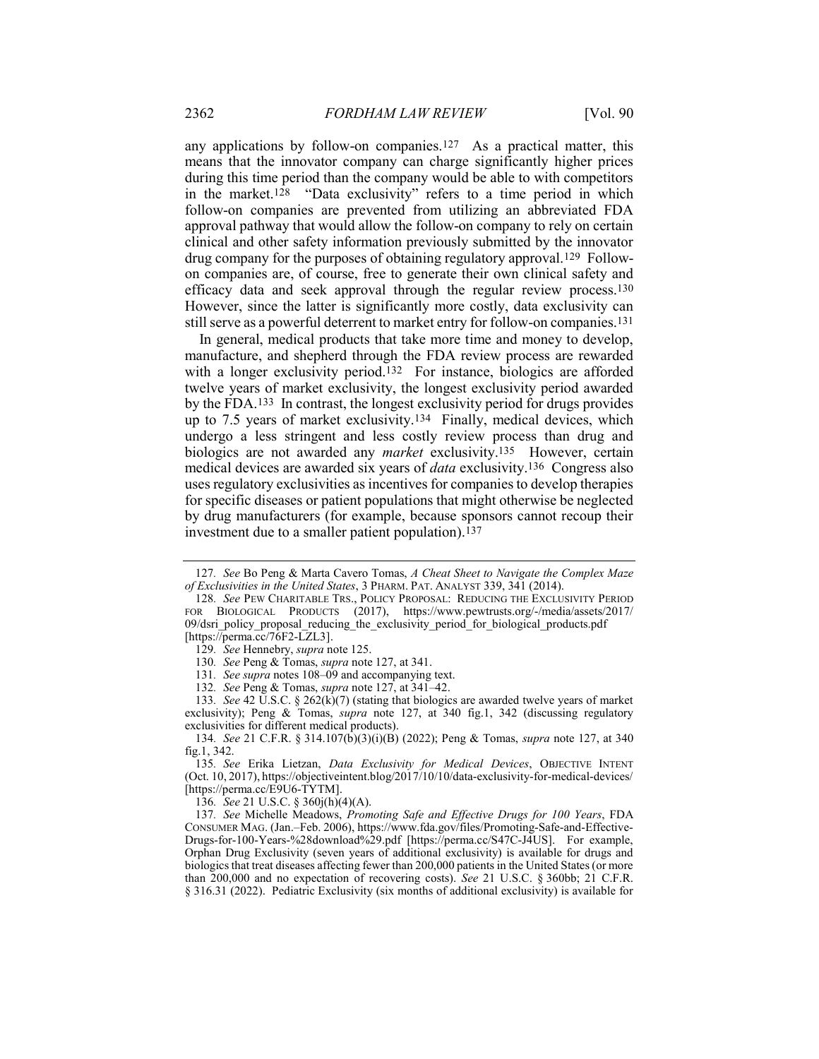any applications by follow-on companies.[127] As a practical matter, this means that the innovator company can charge significantly higher prices during this time period than the company would be able to with competitors in the market.[128] "Data exclusivity" refers to a time period in which follow-on companies are prevented from utilizing an abbreviated FDA approval pathway that would allow the follow-on company to rely on certain clinical and other safety information previously submitted by the innovator drug company for the purposes of obtaining regulatory approval.[129] Follow-on companies are, of course, free to generate their own clinical safety and efficacy data and seek approval through the regular review process.[130] However, since the latter is significantly more costly, data exclusivity can still serve as a powerful deterrent to market entry for follow-on companies.[131]

In general, medical products that take more time and money to develop, manufacture, and shepherd through the FDA review process are rewarded with a longer exclusivity period.[132] For instance, biologics are afforded twelve years of market exclusivity, the longest exclusivity period awarded by the FDA.[133] In contrast, the longest exclusivity period for drugs provides up to 7.5 years of market exclusivity.[134] Finally, medical devices, which undergo a less stringent and less costly review process than drug and biologics are not awarded any *market* exclusivity.[135] However, certain medical devices are awarded six years of *data* exclusivity.[136] Congress also uses regulatory exclusivities as incentives for companies to develop therapies for specific diseases or patient populations that might otherwise be neglected by drug manufacturers (for example, because sponsors cannot recoup their investment due to a smaller patient population).[137]

---

127. *See* Bo Peng & Marta Cavero Tomas, *A Cheat Sheet to Navigate the Complex Maze of Exclusivities in the United States*, 3 PHARM. PAT. ANALYST 339, 341 (2014).

128. *See* PEW CHARITABLE TRS., POLICY PROPOSAL: REDUCING THE EXCLUSIVITY PERIOD FOR BIOLOGICAL PRODUCTS (2017), https://www.pewtrusts.org/-/media/assets/2017/09/dsri_policy_proposal_reducing_the_exclusivity_period_for_biological_products.pdf [https://perma.cc/76F2-LZL3].

129. *See* Hennebry, *supra* note 125.

130. *See* Peng & Tomas, *supra* note 127, at 341.

131. *See supra* notes 108–09 and accompanying text.

132. *See* Peng & Tomas, *supra* note 127, at 341–42.

133. *See* 42 U.S.C. § 262(k)(7) (stating that biologics are awarded twelve years of market exclusivity); Peng & Tomas, *supra* note 127, at 340 fig.1, 342 (discussing regulatory exclusivities for different medical products).

134. *See* 21 C.F.R. § 314.107(b)(3)(i)(B) (2022); Peng & Tomas, *supra* note 127, at 340 fig.1, 342.

135. *See* Erika Lietzan, *Data Exclusivity for Medical Devices*, OBJECTIVE INTENT (Oct. 10, 2017), https://objectiveintent.blog/2017/10/10/data-exclusivity-for-medical-devices/ [https://perma.cc/E9U6-TYTM].

136. *See* 21 U.S.C. § 360j(h)(4)(A).

137. *See* Michelle Meadows, *Promoting Safe and Effective Drugs for 100 Years*, FDA CONSUMER MAG. (Jan.–Feb. 2006), https://www.fda.gov/files/Promoting-Safe-and-Effective-Drugs-for-100-Years-%28download%29.pdf [https://perma.cc/S47C-J4US]. For example, Orphan Drug Exclusivity (seven years of additional exclusivity) is available for drugs and biologics that treat diseases affecting fewer than 200,000 patients in the United States (or more than 200,000 and no expectation of recovering costs). *See* 21 U.S.C. § 360bb; 21 C.F.R. § 316.31 (2022). Pediatric Exclusivity (six months of additional exclusivity) is available for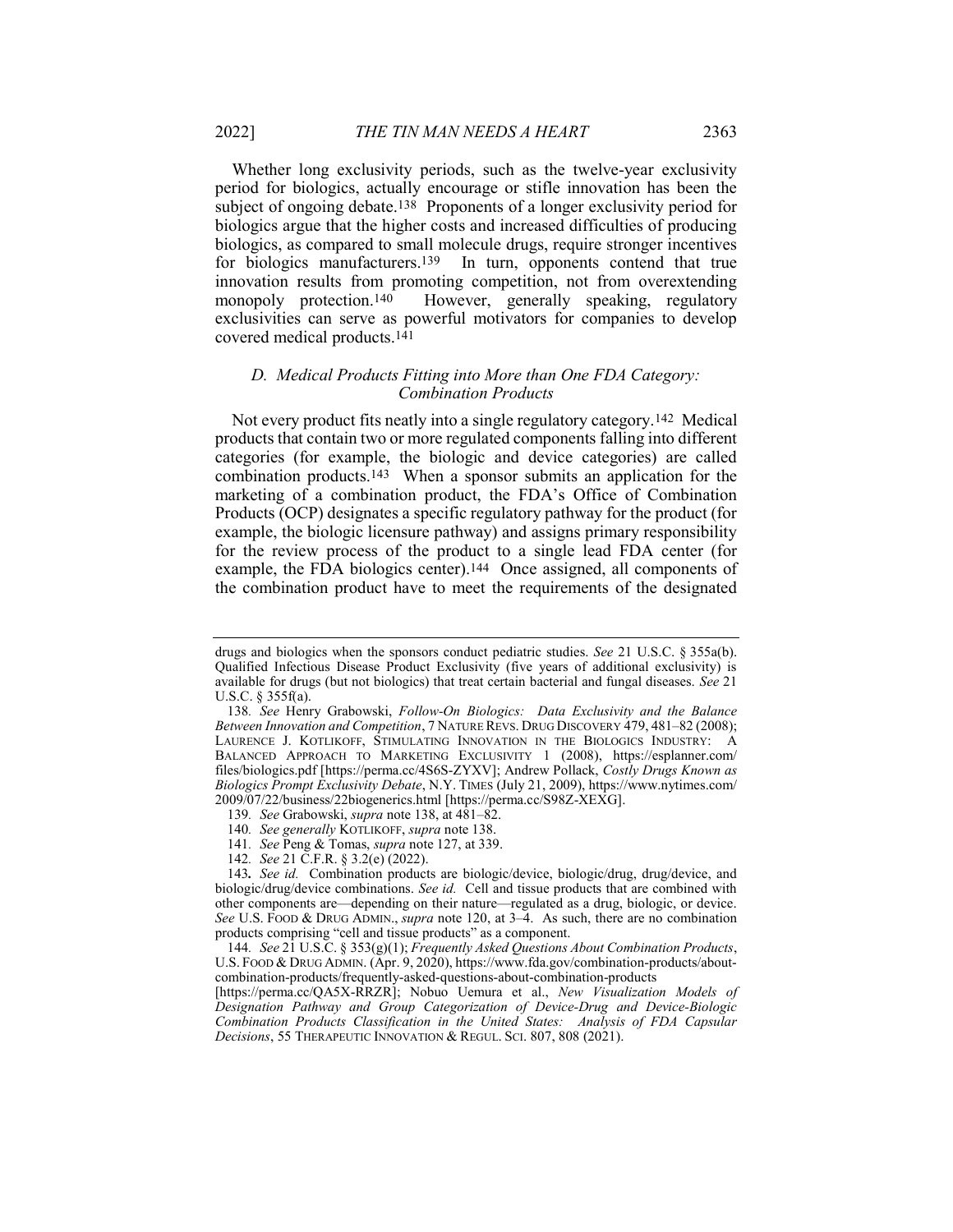Whether long exclusivity periods, such as the twelve-year exclusivity period for biologics, actually encourage or stifle innovation has been the subject of ongoing debate.[138] Proponents of a longer exclusivity period for biologics argue that the higher costs and increased difficulties of producing biologics, as compared to small molecule drugs, require stronger incentives for biologics manufacturers.[139] In turn, opponents contend that true innovation results from promoting competition, not from overextending monopoly protection.[140] However, generally speaking, regulatory exclusivities can serve as powerful motivators for companies to develop covered medical products.[141]

### *D. Medical Products Fitting into More than One FDA Category: Combination Products*

Not every product fits neatly into a single regulatory category.[142] Medical products that contain two or more regulated components falling into different categories (for example, the biologic and device categories) are called combination products.[143] When a sponsor submits an application for the marketing of a combination product, the FDA's Office of Combination Products (OCP) designates a specific regulatory pathway for the product (for example, the biologic licensure pathway) and assigns primary responsibility for the review process of the product to a single lead FDA center (for example, the FDA biologics center).[144] Once assigned, all components of the combination product have to meet the requirements of the designated

---

drugs and biologics when the sponsors conduct pediatric studies. *See* 21 U.S.C. § 355a(b). Qualified Infectious Disease Product Exclusivity (five years of additional exclusivity) is available for drugs (but not biologics) that treat certain bacterial and fungal diseases. *See* 21 U.S.C. § 355f(a).

138. *See* Henry Grabowski, *Follow-On Biologics: Data Exclusivity and the Balance Between Innovation and Competition*, 7 NATURE REVS. DRUG DISCOVERY 479, 481–82 (2008); LAURENCE J. KOTLIKOFF, STIMULATING INNOVATION IN THE BIOLOGICS INDUSTRY: A BALANCED APPROACH TO MARKETING EXCLUSIVITY 1 (2008), https://esplanner.com/files/biologics.pdf [https://perma.cc/4S6S-ZYXV]; Andrew Pollack, *Costly Drugs Known as Biologics Prompt Exclusivity Debate*, N.Y. TIMES (July 21, 2009), https://www.nytimes.com/2009/07/22/business/22biogenerics.html [https://perma.cc/S98Z-XEXG].

139. *See* Grabowski, *supra* note 138, at 481–82.

140. *See generally* KOTLIKOFF, *supra* note 138.

141. *See* Peng & Tomas, *supra* note 127, at 339.

142. *See* 21 C.F.R. § 3.2(e) (2022).

143. *See id.* Combination products are biologic/device, biologic/drug, drug/device, and biologic/drug/device combinations. *See id.* Cell and tissue products that are combined with other components are—depending on their nature—regulated as a drug, biologic, or device. *See* U.S. FOOD & DRUG ADMIN., *supra* note 120, at 3–4. As such, there are no combination products comprising "cell and tissue products" as a component.

144. *See* 21 U.S.C. § 353(g)(1); *Frequently Asked Questions About Combination Products*, U.S. FOOD & DRUG ADMIN. (Apr. 9, 2020), https://www.fda.gov/combination-products/about-combination-products/frequently-asked-questions-about-combination-products [https://perma.cc/QA5X-RRZR]; Nobuo Uemura et al., *New Visualization Models of Designation Pathway and Group Categorization of Device-Drug and Device-Biologic Combination Products Classification in the United States: Analysis of FDA Capsular Decisions*, 55 THERAPEUTIC INNOVATION & REGUL. SCI. 807, 808 (2021).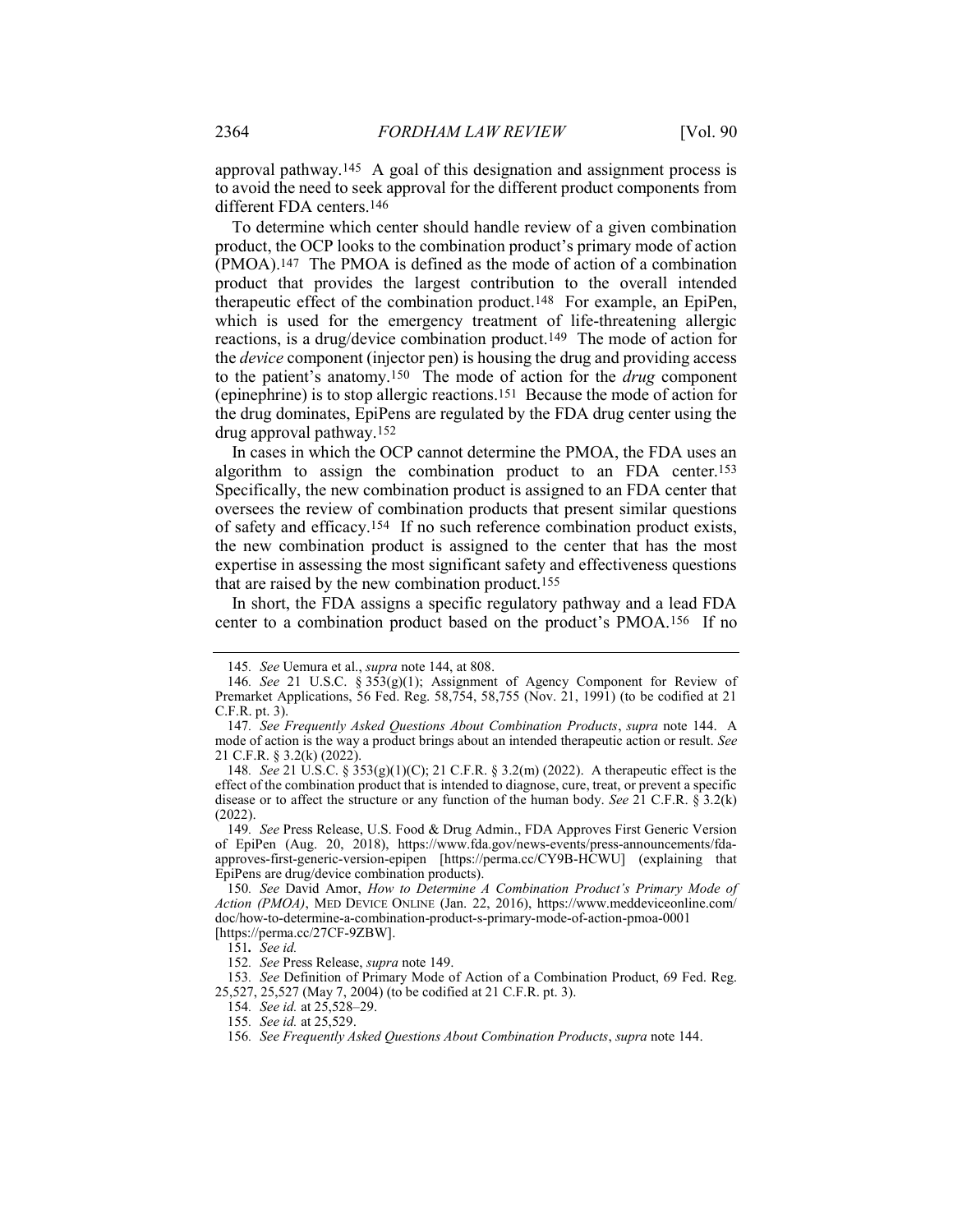approval pathway.[145] A goal of this designation and assignment process is to avoid the need to seek approval for the different product components from different FDA centers.[146]

To determine which center should handle review of a given combination product, the OCP looks to the combination product's primary mode of action (PMOA).[147] The PMOA is defined as the mode of action of a combination product that provides the largest contribution to the overall intended therapeutic effect of the combination product.[148] For example, an EpiPen, which is used for the emergency treatment of life-threatening allergic reactions, is a drug/device combination product.[149] The mode of action for the *device* component (injector pen) is housing the drug and providing access to the patient's anatomy.[150] The mode of action for the *drug* component (epinephrine) is to stop allergic reactions.[151] Because the mode of action for the drug dominates, EpiPens are regulated by the FDA drug center using the drug approval pathway.[152]

In cases in which the OCP cannot determine the PMOA, the FDA uses an algorithm to assign the combination product to an FDA center.[153] Specifically, the new combination product is assigned to an FDA center that oversees the review of combination products that present similar questions of safety and efficacy.[154] If no such reference combination product exists, the new combination product is assigned to the center that has the most expertise in assessing the most significant safety and effectiveness questions that are raised by the new combination product.[155]

In short, the FDA assigns a specific regulatory pathway and a lead FDA center to a combination product based on the product's PMOA.[156] If no

---

145. *See* Uemura et al., *supra* note 144, at 808.

146. *See* 21 U.S.C. § 353(g)(1); Assignment of Agency Component for Review of Premarket Applications, 56 Fed. Reg. 58,754, 58,755 (Nov. 21, 1991) (to be codified at 21 C.F.R. pt. 3).

147. *See Frequently Asked Questions About Combination Products*, *supra* note 144. A mode of action is the way a product brings about an intended therapeutic action or result. *See* 21 C.F.R. § 3.2(k) (2022).

148. *See* 21 U.S.C. § 353(g)(1)(C); 21 C.F.R. § 3.2(m) (2022). A therapeutic effect is the effect of the combination product that is intended to diagnose, cure, treat, or prevent a specific disease or to affect the structure or any function of the human body. *See* 21 C.F.R. § 3.2(k) (2022).

149. *See* Press Release, U.S. Food & Drug Admin., FDA Approves First Generic Version of EpiPen (Aug. 20, 2018), https://www.fda.gov/news-events/press-announcements/fda-approves-first-generic-version-epipen [https://perma.cc/CY9B-HCWU] (explaining that EpiPens are drug/device combination products).

150. *See* David Amor, *How to Determine A Combination Product's Primary Mode of Action (PMOA)*, MED DEVICE ONLINE (Jan. 22, 2016), https://www.meddeviceonline.com/doc/how-to-determine-a-combination-product-s-primary-mode-of-action-pmoa-0001 [https://perma.cc/27CF-9ZBW].

151. *See id.*

152. *See* Press Release, *supra* note 149.

153. *See* Definition of Primary Mode of Action of a Combination Product, 69 Fed. Reg. 25,527, 25,527 (May 7, 2004) (to be codified at 21 C.F.R. pt. 3).

154. *See id.* at 25,528–29.

155. *See id.* at 25,529.

156. *See Frequently Asked Questions About Combination Products*, *supra* note 144.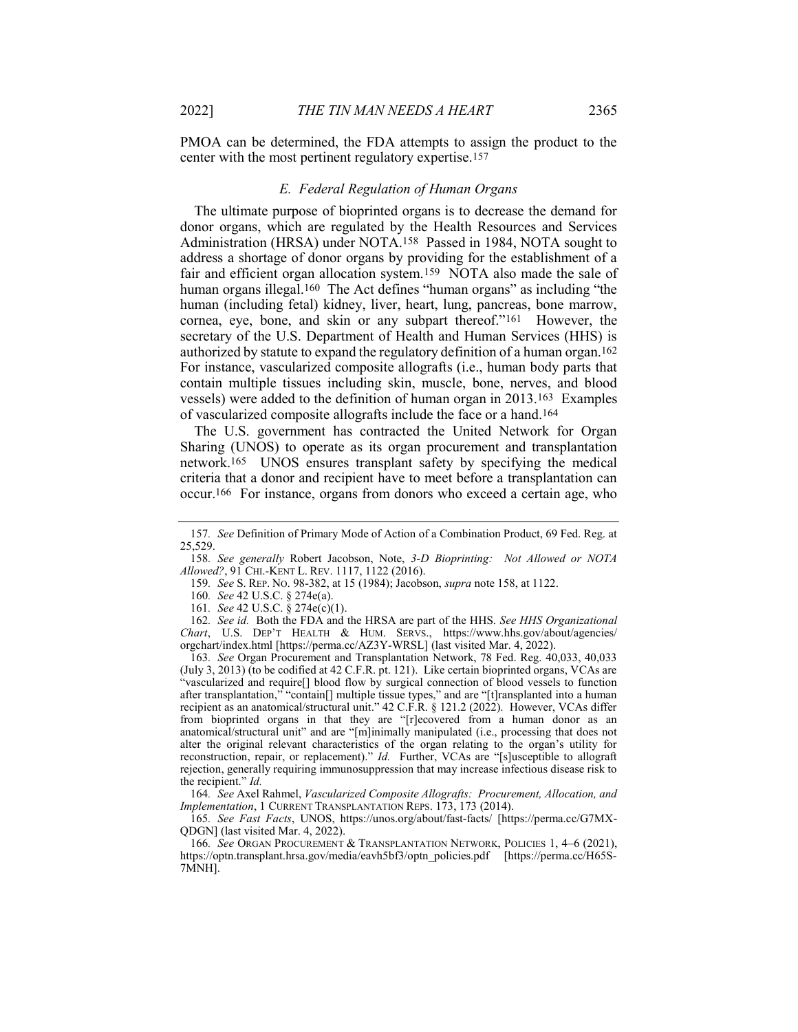PMOA can be determined, the FDA attempts to assign the product to the center with the most pertinent regulatory expertise.[157]

### *E. Federal Regulation of Human Organs*

The ultimate purpose of bioprinted organs is to decrease the demand for donor organs, which are regulated by the Health Resources and Services Administration (HRSA) under NOTA.[158] Passed in 1984, NOTA sought to address a shortage of donor organs by providing for the establishment of a fair and efficient organ allocation system.[159] NOTA also made the sale of human organs illegal.[160] The Act defines "human organs" as including "the human (including fetal) kidney, liver, heart, lung, pancreas, bone marrow, cornea, eye, bone, and skin or any subpart thereof."[161] However, the secretary of the U.S. Department of Health and Human Services (HHS) is authorized by statute to expand the regulatory definition of a human organ.[162] For instance, vascularized composite allografts (i.e., human body parts that contain multiple tissues including skin, muscle, bone, nerves, and blood vessels) were added to the definition of human organ in 2013.[163] Examples of vascularized composite allografts include the face or a hand.[164]

The U.S. government has contracted the United Network for Organ Sharing (UNOS) to operate as its organ procurement and transplantation network.[165] UNOS ensures transplant safety by specifying the medical criteria that a donor and recipient have to meet before a transplantation can occur.[166] For instance, organs from donors who exceed a certain age, who

---

157. *See* Definition of Primary Mode of Action of a Combination Product, 69 Fed. Reg. at 25,529.

158. *See generally* Robert Jacobson, Note, *3-D Bioprinting: Not Allowed or NOTA Allowed?*, 91 CHI.-KENT L. REV. 1117, 1122 (2016).

159. *See* S. REP. NO. 98-382, at 15 (1984); Jacobson, *supra* note 158, at 1122.

160. *See* 42 U.S.C. § 274e(a).

161. *See* 42 U.S.C. § 274e(c)(1).

162. *See id.* Both the FDA and the HRSA are part of the HHS. *See HHS Organizational Chart*, U.S. DEP'T HEALTH & HUM. SERVS., https://www.hhs.gov/about/agencies/orgchart/index.html [https://perma.cc/AZ3Y-WRSL] (last visited Mar. 4, 2022).

163. *See* Organ Procurement and Transplantation Network, 78 Fed. Reg. 40,033, 40,033 (July 3, 2013) (to be codified at 42 C.F.R. pt. 121). Like certain bioprinted organs, VCAs are "vascularized and require[] blood flow by surgical connection of blood vessels to function after transplantation," "contain[] multiple tissue types," and are "[t]ransplanted into a human recipient as an anatomical/structural unit." 42 C.F.R. § 121.2 (2022). However, VCAs differ from bioprinted organs in that they are "[r]ecovered from a human donor as an anatomical/structural unit" and are "[m]inimally manipulated (i.e., processing that does not alter the original relevant characteristics of the organ relating to the organ's utility for reconstruction, repair, or replacement)." *Id.* Further, VCAs are "[s]usceptible to allograft rejection, generally requiring immunosuppression that may increase infectious disease risk to the recipient." *Id.*

164. *See* Axel Rahmel, *Vascularized Composite Allografts: Procurement, Allocation, and Implementation*, 1 CURRENT TRANSPLANTATION REPS. 173, 173 (2014).

165. *See Fast Facts*, UNOS, https://unos.org/about/fast-facts/ [https://perma.cc/G7MX-QDGN] (last visited Mar. 4, 2022).

166. *See* ORGAN PROCUREMENT & TRANSPLANTATION NETWORK, POLICIES 1, 4–6 (2021), https://optn.transplant.hrsa.gov/media/eavh5bf3/optn_policies.pdf [https://perma.cc/H65S-7MNH].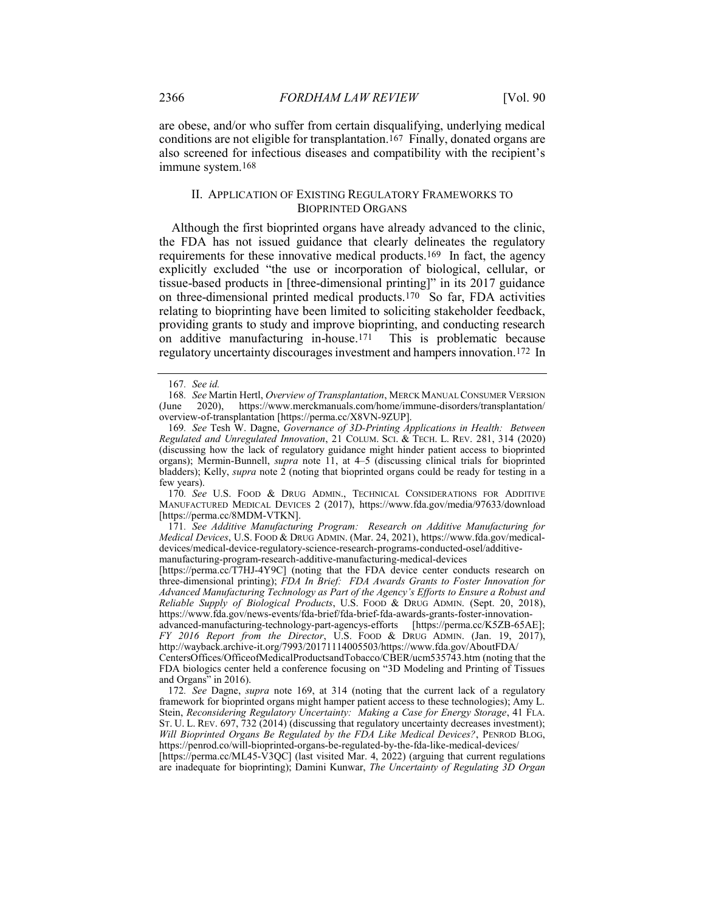are obese, and/or who suffer from certain disqualifying, underlying medical conditions are not eligible for transplantation.[167] Finally, donated organs are also screened for infectious diseases and compatibility with the recipient's immune system.[168]

## II. APPLICATION OF EXISTING REGULATORY FRAMEWORKS TO BIOPRINTED ORGANS

Although the first bioprinted organs have already advanced to the clinic, the FDA has not issued guidance that clearly delineates the regulatory requirements for these innovative medical products.[169] In fact, the agency explicitly excluded "the use or incorporation of biological, cellular, or tissue-based products in [three-dimensional printing]" in its 2017 guidance on three-dimensional printed medical products.[170] So far, FDA activities relating to bioprinting have been limited to soliciting stakeholder feedback, providing grants to study and improve bioprinting, and conducting research on additive manufacturing in-house.[171] This is problematic because regulatory uncertainty discourages investment and hampers innovation.[172] In

---

167. *See id.*

168. *See* Martin Hertl, *Overview of Transplantation*, MERCK MANUAL CONSUMER VERSION (June 2020), https://www.merckmanuals.com/home/immune-disorders/transplantation/overview-of-transplantation [https://perma.cc/X8VN-9ZUP].

169. *See* Tesh W. Dagne, *Governance of 3D-Printing Applications in Health: Between Regulated and Unregulated Innovation*, 21 COLUM. SCI. & TECH. L. REV. 281, 314 (2020) (discussing how the lack of regulatory guidance might hinder patient access to bioprinted organs); Mermin-Bunnell, *supra* note 11, at 4–5 (discussing clinical trials for bioprinted bladders); Kelly, *supra* note 2 (noting that bioprinted organs could be ready for testing in a few years).

170. *See* U.S. FOOD & DRUG ADMIN., TECHNICAL CONSIDERATIONS FOR ADDITIVE MANUFACTURED MEDICAL DEVICES 2 (2017), https://www.fda.gov/media/97633/download [https://perma.cc/8MDM-VTKN].

171. *See Additive Manufacturing Program: Research on Additive Manufacturing for Medical Devices*, U.S. FOOD & DRUG ADMIN. (Mar. 24, 2021), https://www.fda.gov/medical-devices/medical-device-regulatory-science-research-programs-conducted-osel/additive-manufacturing-program-research-additive-manufacturing-medical-devices [https://perma.cc/T7HJ-4Y9C] (noting that the FDA device center conducts research on three-dimensional printing); *FDA In Brief: FDA Awards Grants to Foster Innovation for Advanced Manufacturing Technology as Part of the Agency's Efforts to Ensure a Robust and Reliable Supply of Biological Products*, U.S. FOOD & DRUG ADMIN. (Sept. 20, 2018), https://www.fda.gov/news-events/fda-brief/fda-brief-fda-awards-grants-foster-innovation-advanced-manufacturing-technology-part-agencys-efforts [https://perma.cc/K5ZB-65AE]; *FY 2016 Report from the Director*, U.S. FOOD & DRUG ADMIN. (Jan. 19, 2017), http://wayback.archive-it.org/7993/20171114005503/https://www.fda.gov/AboutFDA/CentersOffices/OfficeofMedicalProductsandTobacco/CBER/ucm535743.htm (noting that the FDA biologics center held a conference focusing on "3D Modeling and Printing of Tissues and Organs" in 2016).

172. *See* Dagne, *supra* note 169, at 314 (noting that the current lack of a regulatory framework for bioprinted organs might hamper patient access to these technologies); Amy L. Stein, *Reconsidering Regulatory Uncertainty: Making a Case for Energy Storage*, 41 FLA. ST. U. L. REV. 697, 732 (2014) (discussing that regulatory uncertainty decreases investment); *Will Bioprinted Organs Be Regulated by the FDA Like Medical Devices?*, PENROD BLOG, https://penrod.co/will-bioprinted-organs-be-regulated-by-the-fda-like-medical-devices/ [https://perma.cc/ML45-V3QC] (last visited Mar. 4, 2022) (arguing that current regulations are inadequate for bioprinting); Damini Kunwar, *The Uncertainty of Regulating 3D Organ*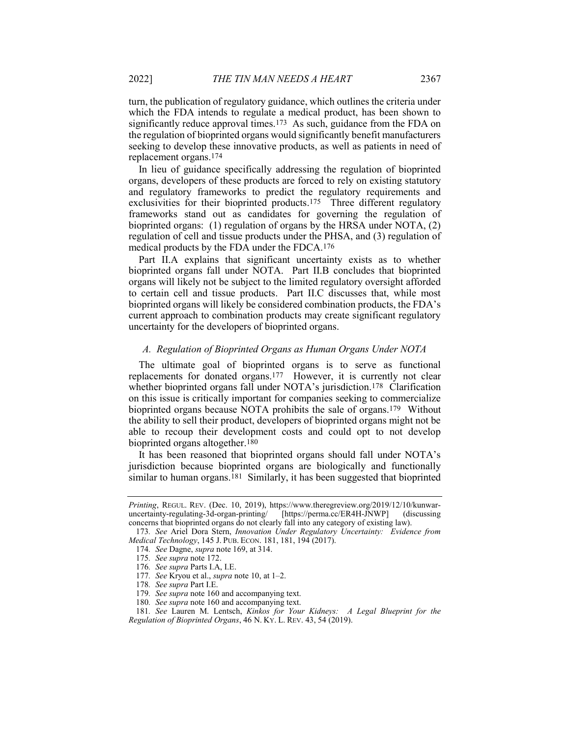turn, the publication of regulatory guidance, which outlines the criteria under which the FDA intends to regulate a medical product, has been shown to significantly reduce approval times.[173] As such, guidance from the FDA on the regulation of bioprinted organs would significantly benefit manufacturers seeking to develop these innovative products, as well as patients in need of replacement organs.[174]

In lieu of guidance specifically addressing the regulation of bioprinted organs, developers of these products are forced to rely on existing statutory and regulatory frameworks to predict the regulatory requirements and exclusivities for their bioprinted products.[175] Three different regulatory frameworks stand out as candidates for governing the regulation of bioprinted organs: (1) regulation of organs by the HRSA under NOTA, (2) regulation of cell and tissue products under the PHSA, and (3) regulation of medical products by the FDA under the FDCA.[176]

Part II.A explains that significant uncertainty exists as to whether bioprinted organs fall under NOTA. Part II.B concludes that bioprinted organs will likely not be subject to the limited regulatory oversight afforded to certain cell and tissue products. Part II.C discusses that, while most bioprinted organs will likely be considered combination products, the FDA's current approach to combination products may create significant regulatory uncertainty for the developers of bioprinted organs.

### *A. Regulation of Bioprinted Organs as Human Organs Under NOTA*

The ultimate goal of bioprinted organs is to serve as functional replacements for donated organs.[177] However, it is currently not clear whether bioprinted organs fall under NOTA's jurisdiction.[178] Clarification on this issue is critically important for companies seeking to commercialize bioprinted organs because NOTA prohibits the sale of organs.[179] Without the ability to sell their product, developers of bioprinted organs might not be able to recoup their development costs and could opt to not develop bioprinted organs altogether.[180]

It has been reasoned that bioprinted organs should fall under NOTA's jurisdiction because bioprinted organs are biologically and functionally similar to human organs.[181] Similarly, it has been suggested that bioprinted

---

*Printing*, REGUL. REV. (Dec. 10, 2019), https://www.theregreview.org/2019/12/10/kunwar-uncertainty-regulating-3d-organ-printing/ [https://perma.cc/ER4H-JNWP] (discussing concerns that bioprinted organs do not clearly fall into any category of existing law).

173. *See* Ariel Dora Stern, *Innovation Under Regulatory Uncertainty: Evidence from Medical Technology*, 145 J. PUB. ECON. 181, 181, 194 (2017).

174. *See* Dagne, *supra* note 169, at 314.

175. *See supra* note 172.

176. *See supra* Parts I.A, I.E.

177. *See* Kryou et al., *supra* note 10, at 1–2.

178. *See supra* Part I.E.

179. *See supra* note 160 and accompanying text.

180. *See supra* note 160 and accompanying text.

181. *See* Lauren M. Lentsch, *Kinkos for Your Kidneys: A Legal Blueprint for the Regulation of Bioprinted Organs*, 46 N. KY. L. REV. 43, 54 (2019).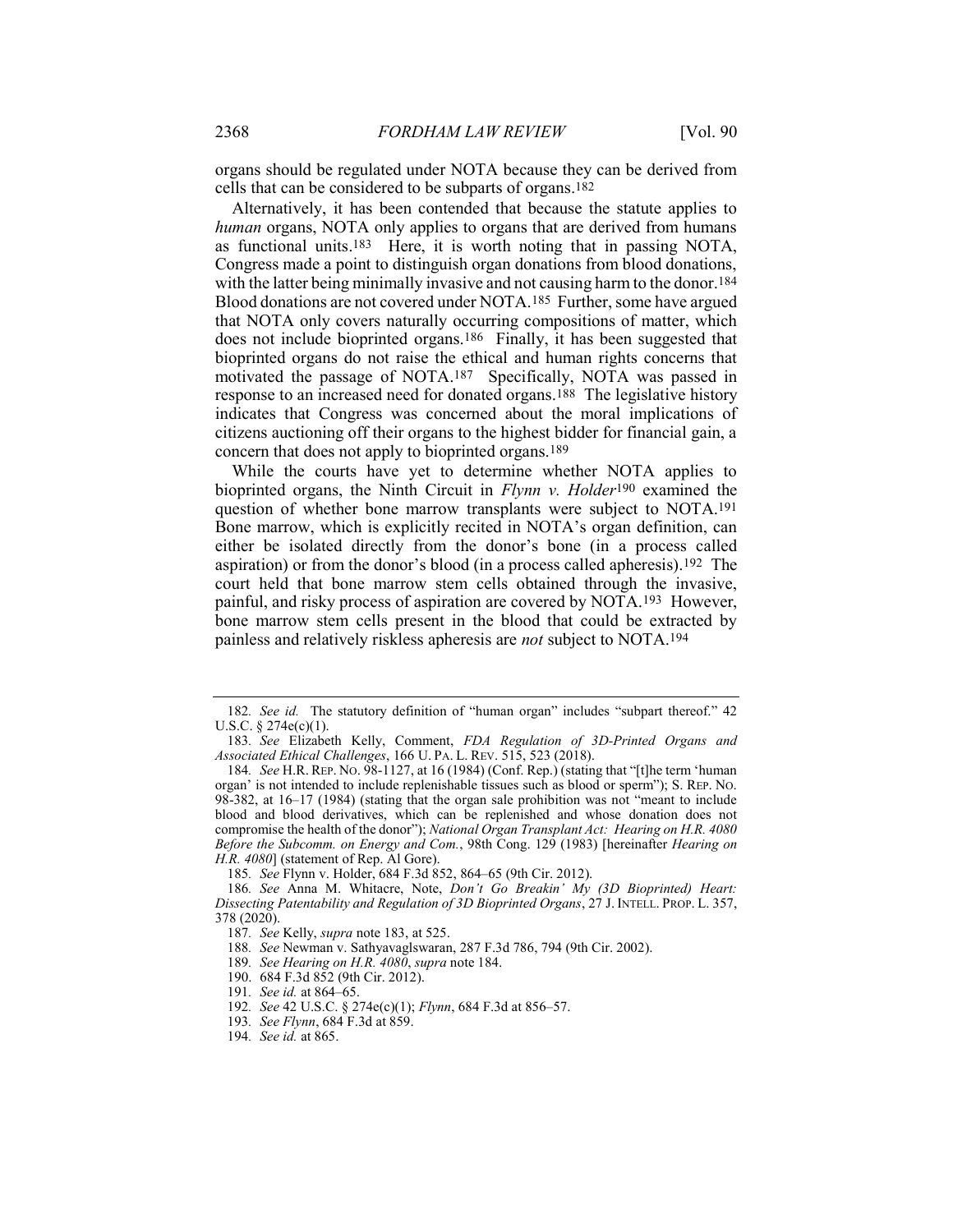organs should be regulated under NOTA because they can be derived from cells that can be considered to be subparts of organs.[182]

Alternatively, it has been contended that because the statute applies to *human* organs, NOTA only applies to organs that are derived from humans as functional units.[183] Here, it is worth noting that in passing NOTA, Congress made a point to distinguish organ donations from blood donations, with the latter being minimally invasive and not causing harm to the donor.[184] Blood donations are not covered under NOTA.[185] Further, some have argued that NOTA only covers naturally occurring compositions of matter, which does not include bioprinted organs.[186] Finally, it has been suggested that bioprinted organs do not raise the ethical and human rights concerns that motivated the passage of NOTA.[187] Specifically, NOTA was passed in response to an increased need for donated organs.[188] The legislative history indicates that Congress was concerned about the moral implications of citizens auctioning off their organs to the highest bidder for financial gain, a concern that does not apply to bioprinted organs.[189]

While the courts have yet to determine whether NOTA applies to bioprinted organs, the Ninth Circuit in *Flynn v. Holder*[190] examined the question of whether bone marrow transplants were subject to NOTA.[191] Bone marrow, which is explicitly recited in NOTA's organ definition, can either be isolated directly from the donor's bone (in a process called aspiration) or from the donor's blood (in a process called apheresis).[192] The court held that bone marrow stem cells obtained through the invasive, painful, and risky process of aspiration are covered by NOTA.[193] However, bone marrow stem cells present in the blood that could be extracted by painless and relatively riskless apheresis are *not* subject to NOTA.[194]

---

182. *See id.* The statutory definition of "human organ" includes "subpart thereof." 42 U.S.C. § 274e(c)(1).

183. *See* Elizabeth Kelly, Comment, *FDA Regulation of 3D-Printed Organs and Associated Ethical Challenges*, 166 U. PA. L. REV. 515, 523 (2018).

184. *See* H.R. REP. NO. 98-1127, at 16 (1984) (Conf. Rep.) (stating that "[t]he term 'human organ' is not intended to include replenishable tissues such as blood or sperm"); S. REP. NO. 98-382, at 16–17 (1984) (stating that the organ sale prohibition was not "meant to include blood and blood derivatives, which can be replenished and whose donation does not compromise the health of the donor"); *National Organ Transplant Act: Hearing on H.R. 4080 Before the Subcomm. on Energy and Com.*, 98th Cong. 129 (1983) [hereinafter *Hearing on H.R. 4080*] (statement of Rep. Al Gore).

185. *See* Flynn v. Holder, 684 F.3d 852, 864–65 (9th Cir. 2012).

186. *See* Anna M. Whitacre, Note, *Don't Go Breakin' My (3D Bioprinted) Heart: Dissecting Patentability and Regulation of 3D Bioprinted Organs*, 27 J. INTELL. PROP. L. 357, 378 (2020).

187. *See* Kelly, *supra* note 183, at 525.

188. *See* Newman v. Sathyavaglswaran, 287 F.3d 786, 794 (9th Cir. 2002).

189. *See Hearing on H.R. 4080*, *supra* note 184.

190. 684 F.3d 852 (9th Cir. 2012).

191. *See id.* at 864–65.

192. *See* 42 U.S.C. § 274e(c)(1); *Flynn*, 684 F.3d at 856–57.

193. *See Flynn*, 684 F.3d at 859.

194. *See id.* at 865.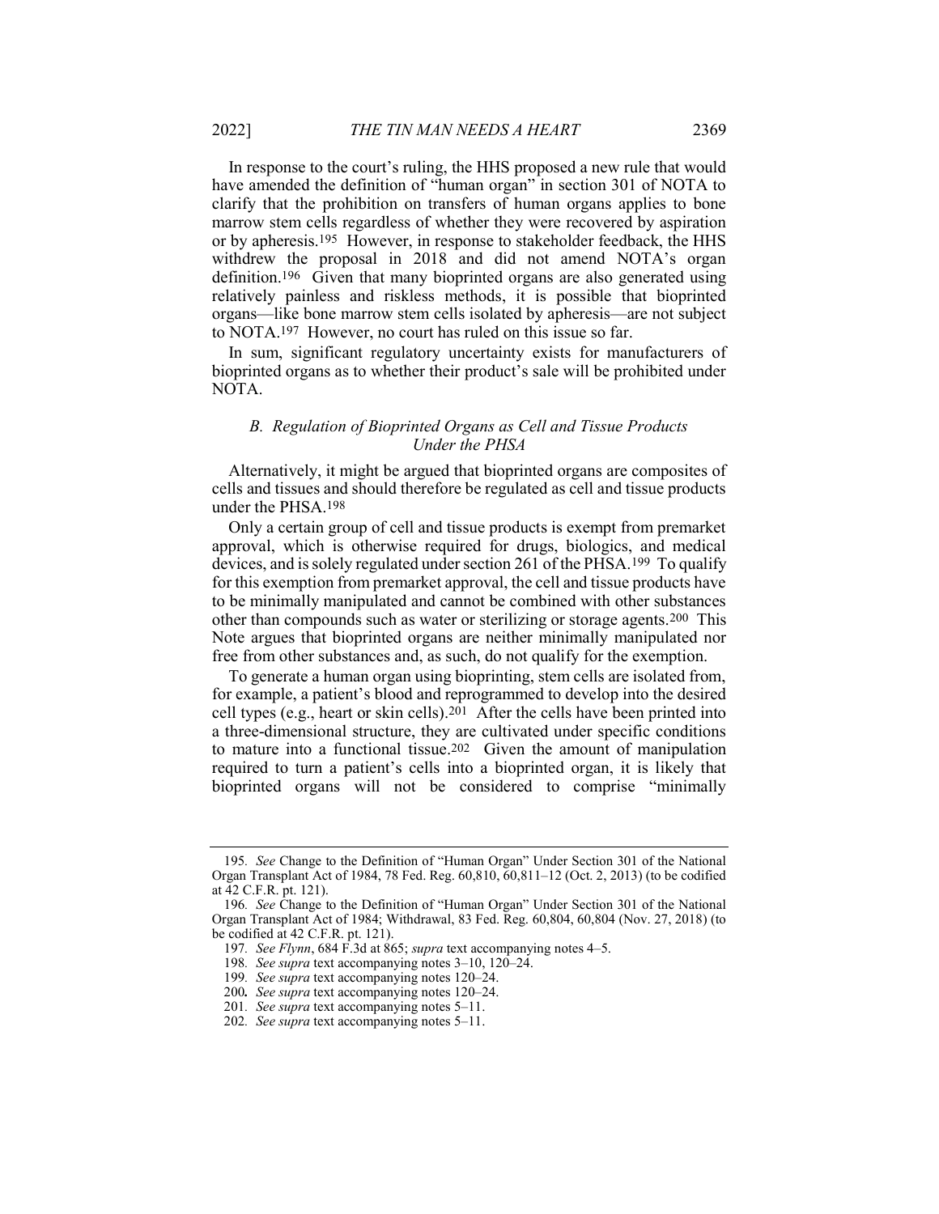In response to the court's ruling, the HHS proposed a new rule that would have amended the definition of "human organ" in section 301 of NOTA to clarify that the prohibition on transfers of human organs applies to bone marrow stem cells regardless of whether they were recovered by aspiration or by apheresis.[195] However, in response to stakeholder feedback, the HHS withdrew the proposal in 2018 and did not amend NOTA's organ definition.[196] Given that many bioprinted organs are also generated using relatively painless and riskless methods, it is possible that bioprinted organs—like bone marrow stem cells isolated by apheresis—are not subject to NOTA.[197] However, no court has ruled on this issue so far.

In sum, significant regulatory uncertainty exists for manufacturers of bioprinted organs as to whether their product's sale will be prohibited under NOTA.

### *B. Regulation of Bioprinted Organs as Cell and Tissue Products Under the PHSA*

Alternatively, it might be argued that bioprinted organs are composites of cells and tissues and should therefore be regulated as cell and tissue products under the PHSA.[198]

Only a certain group of cell and tissue products is exempt from premarket approval, which is otherwise required for drugs, biologics, and medical devices, and is solely regulated under section 261 of the PHSA.[199] To qualify for this exemption from premarket approval, the cell and tissue products have to be minimally manipulated and cannot be combined with other substances other than compounds such as water or sterilizing or storage agents.[200] This Note argues that bioprinted organs are neither minimally manipulated nor free from other substances and, as such, do not qualify for the exemption.

To generate a human organ using bioprinting, stem cells are isolated from, for example, a patient's blood and reprogrammed to develop into the desired cell types (e.g., heart or skin cells).[201] After the cells have been printed into a three-dimensional structure, they are cultivated under specific conditions to mature into a functional tissue.[202] Given the amount of manipulation required to turn a patient's cells into a bioprinted organ, it is likely that bioprinted organs will not be considered to comprise "minimally

---

195. *See* Change to the Definition of "Human Organ" Under Section 301 of the National Organ Transplant Act of 1984, 78 Fed. Reg. 60,810, 60,811–12 (Oct. 2, 2013) (to be codified at 42 C.F.R. pt. 121).

196. *See* Change to the Definition of "Human Organ" Under Section 301 of the National Organ Transplant Act of 1984; Withdrawal, 83 Fed. Reg. 60,804, 60,804 (Nov. 27, 2018) (to be codified at 42 C.F.R. pt. 121).

197. *See Flynn*, 684 F.3d at 865; *supra* text accompanying notes 4–5.

198. *See supra* text accompanying notes 3–10, 120–24.

199. *See supra* text accompanying notes 120–24.

200. *See supra* text accompanying notes 120–24.

201. *See supra* text accompanying notes 5–11.

202. *See supra* text accompanying notes 5–11.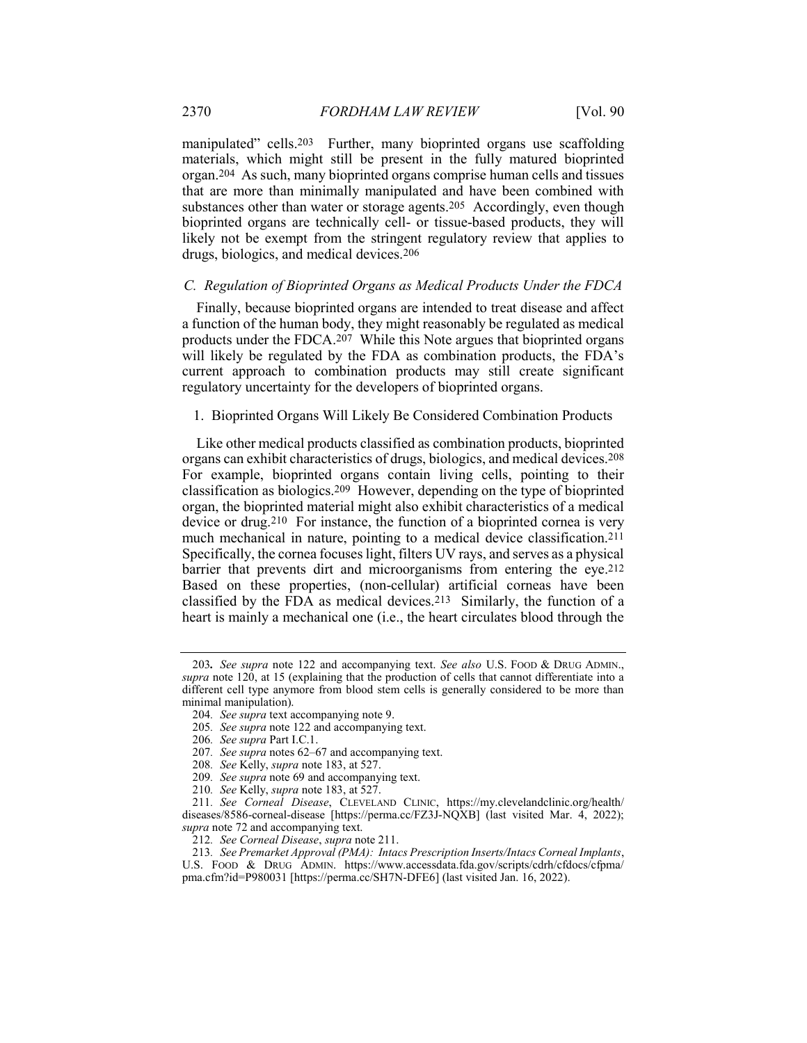manipulated" cells.[203] Further, many bioprinted organs use scaffolding materials, which might still be present in the fully matured bioprinted organ.[204] As such, many bioprinted organs comprise human cells and tissues that are more than minimally manipulated and have been combined with substances other than water or storage agents.[205] Accordingly, even though bioprinted organs are technically cell- or tissue-based products, they will likely not be exempt from the stringent regulatory review that applies to drugs, biologics, and medical devices.[206]

### *C. Regulation of Bioprinted Organs as Medical Products Under the FDCA*

Finally, because bioprinted organs are intended to treat disease and affect a function of the human body, they might reasonably be regulated as medical products under the FDCA.[207] While this Note argues that bioprinted organs will likely be regulated by the FDA as combination products, the FDA's current approach to combination products may still create significant regulatory uncertainty for the developers of bioprinted organs.

#### 1. Bioprinted Organs Will Likely Be Considered Combination Products

Like other medical products classified as combination products, bioprinted organs can exhibit characteristics of drugs, biologics, and medical devices.[208] For example, bioprinted organs contain living cells, pointing to their classification as biologics.[209] However, depending on the type of bioprinted organ, the bioprinted material might also exhibit characteristics of a medical device or drug.[210] For instance, the function of a bioprinted cornea is very much mechanical in nature, pointing to a medical device classification.[211] Specifically, the cornea focuses light, filters UV rays, and serves as a physical barrier that prevents dirt and microorganisms from entering the eye.[212] Based on these properties, (non-cellular) artificial corneas have been classified by the FDA as medical devices.[213] Similarly, the function of a heart is mainly a mechanical one (i.e., the heart circulates blood through the

---

203. *See supra* note 122 and accompanying text. *See also* U.S. FOOD & DRUG ADMIN., *supra* note 120, at 15 (explaining that the production of cells that cannot differentiate into a different cell type anymore from blood stem cells is generally considered to be more than minimal manipulation).

204. *See supra* text accompanying note 9.

205. *See supra* note 122 and accompanying text.

206. *See supra* Part I.C.1.

207. *See supra* notes 62–67 and accompanying text.

208. *See* Kelly, *supra* note 183, at 527.

209. *See supra* note 69 and accompanying text.

210. *See* Kelly, *supra* note 183, at 527.

211. *See Corneal Disease*, CLEVELAND CLINIC, https://my.clevelandclinic.org/health/diseases/8586-corneal-disease [https://perma.cc/FZ3J-NQXB] (last visited Mar. 4, 2022); *supra* note 72 and accompanying text.

212. *See Corneal Disease*, *supra* note 211.

213. *See Premarket Approval (PMA): Intacs Prescription Inserts/Intacs Corneal Implants*, U.S. FOOD & DRUG ADMIN. https://www.accessdata.fda.gov/scripts/cdrh/cfdocs/cfpma/pma.cfm?id=P980031 [https://perma.cc/SH7N-DFE6] (last visited Jan. 16, 2022).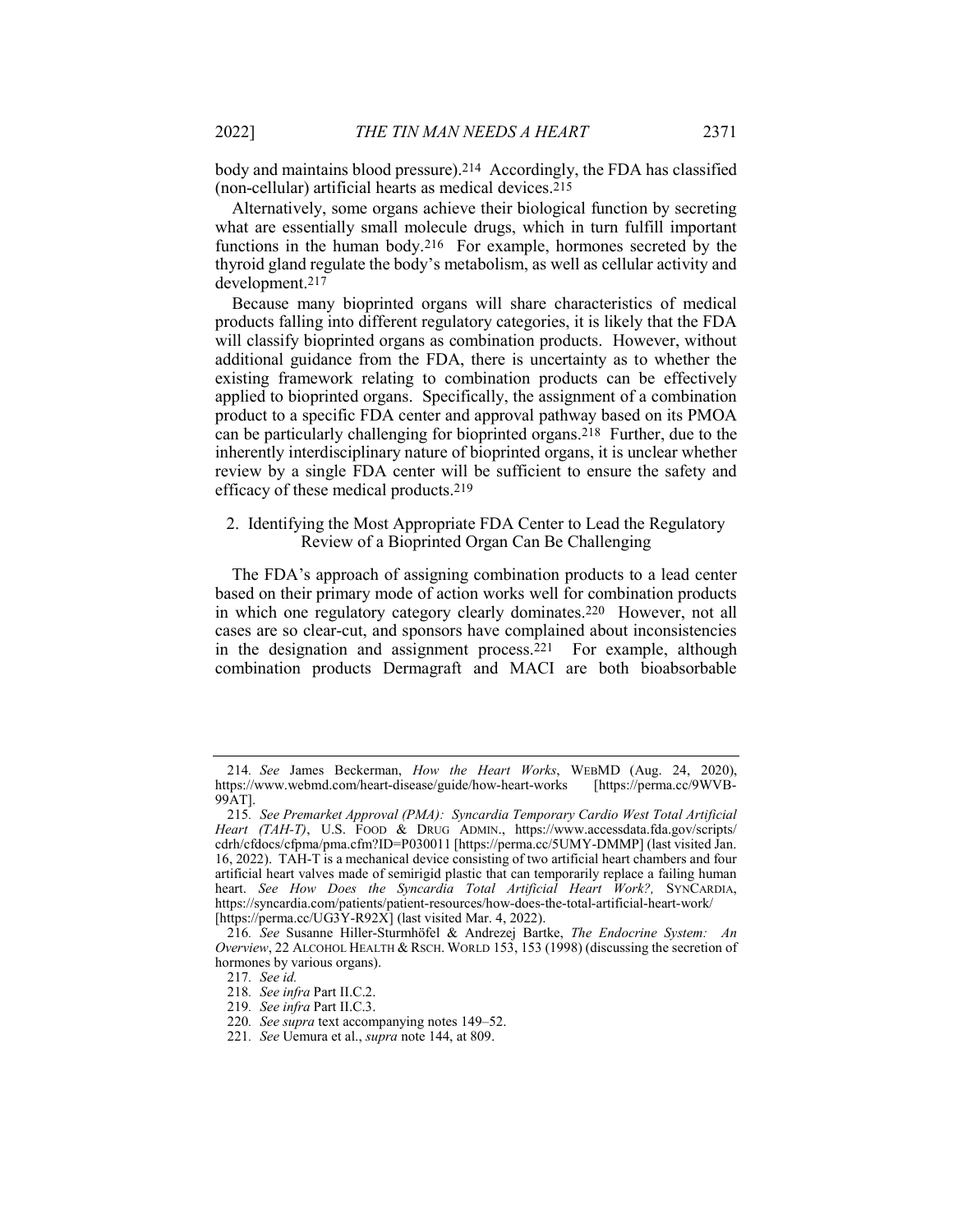body and maintains blood pressure).[214] Accordingly, the FDA has classified (non-cellular) artificial hearts as medical devices.[215]

Alternatively, some organs achieve their biological function by secreting what are essentially small molecule drugs, which in turn fulfill important functions in the human body.[216] For example, hormones secreted by the thyroid gland regulate the body's metabolism, as well as cellular activity and development.[217]

Because many bioprinted organs will share characteristics of medical products falling into different regulatory categories, it is likely that the FDA will classify bioprinted organs as combination products. However, without additional guidance from the FDA, there is uncertainty as to whether the existing framework relating to combination products can be effectively applied to bioprinted organs. Specifically, the assignment of a combination product to a specific FDA center and approval pathway based on its PMOA can be particularly challenging for bioprinted organs.[218] Further, due to the inherently interdisciplinary nature of bioprinted organs, it is unclear whether review by a single FDA center will be sufficient to ensure the safety and efficacy of these medical products.[219]

### 2. Identifying the Most Appropriate FDA Center to Lead the Regulatory Review of a Bioprinted Organ Can Be Challenging

The FDA's approach of assigning combination products to a lead center based on their primary mode of action works well for combination products in which one regulatory category clearly dominates.[220] However, not all cases are so clear-cut, and sponsors have complained about inconsistencies in the designation and assignment process.[221] For example, although combination products Dermagraft and MACI are both bioabsorbable

---

214. *See* James Beckerman, *How the Heart Works*, WEBMD (Aug. 24, 2020), https://www.webmd.com/heart-disease/guide/how-heart-works [https://perma.cc/9WVB-99AT].

215. *See Premarket Approval (PMA): Syncardia Temporary Cardio West Total Artificial Heart (TAH-T)*, U.S. FOOD & DRUG ADMIN., https://www.accessdata.fda.gov/scripts/cdrh/cfdocs/cfpma/pma.cfm?ID=P030011 [https://perma.cc/5UMY-DMMP] (last visited Jan. 16, 2022). TAH-T is a mechanical device consisting of two artificial heart chambers and four artificial heart valves made of semirigid plastic that can temporarily replace a failing human heart. *See How Does the Syncardia Total Artificial Heart Work?*, SYNCARDIA, https://syncardia.com/patients/patient-resources/how-does-the-total-artificial-heart-work/ [https://perma.cc/UG3Y-R92X] (last visited Mar. 4, 2022).

216. *See* Susanne Hiller-Sturmhöfel & Andrezej Bartke, *The Endocrine System: An Overview*, 22 ALCOHOL HEALTH & RSCH. WORLD 153, 153 (1998) (discussing the secretion of hormones by various organs).

217. *See id.*

218. *See infra* Part II.C.2.

219. *See infra* Part II.C.3.

220. *See supra* text accompanying notes 149–52.

221. *See* Uemura et al., *supra* note 144, at 809.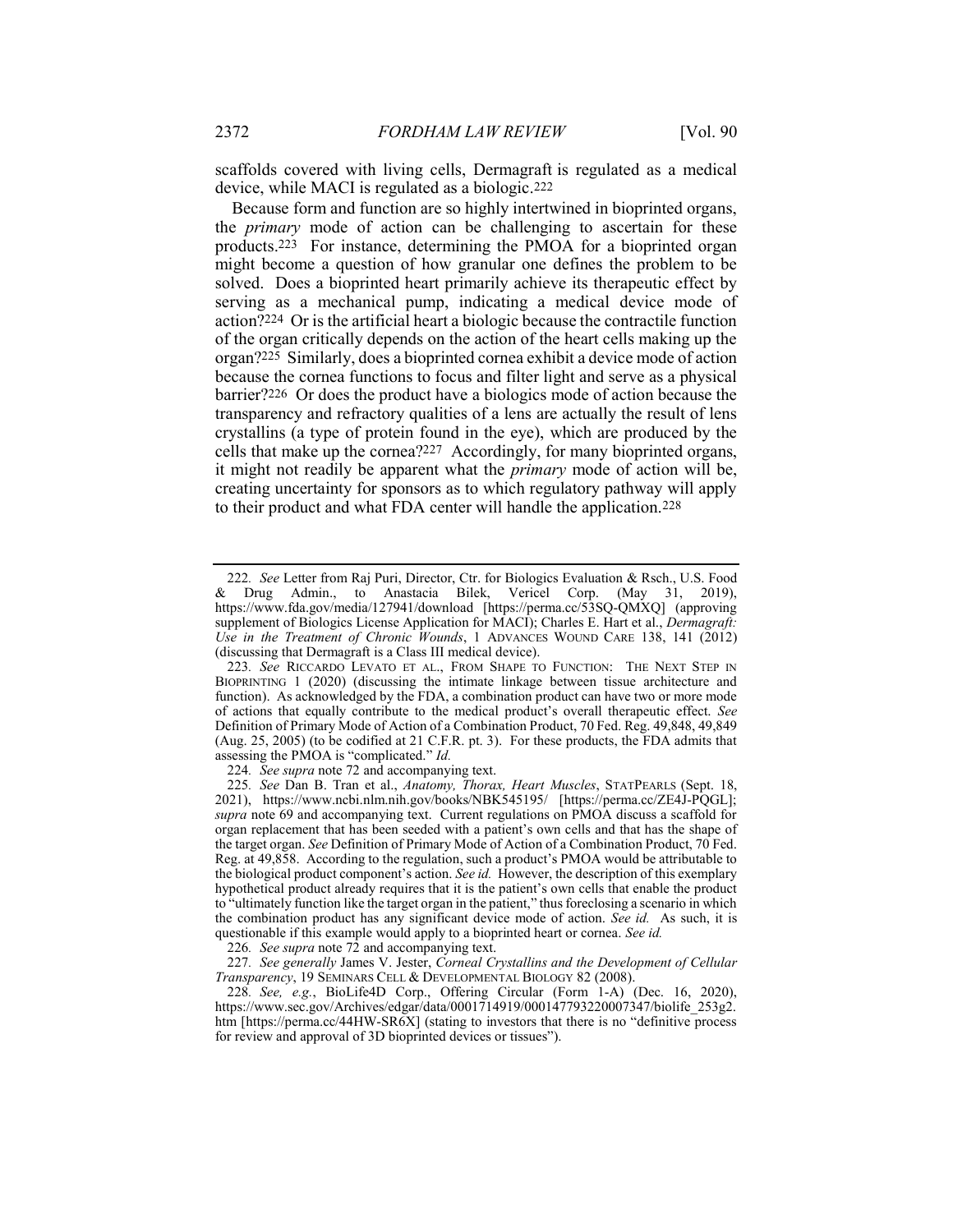scaffolds covered with living cells, Dermagraft is regulated as a medical device, while MACI is regulated as a biologic.[222]

Because form and function are so highly intertwined in bioprinted organs, the *primary* mode of action can be challenging to ascertain for these products.[223] For instance, determining the PMOA for a bioprinted organ might become a question of how granular one defines the problem to be solved. Does a bioprinted heart primarily achieve its therapeutic effect by serving as a mechanical pump, indicating a medical device mode of action?[224] Or is the artificial heart a biologic because the contractile function of the organ critically depends on the action of the heart cells making up the organ?[225] Similarly, does a bioprinted cornea exhibit a device mode of action because the cornea functions to focus and filter light and serve as a physical barrier?[226] Or does the product have a biologics mode of action because the transparency and refractory qualities of a lens are actually the result of lens crystallins (a type of protein found in the eye), which are produced by the cells that make up the cornea?[227] Accordingly, for many bioprinted organs, it might not readily be apparent what the *primary* mode of action will be, creating uncertainty for sponsors as to which regulatory pathway will apply to their product and what FDA center will handle the application.[228]

---

222. *See* Letter from Raj Puri, Director, Ctr. for Biologics Evaluation & Rsch., U.S. Food & Drug Admin., to Anastacia Bilek, Vericel Corp. (May 31, 2019), https://www.fda.gov/media/127941/download [https://perma.cc/53SQ-QMXQ] (approving supplement of Biologics License Application for MACI); Charles E. Hart et al., *Dermagraft: Use in the Treatment of Chronic Wounds*, 1 ADVANCES WOUND CARE 138, 141 (2012) (discussing that Dermagraft is a Class III medical device).

223. *See* RICCARDO LEVATO ET AL., FROM SHAPE TO FUNCTION: THE NEXT STEP IN BIOPRINTING 1 (2020) (discussing the intimate linkage between tissue architecture and function). As acknowledged by the FDA, a combination product can have two or more mode of actions that equally contribute to the medical product's overall therapeutic effect. *See* Definition of Primary Mode of Action of a Combination Product, 70 Fed. Reg. 49,848, 49,849 (Aug. 25, 2005) (to be codified at 21 C.F.R. pt. 3). For these products, the FDA admits that assessing the PMOA is "complicated." *Id.*

224. *See supra* note 72 and accompanying text.

225. *See* Dan B. Tran et al., *Anatomy, Thorax, Heart Muscles*, STATPEARLS (Sept. 18, 2021), https://www.ncbi.nlm.nih.gov/books/NBK545195/ [https://perma.cc/ZE4J-PQGL]; *supra* note 69 and accompanying text. Current regulations on PMOA discuss a scaffold for organ replacement that has been seeded with a patient's own cells and that has the shape of the target organ. *See* Definition of Primary Mode of Action of a Combination Product, 70 Fed. Reg. at 49,858. According to the regulation, such a product's PMOA would be attributable to the biological product component's action. *See id.* However, the description of this exemplary hypothetical product already requires that it is the patient's own cells that enable the product to "ultimately function like the target organ in the patient," thus foreclosing a scenario in which the combination product has any significant device mode of action. *See id.* As such, it is questionable if this example would apply to a bioprinted heart or cornea. *See id.*

226. *See supra* note 72 and accompanying text.

227. *See generally* James V. Jester, *Corneal Crystallins and the Development of Cellular Transparency*, 19 SEMINARS CELL & DEVELOPMENTAL BIOLOGY 82 (2008).

228. *See, e.g.*, BioLife4D Corp., Offering Circular (Form 1-A) (Dec. 16, 2020), https://www.sec.gov/Archives/edgar/data/0001714919/000147793220007347/biolife_253g2.htm [https://perma.cc/44HW-SR6X] (stating to investors that there is no "definitive process for review and approval of 3D bioprinted devices or tissues").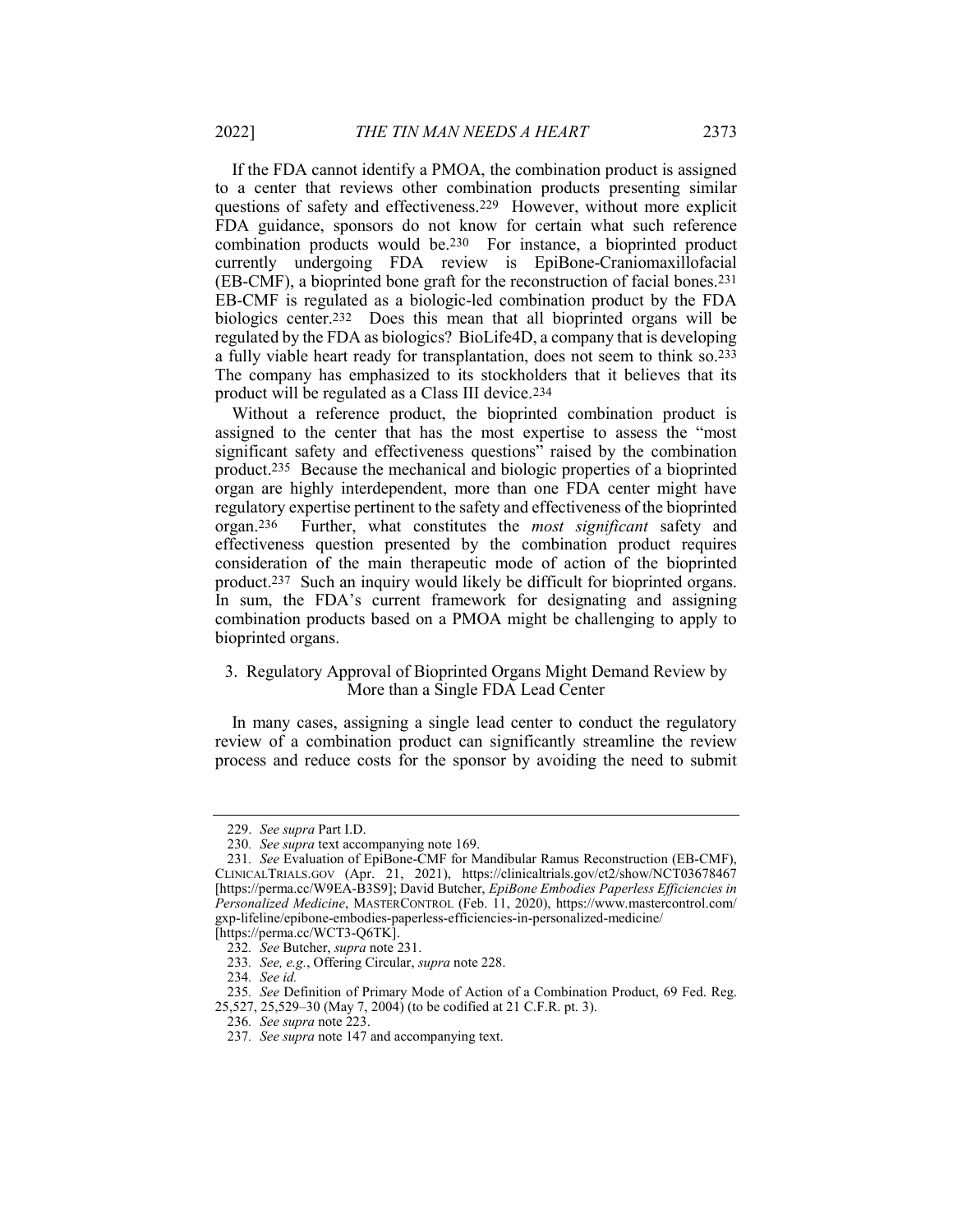If the FDA cannot identify a PMOA, the combination product is assigned to a center that reviews other combination products presenting similar questions of safety and effectiveness.[229] However, without more explicit FDA guidance, sponsors do not know for certain what such reference combination products would be.[230] For instance, a bioprinted product currently undergoing FDA review is EpiBone-Craniomaxillofacial (EB-CMF), a bioprinted bone graft for the reconstruction of facial bones.[231] EB-CMF is regulated as a biologic-led combination product by the FDA biologics center.[232] Does this mean that all bioprinted organs will be regulated by the FDA as biologics? BioLife4D, a company that is developing a fully viable heart ready for transplantation, does not seem to think so.[233] The company has emphasized to its stockholders that it believes that its product will be regulated as a Class III device.[234]

Without a reference product, the bioprinted combination product is assigned to the center that has the most expertise to assess the "most significant safety and effectiveness questions" raised by the combination product.[235] Because the mechanical and biologic properties of a bioprinted organ are highly interdependent, more than one FDA center might have regulatory expertise pertinent to the safety and effectiveness of the bioprinted organ.[236] Further, what constitutes the *most significant* safety and effectiveness question presented by the combination product requires consideration of the main therapeutic mode of action of the bioprinted product.[237] Such an inquiry would likely be difficult for bioprinted organs. In sum, the FDA's current framework for designating and assigning combination products based on a PMOA might be challenging to apply to bioprinted organs.

### 3. Regulatory Approval of Bioprinted Organs Might Demand Review by More than a Single FDA Lead Center

In many cases, assigning a single lead center to conduct the regulatory review of a combination product can significantly streamline the review process and reduce costs for the sponsor by avoiding the need to submit

---

229. *See supra* Part I.D.

230. *See supra* text accompanying note 169.

231. *See* Evaluation of EpiBone-CMF for Mandibular Ramus Reconstruction (EB-CMF), CLINICALTRIALS.GOV (Apr. 21, 2021), https://clinicaltrials.gov/ct2/show/NCT03678467 [https://perma.cc/W9EA-B3S9]; David Butcher, *EpiBone Embodies Paperless Efficiencies in Personalized Medicine*, MASTERCONTROL (Feb. 11, 2020), https://www.mastercontrol.com/gxp-lifeline/epibone-embodies-paperless-efficiencies-in-personalized-medicine/ [https://perma.cc/WCT3-Q6TK].

232. *See* Butcher, *supra* note 231.

233. *See, e.g.*, Offering Circular, *supra* note 228.

234. *See id.*

235. *See* Definition of Primary Mode of Action of a Combination Product, 69 Fed. Reg. 25,527, 25,529–30 (May 7, 2004) (to be codified at 21 C.F.R. pt. 3).

236. *See supra* note 223.

237. *See supra* note 147 and accompanying text.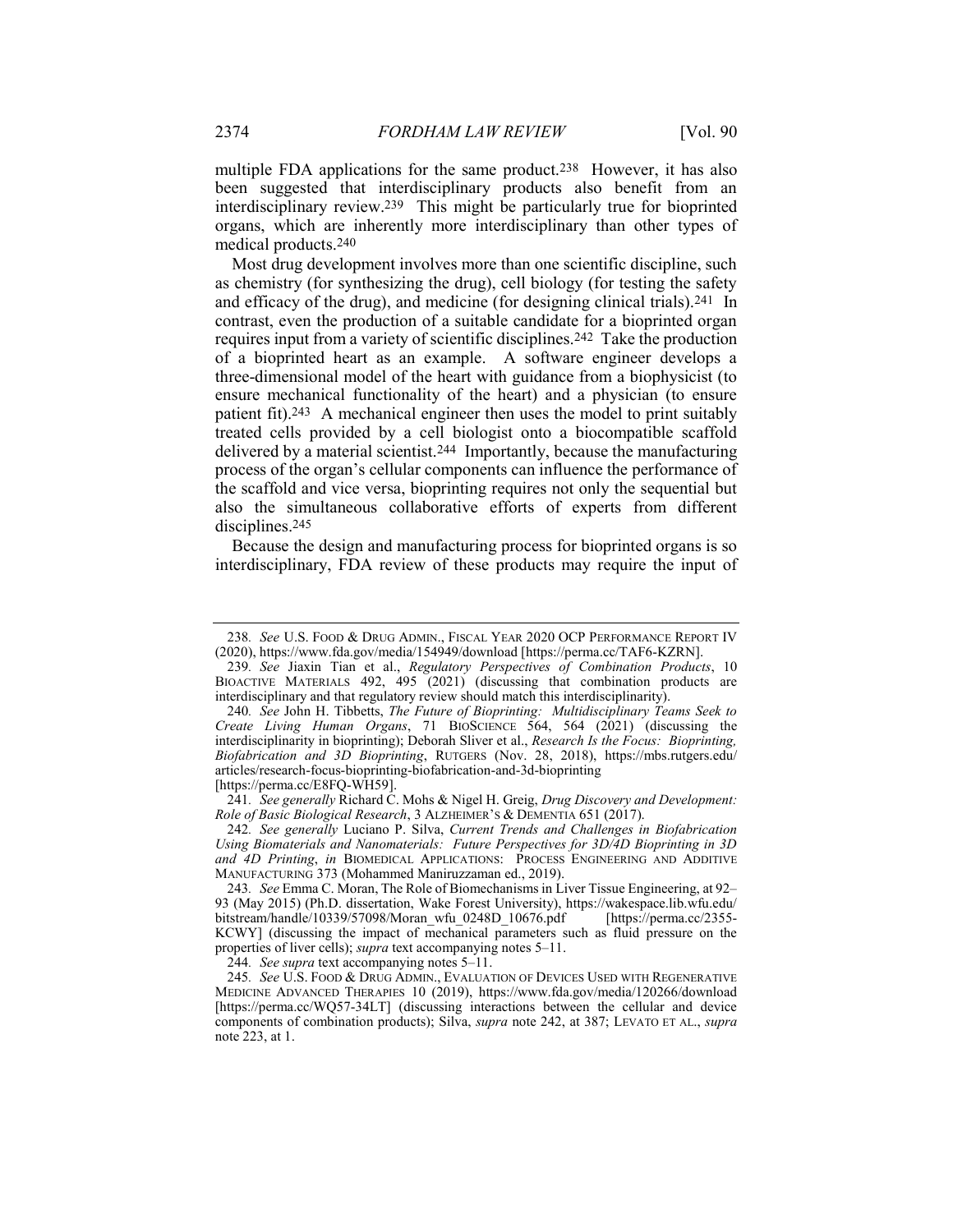multiple FDA applications for the same product.[238] However, it has also been suggested that interdisciplinary products also benefit from an interdisciplinary review.[239] This might be particularly true for bioprinted organs, which are inherently more interdisciplinary than other types of medical products.[240]

Most drug development involves more than one scientific discipline, such as chemistry (for synthesizing the drug), cell biology (for testing the safety and efficacy of the drug), and medicine (for designing clinical trials).[241] In contrast, even the production of a suitable candidate for a bioprinted organ requires input from a variety of scientific disciplines.[242] Take the production of a bioprinted heart as an example. A software engineer develops a three-dimensional model of the heart with guidance from a biophysicist (to ensure mechanical functionality of the heart) and a physician (to ensure patient fit).[243] A mechanical engineer then uses the model to print suitably treated cells provided by a cell biologist onto a biocompatible scaffold delivered by a material scientist.[244] Importantly, because the manufacturing process of the organ's cellular components can influence the performance of the scaffold and vice versa, bioprinting requires not only the sequential but also the simultaneous collaborative efforts of experts from different disciplines.[245]

Because the design and manufacturing process for bioprinted organs is so interdisciplinary, FDA review of these products may require the input of

---

238. *See* U.S. FOOD & DRUG ADMIN., FISCAL YEAR 2020 OCP PERFORMANCE REPORT IV (2020), https://www.fda.gov/media/154949/download [https://perma.cc/TAF6-KZRN].

239. *See* Jiaxin Tian et al., *Regulatory Perspectives of Combination Products*, 10 BIOACTIVE MATERIALS 492, 495 (2021) (discussing that combination products are interdisciplinary and that regulatory review should match this interdisciplinarity).

240. *See* John H. Tibbetts, *The Future of Bioprinting: Multidisciplinary Teams Seek to Create Living Human Organs*, 71 BIOSCIENCE 564, 564 (2021) (discussing the interdisciplinarity in bioprinting); Deborah Sliver et al., *Research Is the Focus: Bioprinting, Biofabrication and 3D Bioprinting*, RUTGERS (Nov. 28, 2018), https://mbs.rutgers.edu/articles/research-focus-bioprinting-biofabrication-and-3d-bioprinting [https://perma.cc/E8FQ-WH59].

241. *See generally* Richard C. Mohs & Nigel H. Greig, *Drug Discovery and Development: Role of Basic Biological Research*, 3 ALZHEIMER'S & DEMENTIA 651 (2017).

242. *See generally* Luciano P. Silva, *Current Trends and Challenges in Biofabrication Using Biomaterials and Nanomaterials: Future Perspectives for 3D/4D Bioprinting in 3D and 4D Printing*, *in* BIOMEDICAL APPLICATIONS: PROCESS ENGINEERING AND ADDITIVE MANUFACTURING 373 (Mohammed Maniruzzaman ed., 2019).

243. *See* Emma C. Moran, The Role of Biomechanisms in Liver Tissue Engineering, at 92–93 (May 2015) (Ph.D. dissertation, Wake Forest University), https://wakespace.lib.wfu.edu/bitstream/handle/10339/57098/Moran_wfu_0248D_10676.pdf [https://perma.cc/2355-KCWY] (discussing the impact of mechanical parameters such as fluid pressure on the properties of liver cells); *supra* text accompanying notes 5–11.

244. *See supra* text accompanying notes 5–11.

245. *See* U.S. FOOD & DRUG ADMIN., EVALUATION OF DEVICES USED WITH REGENERATIVE MEDICINE ADVANCED THERAPIES 10 (2019), https://www.fda.gov/media/120266/download [https://perma.cc/WQ57-34LT] (discussing interactions between the cellular and device components of combination products); Silva, *supra* note 242, at 387; LEVATO ET AL., *supra* note 223, at 1.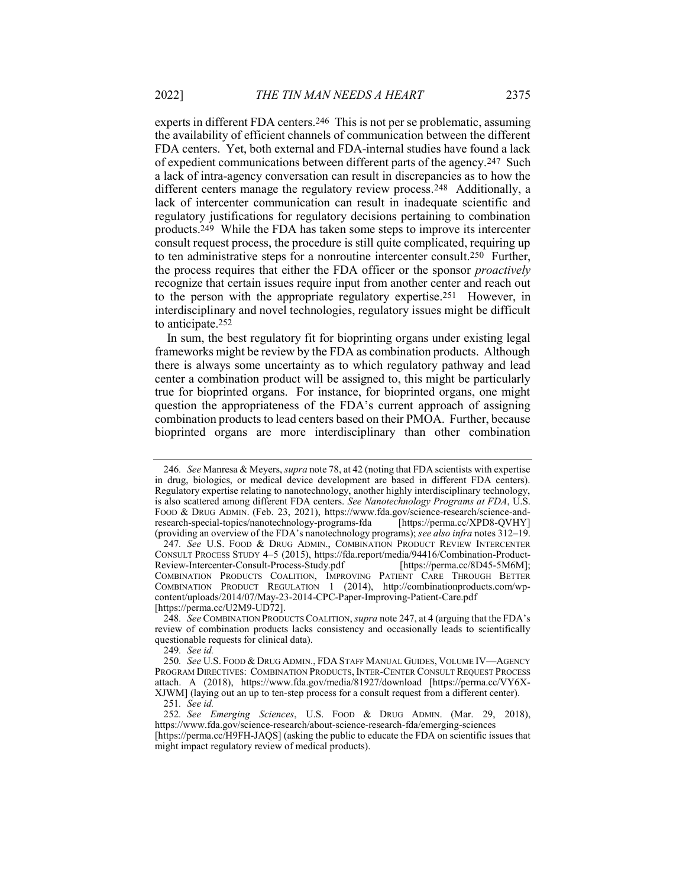experts in different FDA centers.[246] This is not per se problematic, assuming the availability of efficient channels of communication between the different FDA centers. Yet, both external and FDA-internal studies have found a lack of expedient communications between different parts of the agency.[247] Such a lack of intra-agency conversation can result in discrepancies as to how the different centers manage the regulatory review process.[248] Additionally, a lack of intercenter communication can result in inadequate scientific and regulatory justifications for regulatory decisions pertaining to combination products.[249] While the FDA has taken some steps to improve its intercenter consult request process, the procedure is still quite complicated, requiring up to ten administrative steps for a nonroutine intercenter consult.[250] Further, the process requires that either the FDA officer or the sponsor *proactively* recognize that certain issues require input from another center and reach out to the person with the appropriate regulatory expertise.[251] However, in interdisciplinary and novel technologies, regulatory issues might be difficult to anticipate.[252]

In sum, the best regulatory fit for bioprinting organs under existing legal frameworks might be review by the FDA as combination products. Although there is always some uncertainty as to which regulatory pathway and lead center a combination product will be assigned to, this might be particularly true for bioprinted organs. For instance, for bioprinted organs, one might question the appropriateness of the FDA's current approach of assigning combination products to lead centers based on their PMOA. Further, because bioprinted organs are more interdisciplinary than other combination

---

246. *See* Manresa & Meyers, *supra* note 78, at 42 (noting that FDA scientists with expertise in drug, biologics, or medical device development are based in different FDA centers). Regulatory expertise relating to nanotechnology, another highly interdisciplinary technology, is also scattered among different FDA centers. *See Nanotechnology Programs at FDA*, U.S. FOOD & DRUG ADMIN. (Feb. 23, 2021), https://www.fda.gov/science-research/science-and-research-special-topics/nanotechnology-programs-fda [https://perma.cc/XPD8-QVHY] (providing an overview of the FDA's nanotechnology programs); *see also infra* notes 312–19.

247. *See* U.S. FOOD & DRUG ADMIN., COMBINATION PRODUCT REVIEW INTERCENTER CONSULT PROCESS STUDY 4–5 (2015), https://fda.report/media/94416/Combination-Product-Review-Intercenter-Consult-Process-Study.pdf [https://perma.cc/8D45-5M6M]; COMBINATION PRODUCTS COALITION, IMPROVING PATIENT CARE THROUGH BETTER COMBINATION PRODUCT REGULATION 1 (2014), http://combinationproducts.com/wp-content/uploads/2014/07/May-23-2014-CPC-Paper-Improving-Patient-Care.pdf [https://perma.cc/U2M9-UD72].

248. *See* COMBINATION PRODUCTS COALITION, *supra* note 247, at 4 (arguing that the FDA's review of combination products lacks consistency and occasionally leads to scientifically questionable requests for clinical data).

249. *See id.*

250. *See* U.S. FOOD & DRUG ADMIN., FDA STAFF MANUAL GUIDES, VOLUME IV—AGENCY PROGRAM DIRECTIVES: COMBINATION PRODUCTS, INTER-CENTER CONSULT REQUEST PROCESS attach. A (2018), https://www.fda.gov/media/81927/download [https://perma.cc/VY6X-XJWM] (laying out an up to ten-step process for a consult request from a different center).

251. *See id.*

252. *See Emerging Sciences*, U.S. FOOD & DRUG ADMIN. (Mar. 29, 2018), https://www.fda.gov/science-research/about-science-research-fda/emerging-sciences [https://perma.cc/H9FH-JAQS] (asking the public to educate the FDA on scientific issues that might impact regulatory review of medical products).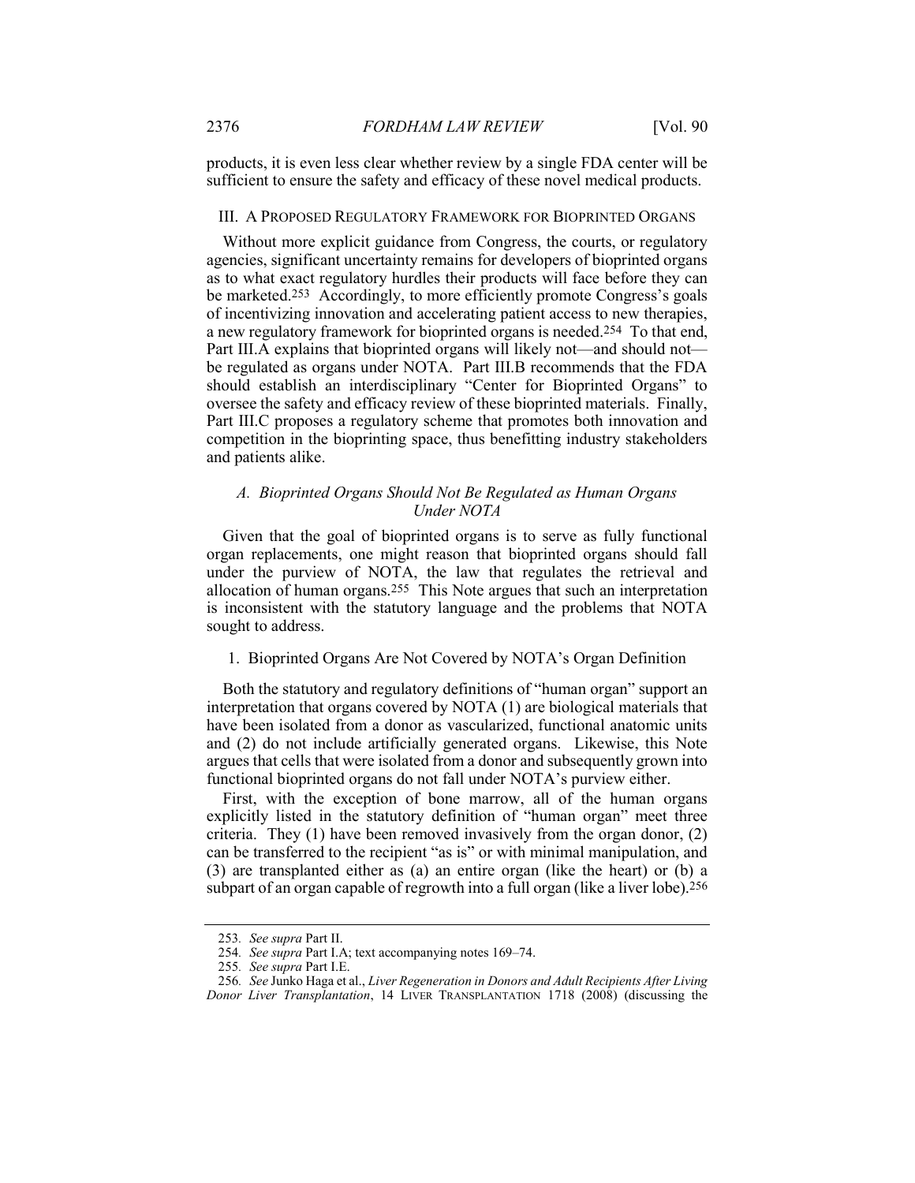products, it is even less clear whether review by a single FDA center will be sufficient to ensure the safety and efficacy of these novel medical products.

## III. A PROPOSED REGULATORY FRAMEWORK FOR BIOPRINTED ORGANS

Without more explicit guidance from Congress, the courts, or regulatory agencies, significant uncertainty remains for developers of bioprinted organs as to what exact regulatory hurdles their products will face before they can be marketed.[253] Accordingly, to more efficiently promote Congress's goals of incentivizing innovation and accelerating patient access to new therapies, a new regulatory framework for bioprinted organs is needed.[254] To that end, Part III.A explains that bioprinted organs will likely not—and should not—be regulated as organs under NOTA. Part III.B recommends that the FDA should establish an interdisciplinary "Center for Bioprinted Organs" to oversee the safety and efficacy review of these bioprinted materials. Finally, Part III.C proposes a regulatory scheme that promotes both innovation and competition in the bioprinting space, thus benefitting industry stakeholders and patients alike.

### *A. Bioprinted Organs Should Not Be Regulated as Human Organs Under NOTA*

Given that the goal of bioprinted organs is to serve as fully functional organ replacements, one might reason that bioprinted organs should fall under the purview of NOTA, the law that regulates the retrieval and allocation of human organs.[255] This Note argues that such an interpretation is inconsistent with the statutory language and the problems that NOTA sought to address.

#### 1. Bioprinted Organs Are Not Covered by NOTA's Organ Definition

Both the statutory and regulatory definitions of "human organ" support an interpretation that organs covered by NOTA (1) are biological materials that have been isolated from a donor as vascularized, functional anatomic units and (2) do not include artificially generated organs. Likewise, this Note argues that cells that were isolated from a donor and subsequently grown into functional bioprinted organs do not fall under NOTA's purview either.

First, with the exception of bone marrow, all of the human organs explicitly listed in the statutory definition of "human organ" meet three criteria. They (1) have been removed invasively from the organ donor, (2) can be transferred to the recipient "as is" or with minimal manipulation, and (3) are transplanted either as (a) an entire organ (like the heart) or (b) a subpart of an organ capable of regrowth into a full organ (like a liver lobe).[256]

---

253. *See supra* Part II.

254. *See supra* Part I.A; text accompanying notes 169–74.

255. *See supra* Part I.E.

256. *See* Junko Haga et al., *Liver Regeneration in Donors and Adult Recipients After Living Donor Liver Transplantation*, 14 LIVER TRANSPLANTATION 1718 (2008) (discussing the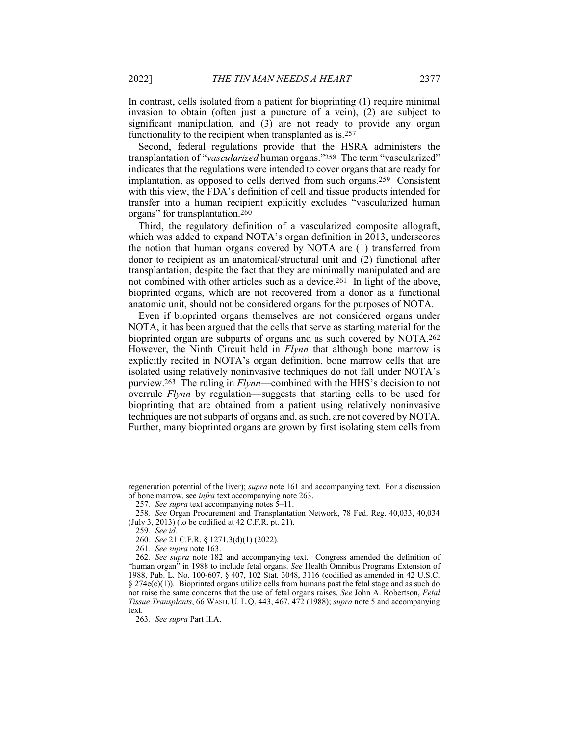In contrast, cells isolated from a patient for bioprinting (1) require minimal invasion to obtain (often just a puncture of a vein), (2) are subject to significant manipulation, and (3) are not ready to provide any organ functionality to the recipient when transplanted as is.[257]

Second, federal regulations provide that the HSRA administers the transplantation of "*vascularized* human organs."[258] The term "vascularized" indicates that the regulations were intended to cover organs that are ready for implantation, as opposed to cells derived from such organs.[259] Consistent with this view, the FDA's definition of cell and tissue products intended for transfer into a human recipient explicitly excludes "vascularized human organs" for transplantation.[260]

Third, the regulatory definition of a vascularized composite allograft, which was added to expand NOTA's organ definition in 2013, underscores the notion that human organs covered by NOTA are (1) transferred from donor to recipient as an anatomical/structural unit and (2) functional after transplantation, despite the fact that they are minimally manipulated and are not combined with other articles such as a device.[261] In light of the above, bioprinted organs, which are not recovered from a donor as a functional anatomic unit, should not be considered organs for the purposes of NOTA.

Even if bioprinted organs themselves are not considered organs under NOTA, it has been argued that the cells that serve as starting material for the bioprinted organ are subparts of organs and as such covered by NOTA.[262] However, the Ninth Circuit held in *Flynn* that although bone marrow is explicitly recited in NOTA's organ definition, bone marrow cells that are isolated using relatively noninvasive techniques do not fall under NOTA's purview.[263] The ruling in *Flynn*—combined with the HHS's decision to not overrule *Flynn* by regulation—suggests that starting cells to be used for bioprinting that are obtained from a patient using relatively noninvasive techniques are not subparts of organs and, as such, are not covered by NOTA. Further, many bioprinted organs are grown by first isolating stem cells from

---

regeneration potential of the liver); *supra* note 161 and accompanying text. For a discussion of bone marrow, see *infra* text accompanying note 263.

257. *See supra* text accompanying notes 5–11.

258. *See* Organ Procurement and Transplantation Network, 78 Fed. Reg. 40,033, 40,034 (July 3, 2013) (to be codified at 42 C.F.R. pt. 21).

259. *See id.*

260. *See* 21 C.F.R. § 1271.3(d)(1) (2022).

261. *See supra* note 163.

262. *See supra* note 182 and accompanying text. Congress amended the definition of "human organ" in 1988 to include fetal organs. *See* Health Omnibus Programs Extension of 1988, Pub. L. No. 100-607, § 407, 102 Stat. 3048, 3116 (codified as amended in 42 U.S.C. § 274e(c)(1)). Bioprinted organs utilize cells from humans past the fetal stage and as such do not raise the same concerns that the use of fetal organs raises. *See* John A. Robertson, *Fetal Tissue Transplants*, 66 WASH. U. L.Q. 443, 467, 472 (1988); *supra* note 5 and accompanying text.

263. *See supra* Part II.A.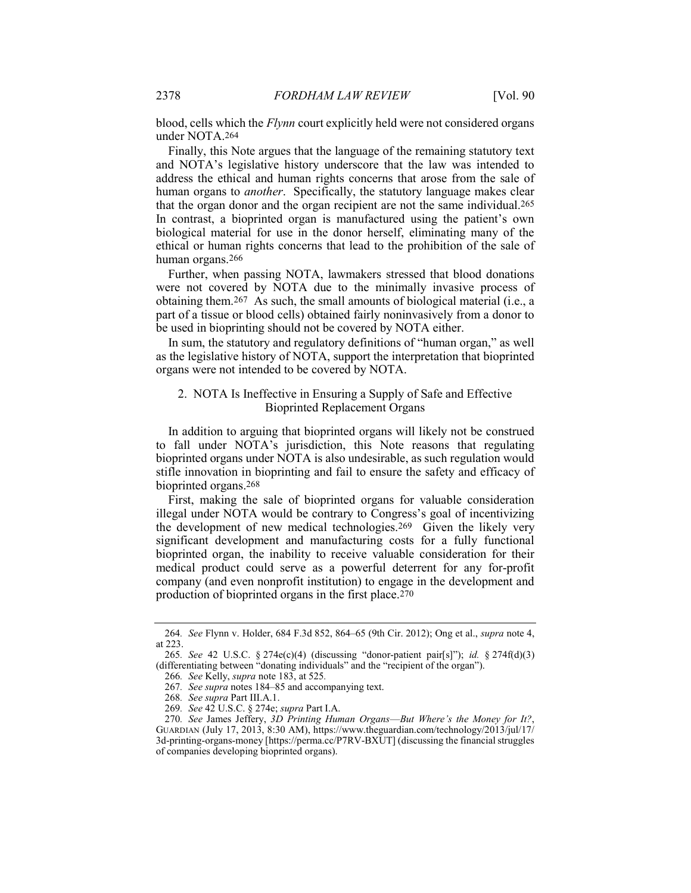blood, cells which the *Flynn* court explicitly held were not considered organs under NOTA.[264]

Finally, this Note argues that the language of the remaining statutory text and NOTA's legislative history underscore that the law was intended to address the ethical and human rights concerns that arose from the sale of human organs to *another*. Specifically, the statutory language makes clear that the organ donor and the organ recipient are not the same individual.[265] In contrast, a bioprinted organ is manufactured using the patient's own biological material for use in the donor herself, eliminating many of the ethical or human rights concerns that lead to the prohibition of the sale of human organs.[266]

Further, when passing NOTA, lawmakers stressed that blood donations were not covered by NOTA due to the minimally invasive process of obtaining them.[267] As such, the small amounts of biological material (i.e., a part of a tissue or blood cells) obtained fairly noninvasively from a donor to be used in bioprinting should not be covered by NOTA either.

In sum, the statutory and regulatory definitions of "human organ," as well as the legislative history of NOTA, support the interpretation that bioprinted organs were not intended to be covered by NOTA.

### 2. NOTA Is Ineffective in Ensuring a Supply of Safe and Effective Bioprinted Replacement Organs

In addition to arguing that bioprinted organs will likely not be construed to fall under NOTA's jurisdiction, this Note reasons that regulating bioprinted organs under NOTA is also undesirable, as such regulation would stifle innovation in bioprinting and fail to ensure the safety and efficacy of bioprinted organs.[268]

First, making the sale of bioprinted organs for valuable consideration illegal under NOTA would be contrary to Congress's goal of incentivizing the development of new medical technologies.[269] Given the likely very significant development and manufacturing costs for a fully functional bioprinted organ, the inability to receive valuable consideration for their medical product could serve as a powerful deterrent for any for-profit company (and even nonprofit institution) to engage in the development and production of bioprinted organs in the first place.[270]

---

264. *See* Flynn v. Holder, 684 F.3d 852, 864–65 (9th Cir. 2012); Ong et al., *supra* note 4, at 223.

265. *See* 42 U.S.C. § 274e(c)(4) (discussing "donor-patient pair[s]"); *id.* § 274f(d)(3) (differentiating between "donating individuals" and the "recipient of the organ").

266. *See* Kelly, *supra* note 183, at 525.

267. *See supra* notes 184–85 and accompanying text.

268. *See supra* Part III.A.1.

269. *See* 42 U.S.C. § 274e; *supra* Part I.A.

270. *See* James Jeffery, *3D Printing Human Organs—But Where's the Money for It?*, GUARDIAN (July 17, 2013, 8:30 AM), https://www.theguardian.com/technology/2013/jul/17/3d-printing-organs-money [https://perma.cc/P7RV-BXUT] (discussing the financial struggles of companies developing bioprinted organs).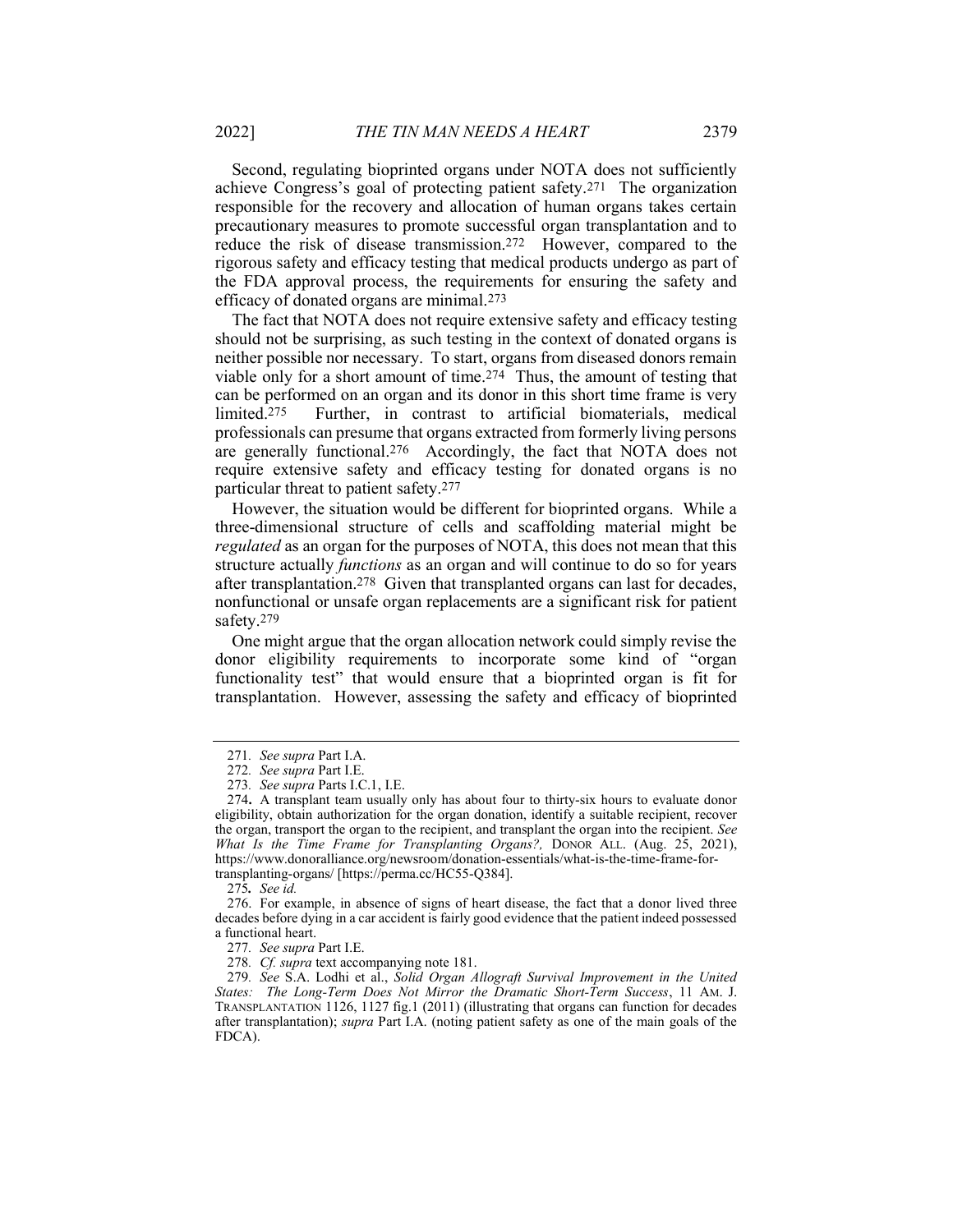Second, regulating bioprinted organs under NOTA does not sufficiently achieve Congress's goal of protecting patient safety.[271] The organization responsible for the recovery and allocation of human organs takes certain precautionary measures to promote successful organ transplantation and to reduce the risk of disease transmission.[272] However, compared to the rigorous safety and efficacy testing that medical products undergo as part of the FDA approval process, the requirements for ensuring the safety and efficacy of donated organs are minimal.[273]

The fact that NOTA does not require extensive safety and efficacy testing should not be surprising, as such testing in the context of donated organs is neither possible nor necessary. To start, organs from diseased donors remain viable only for a short amount of time.[274] Thus, the amount of testing that can be performed on an organ and its donor in this short time frame is very limited.[275] Further, in contrast to artificial biomaterials, medical professionals can presume that organs extracted from formerly living persons are generally functional.[276] Accordingly, the fact that NOTA does not require extensive safety and efficacy testing for donated organs is no particular threat to patient safety.[277]

However, the situation would be different for bioprinted organs. While a three-dimensional structure of cells and scaffolding material might be *regulated* as an organ for the purposes of NOTA, this does not mean that this structure actually *functions* as an organ and will continue to do so for years after transplantation.[278] Given that transplanted organs can last for decades, nonfunctional or unsafe organ replacements are a significant risk for patient safety.[279]

One might argue that the organ allocation network could simply revise the donor eligibility requirements to incorporate some kind of "organ functionality test" that would ensure that a bioprinted organ is fit for transplantation. However, assessing the safety and efficacy of bioprinted

---

271. *See supra* Part I.A.

272. *See supra* Part I.E.

273. *See supra* Parts I.C.1, I.E.

274. A transplant team usually only has about four to thirty-six hours to evaluate donor eligibility, obtain authorization for the organ donation, identify a suitable recipient, recover the organ, transport the organ to the recipient, and transplant the organ into the recipient. *See What Is the Time Frame for Transplanting Organs?*, DONOR ALL. (Aug. 25, 2021), https://www.donoralliance.org/newsroom/donation-essentials/what-is-the-time-frame-for-transplanting-organs/ [https://perma.cc/HC55-Q384].

275. *See id.*

276. For example, in absence of signs of heart disease, the fact that a donor lived three decades before dying in a car accident is fairly good evidence that the patient indeed possessed a functional heart.

277. *See supra* Part I.E.

278. *Cf. supra* text accompanying note 181.

279. *See* S.A. Lodhi et al., *Solid Organ Allograft Survival Improvement in the United States: The Long-Term Does Not Mirror the Dramatic Short-Term Success*, 11 AM. J. TRANSPLANTATION 1126, 1127 fig.1 (2011) (illustrating that organs can function for decades after transplantation); *supra* Part I.A. (noting patient safety as one of the main goals of the FDCA).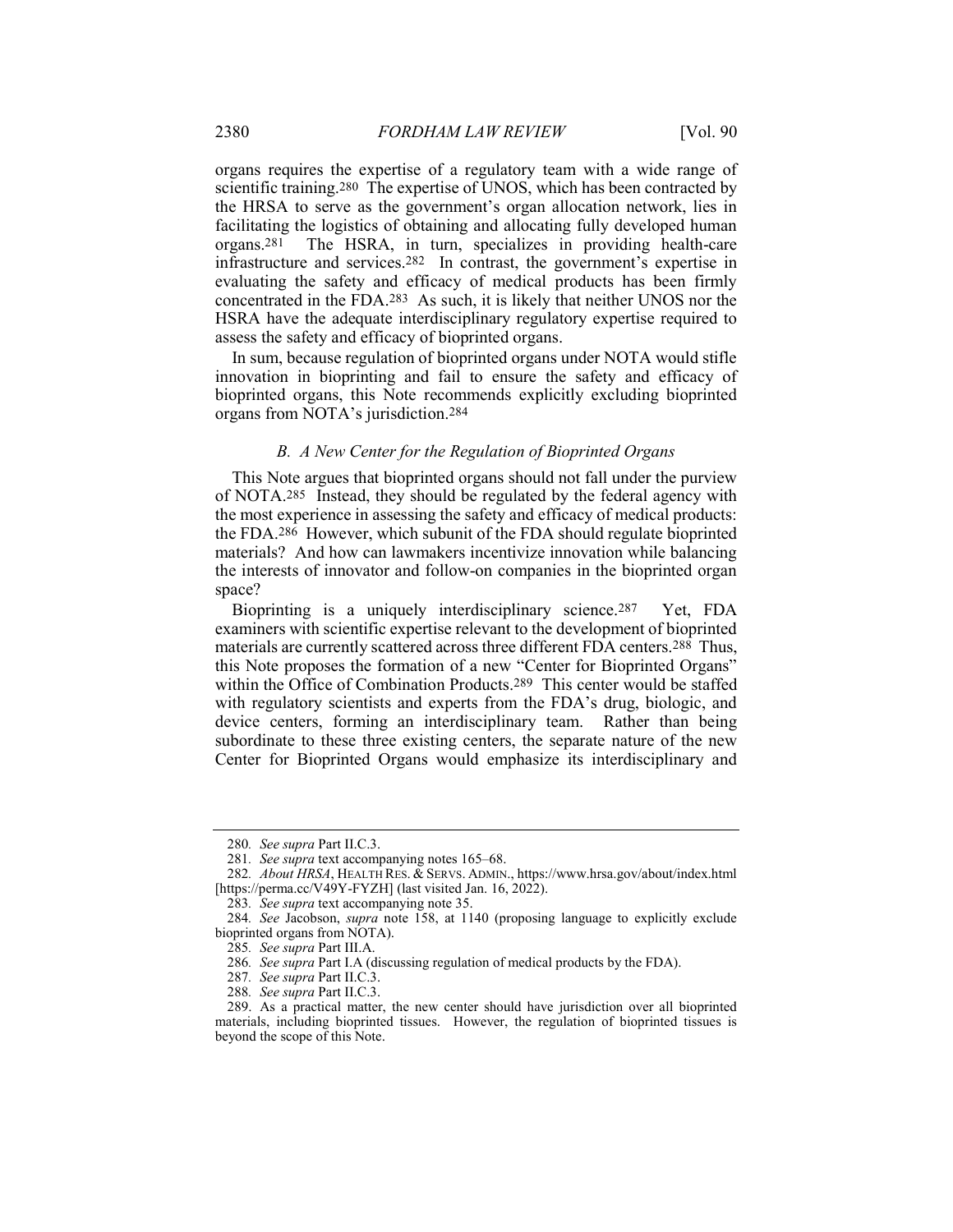organs requires the expertise of a regulatory team with a wide range of scientific training.[280] The expertise of UNOS, which has been contracted by the HRSA to serve as the government's organ allocation network, lies in facilitating the logistics of obtaining and allocating fully developed human organs.[281] The HSRA, in turn, specializes in providing health-care infrastructure and services.[282] In contrast, the government's expertise in evaluating the safety and efficacy of medical products has been firmly concentrated in the FDA.[283] As such, it is likely that neither UNOS nor the HSRA have the adequate interdisciplinary regulatory expertise required to assess the safety and efficacy of bioprinted organs.

In sum, because regulation of bioprinted organs under NOTA would stifle innovation in bioprinting and fail to ensure the safety and efficacy of bioprinted organs, this Note recommends explicitly excluding bioprinted organs from NOTA's jurisdiction.[284]

### *B. A New Center for the Regulation of Bioprinted Organs*

This Note argues that bioprinted organs should not fall under the purview of NOTA.[285] Instead, they should be regulated by the federal agency with the most experience in assessing the safety and efficacy of medical products: the FDA.[286] However, which subunit of the FDA should regulate bioprinted materials? And how can lawmakers incentivize innovation while balancing the interests of innovator and follow-on companies in the bioprinted organ space?

Bioprinting is a uniquely interdisciplinary science.[287] Yet, FDA examiners with scientific expertise relevant to the development of bioprinted materials are currently scattered across three different FDA centers.[288] Thus, this Note proposes the formation of a new "Center for Bioprinted Organs" within the Office of Combination Products.[289] This center would be staffed with regulatory scientists and experts from the FDA's drug, biologic, and device centers, forming an interdisciplinary team. Rather than being subordinate to these three existing centers, the separate nature of the new Center for Bioprinted Organs would emphasize its interdisciplinary and

---

280. *See supra* Part II.C.3.

281. *See supra* text accompanying notes 165–68.

282. *About HRSA*, HEALTH RES. & SERVS. ADMIN., https://www.hrsa.gov/about/index.html [https://perma.cc/V49Y-FYZH] (last visited Jan. 16, 2022).

283. *See supra* text accompanying note 35.

284. *See* Jacobson, *supra* note 158, at 1140 (proposing language to explicitly exclude bioprinted organs from NOTA).

285. *See supra* Part III.A.

286. *See supra* Part I.A (discussing regulation of medical products by the FDA).

287. *See supra* Part II.C.3.

288. *See supra* Part II.C.3.

289. As a practical matter, the new center should have jurisdiction over all bioprinted materials, including bioprinted tissues. However, the regulation of bioprinted tissues is beyond the scope of this Note.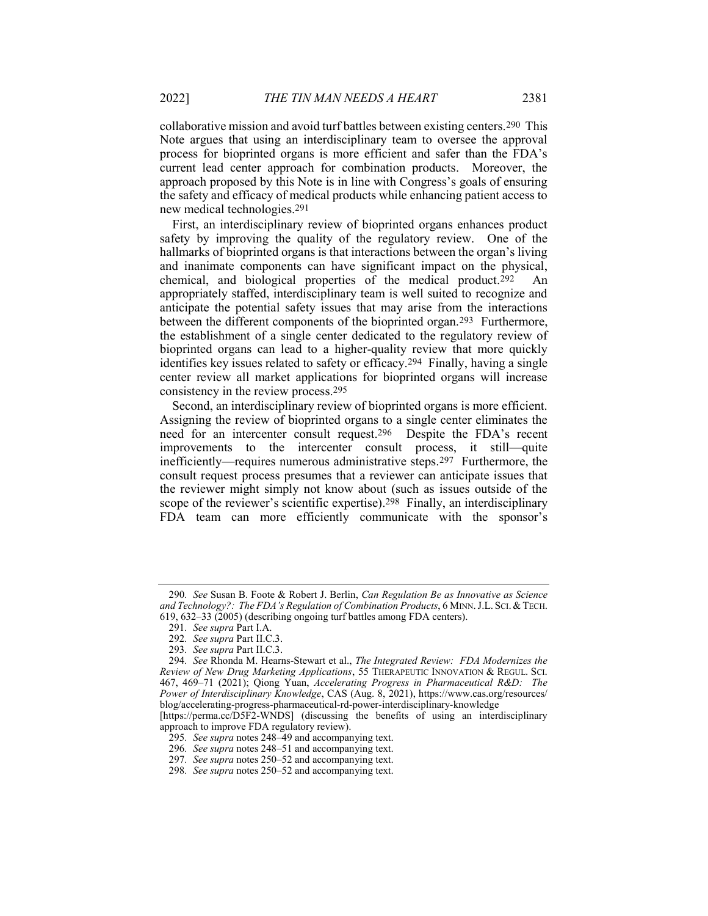collaborative mission and avoid turf battles between existing centers.[290] This Note argues that using an interdisciplinary team to oversee the approval process for bioprinted organs is more efficient and safer than the FDA's current lead center approach for combination products. Moreover, the approach proposed by this Note is in line with Congress's goals of ensuring the safety and efficacy of medical products while enhancing patient access to new medical technologies.[291]

First, an interdisciplinary review of bioprinted organs enhances product safety by improving the quality of the regulatory review. One of the hallmarks of bioprinted organs is that interactions between the organ's living and inanimate components can have significant impact on the physical, chemical, and biological properties of the medical product.[292] An appropriately staffed, interdisciplinary team is well suited to recognize and anticipate the potential safety issues that may arise from the interactions between the different components of the bioprinted organ.[293] Furthermore, the establishment of a single center dedicated to the regulatory review of bioprinted organs can lead to a higher-quality review that more quickly identifies key issues related to safety or efficacy.[294] Finally, having a single center review all market applications for bioprinted organs will increase consistency in the review process.[295]

Second, an interdisciplinary review of bioprinted organs is more efficient. Assigning the review of bioprinted organs to a single center eliminates the need for an intercenter consult request.[296] Despite the FDA's recent improvements to the intercenter consult process, it still—quite inefficiently—requires numerous administrative steps.[297] Furthermore, the consult request process presumes that a reviewer can anticipate issues that the reviewer might simply not know about (such as issues outside of the scope of the reviewer's scientific expertise).[298] Finally, an interdisciplinary FDA team can more efficiently communicate with the sponsor's

---

290. *See* Susan B. Foote & Robert J. Berlin, *Can Regulation Be as Innovative as Science and Technology?: The FDA's Regulation of Combination Products*, 6 MINN. J.L. SCI. & TECH. 619, 632–33 (2005) (describing ongoing turf battles among FDA centers).

291. *See supra* Part I.A.

292. *See supra* Part II.C.3.

293. *See supra* Part II.C.3.

294. *See* Rhonda M. Hearns-Stewart et al., *The Integrated Review: FDA Modernizes the Review of New Drug Marketing Applications*, 55 THERAPEUTIC INNOVATION & REGUL. SCI. 467, 469–71 (2021); Qiong Yuan, *Accelerating Progress in Pharmaceutical R&D: The Power of Interdisciplinary Knowledge*, CAS (Aug. 8, 2021), https://www.cas.org/resources/blog/accelerating-progress-pharmaceutical-rd-power-interdisciplinary-knowledge [https://perma.cc/D5F2-WNDS] (discussing the benefits of using an interdisciplinary approach to improve FDA regulatory review).

295. *See supra* notes 248–49 and accompanying text.

296. *See supra* notes 248–51 and accompanying text.

297. *See supra* notes 250–52 and accompanying text.

298. *See supra* notes 250–52 and accompanying text.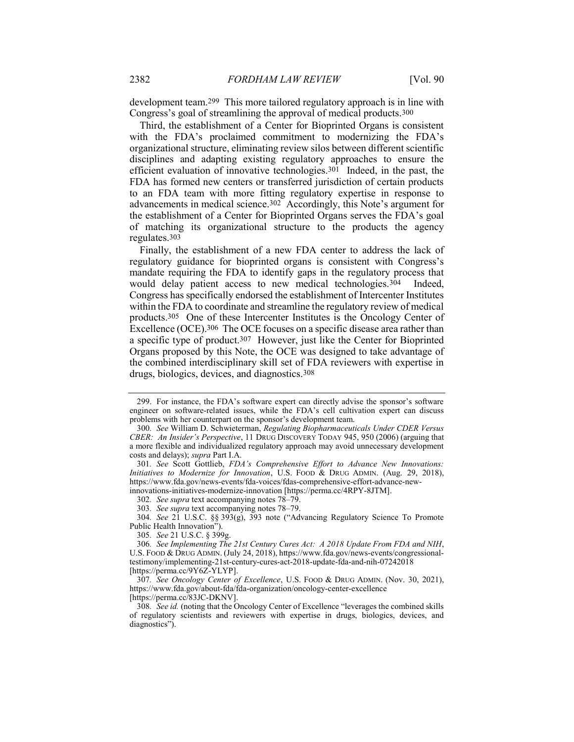development team.[299] This more tailored regulatory approach is in line with Congress's goal of streamlining the approval of medical products.[300]

Third, the establishment of a Center for Bioprinted Organs is consistent with the FDA's proclaimed commitment to modernizing the FDA's organizational structure, eliminating review silos between different scientific disciplines and adapting existing regulatory approaches to ensure the efficient evaluation of innovative technologies.[301] Indeed, in the past, the FDA has formed new centers or transferred jurisdiction of certain products to an FDA team with more fitting regulatory expertise in response to advancements in medical science.[302] Accordingly, this Note's argument for the establishment of a Center for Bioprinted Organs serves the FDA's goal of matching its organizational structure to the products the agency regulates.[303]

Finally, the establishment of a new FDA center to address the lack of regulatory guidance for bioprinted organs is consistent with Congress's mandate requiring the FDA to identify gaps in the regulatory process that would delay patient access to new medical technologies.[304] Indeed, Congress has specifically endorsed the establishment of Intercenter Institutes within the FDA to coordinate and streamline the regulatory review of medical products.[305] One of these Intercenter Institutes is the Oncology Center of Excellence (OCE).[306] The OCE focuses on a specific disease area rather than a specific type of product.[307] However, just like the Center for Bioprinted Organs proposed by this Note, the OCE was designed to take advantage of the combined interdisciplinary skill set of FDA reviewers with expertise in drugs, biologics, devices, and diagnostics.[308]

---

299. For instance, the FDA's software expert can directly advise the sponsor's software engineer on software-related issues, while the FDA's cell cultivation expert can discuss problems with her counterpart on the sponsor's development team.

300. *See* William D. Schwieterman, *Regulating Biopharmaceuticals Under CDER Versus CBER: An Insider's Perspective*, 11 DRUG DISCOVERY TODAY 945, 950 (2006) (arguing that a more flexible and individualized regulatory approach may avoid unnecessary development costs and delays); *supra* Part I.A.

301. *See* Scott Gottlieb, *FDA's Comprehensive Effort to Advance New Innovations: Initiatives to Modernize for Innovation*, U.S. FOOD & DRUG ADMIN. (Aug. 29, 2018), https://www.fda.gov/news-events/fda-voices/fdas-comprehensive-effort-advance-new-innovations-initiatives-modernize-innovation [https://perma.cc/4RPY-8JTM].

302. *See supra* text accompanying notes 78–79.

303. *See supra* text accompanying notes 78–79.

304. *See* 21 U.S.C. §§ 393(g), 393 note ("Advancing Regulatory Science To Promote Public Health Innovation").

305. *See* 21 U.S.C. § 399g.

306. *See Implementing The 21st Century Cures Act: A 2018 Update From FDA and NIH*, U.S. FOOD & DRUG ADMIN. (July 24, 2018), https://www.fda.gov/news-events/congressional-testimony/implementing-21st-century-cures-act-2018-update-fda-and-nih-07242018 [https://perma.cc/9Y6Z-YLYP].

307. *See Oncology Center of Excellence*, U.S. FOOD & DRUG ADMIN. (Nov. 30, 2021), https://www.fda.gov/about-fda/fda-organization/oncology-center-excellence [https://perma.cc/83JC-DKNV].

308. *See id.* (noting that the Oncology Center of Excellence "leverages the combined skills of regulatory scientists and reviewers with expertise in drugs, biologics, devices, and diagnostics").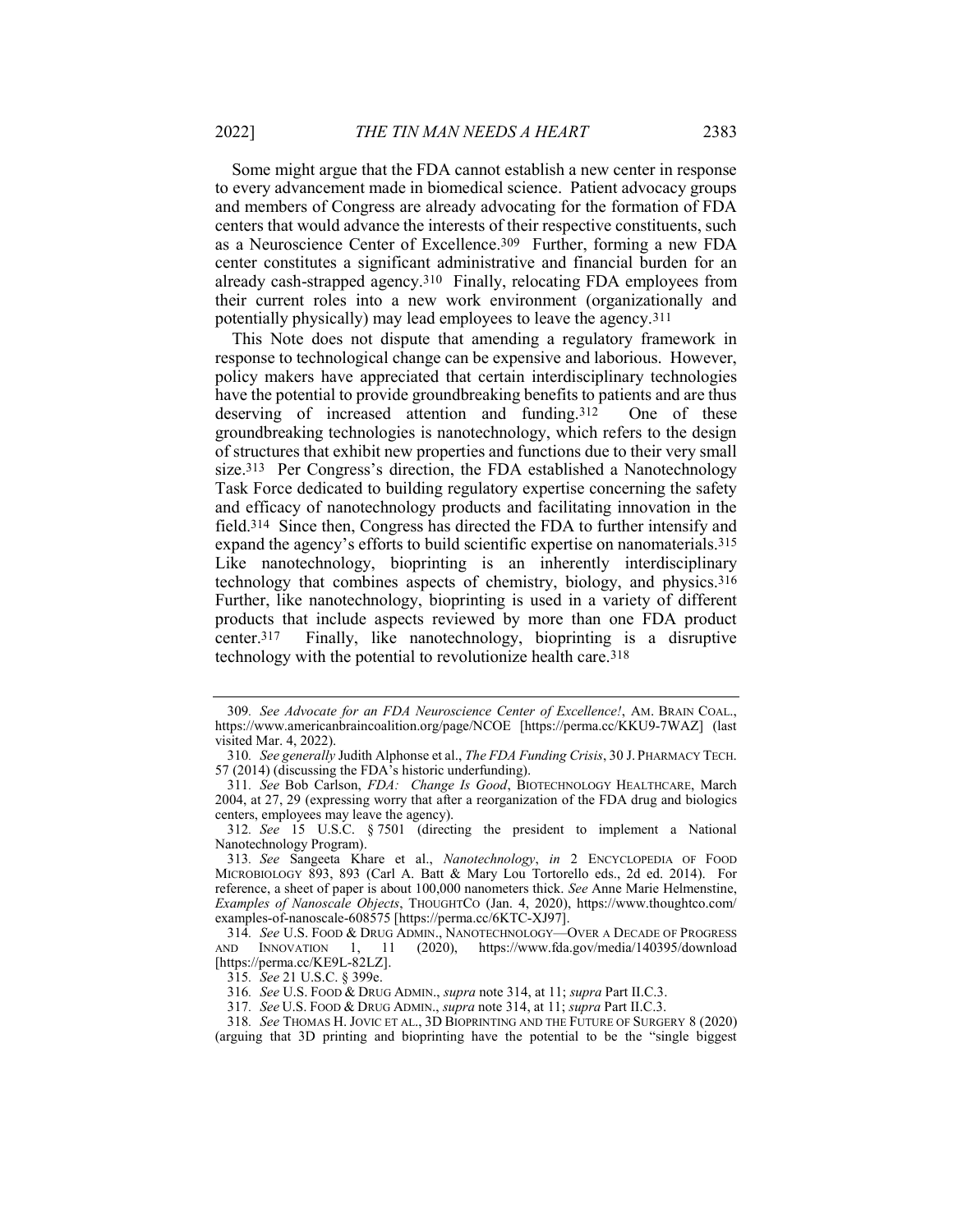Some might argue that the FDA cannot establish a new center in response to every advancement made in biomedical science. Patient advocacy groups and members of Congress are already advocating for the formation of FDA centers that would advance the interests of their respective constituents, such as a Neuroscience Center of Excellence.[309] Further, forming a new FDA center constitutes a significant administrative and financial burden for an already cash-strapped agency.[310] Finally, relocating FDA employees from their current roles into a new work environment (organizationally and potentially physically) may lead employees to leave the agency.[311]

This Note does not dispute that amending a regulatory framework in response to technological change can be expensive and laborious. However, policy makers have appreciated that certain interdisciplinary technologies have the potential to provide groundbreaking benefits to patients and are thus deserving of increased attention and funding.[312] One of these groundbreaking technologies is nanotechnology, which refers to the design of structures that exhibit new properties and functions due to their very small size.[313] Per Congress's direction, the FDA established a Nanotechnology Task Force dedicated to building regulatory expertise concerning the safety and efficacy of nanotechnology products and facilitating innovation in the field.[314] Since then, Congress has directed the FDA to further intensify and expand the agency's efforts to build scientific expertise on nanomaterials.[315] Like nanotechnology, bioprinting is an inherently interdisciplinary technology that combines aspects of chemistry, biology, and physics.[316] Further, like nanotechnology, bioprinting is used in a variety of different products that include aspects reviewed by more than one FDA product center.[317] Finally, like nanotechnology, bioprinting is a disruptive technology with the potential to revolutionize health care.[318]

---

309. *See Advocate for an FDA Neuroscience Center of Excellence!*, AM. BRAIN COAL., https://www.americanbraincoalition.org/page/NCOE [https://perma.cc/KKU9-7WAZ] (last visited Mar. 4, 2022).

310. *See generally* Judith Alphonse et al., *The FDA Funding Crisis*, 30 J. PHARMACY TECH. 57 (2014) (discussing the FDA's historic underfunding).

311. *See* Bob Carlson, *FDA: Change Is Good*, BIOTECHNOLOGY HEALTHCARE, March 2004, at 27, 29 (expressing worry that after a reorganization of the FDA drug and biologics centers, employees may leave the agency).

312. *See* 15 U.S.C. § 7501 (directing the president to implement a National Nanotechnology Program).

313. *See* Sangeeta Khare et al., *Nanotechnology*, *in* 2 ENCYCLOPEDIA OF FOOD MICROBIOLOGY 893, 893 (Carl A. Batt & Mary Lou Tortorello eds., 2d ed. 2014). For reference, a sheet of paper is about 100,000 nanometers thick. *See* Anne Marie Helmenstine, *Examples of Nanoscale Objects*, THOUGHTCO (Jan. 4, 2020), https://www.thoughtco.com/examples-of-nanoscale-608575 [https://perma.cc/6KTC-XJ97].

314. *See* U.S. FOOD & DRUG ADMIN., NANOTECHNOLOGY—OVER A DECADE OF PROGRESS AND INNOVATION 1, 11 (2020), https://www.fda.gov/media/140395/download [https://perma.cc/KE9L-82LZ].

315. *See* 21 U.S.C. § 399e.

316. *See* U.S. FOOD & DRUG ADMIN., *supra* note 314, at 11; *supra* Part II.C.3.

317. *See* U.S. FOOD & DRUG ADMIN., *supra* note 314, at 11; *supra* Part II.C.3.

318. *See* THOMAS H. JOVIC ET AL., 3D BIOPRINTING AND THE FUTURE OF SURGERY 8 (2020) (arguing that 3D printing and bioprinting have the potential to be the "single biggest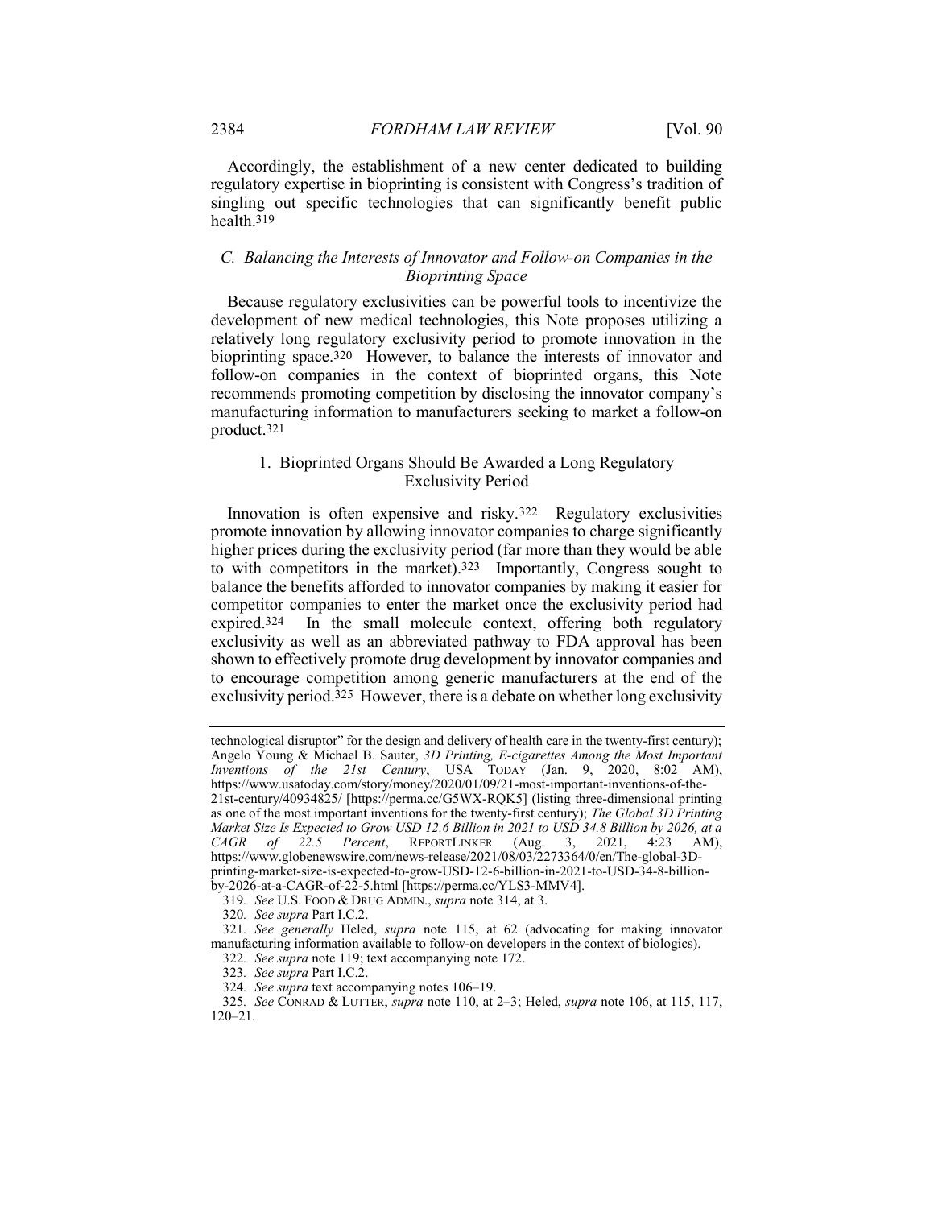Accordingly, the establishment of a new center dedicated to building regulatory expertise in bioprinting is consistent with Congress's tradition of singling out specific technologies that can significantly benefit public health.[319]

### *C. Balancing the Interests of Innovator and Follow-on Companies in the Bioprinting Space*

Because regulatory exclusivities can be powerful tools to incentivize the development of new medical technologies, this Note proposes utilizing a relatively long regulatory exclusivity period to promote innovation in the bioprinting space.[320] However, to balance the interests of innovator and follow-on companies in the context of bioprinted organs, this Note recommends promoting competition by disclosing the innovator company's manufacturing information to manufacturers seeking to market a follow-on product.[321]

#### 1. Bioprinted Organs Should Be Awarded a Long Regulatory Exclusivity Period

Innovation is often expensive and risky.[322] Regulatory exclusivities promote innovation by allowing innovator companies to charge significantly higher prices during the exclusivity period (far more than they would be able to with competitors in the market).[323] Importantly, Congress sought to balance the benefits afforded to innovator companies by making it easier for competitor companies to enter the market once the exclusivity period had expired.[324] In the small molecule context, offering both regulatory exclusivity as well as an abbreviated pathway to FDA approval has been shown to effectively promote drug development by innovator companies and to encourage competition among generic manufacturers at the end of the exclusivity period.[325] However, there is a debate on whether long exclusivity

---

technological disruptor" for the design and delivery of health care in the twenty-first century); Angelo Young & Michael B. Sauter, *3D Printing, E-cigarettes Among the Most Important Inventions of the 21st Century*, USA TODAY (Jan. 9, 2020, 8:02 AM), https://www.usatoday.com/story/money/2020/01/09/21-most-important-inventions-of-the-21st-century/40934825/ [https://perma.cc/G5WX-RQK5] (listing three-dimensional printing as one of the most important inventions for the twenty-first century); *The Global 3D Printing Market Size Is Expected to Grow USD 12.6 Billion in 2021 to USD 34.8 Billion by 2026, at a CAGR of 22.5 Percent*, REPORTLINKER (Aug. 3, 2021, 4:23 AM), https://www.globenewswire.com/news-release/2021/08/03/2273364/0/en/The-global-3D-printing-market-size-is-expected-to-grow-USD-12-6-billion-in-2021-to-USD-34-8-billion-by-2026-at-a-CAGR-of-22-5.html [https://perma.cc/YLS3-MMV4].

319. *See* U.S. FOOD & DRUG ADMIN., *supra* note 314, at 3.

320. *See supra* Part I.C.2.

321. *See generally* Heled, *supra* note 115, at 62 (advocating for making innovator manufacturing information available to follow-on developers in the context of biologics).

322. *See supra* note 119; text accompanying note 172.

323. *See supra* Part I.C.2.

324. *See supra* text accompanying notes 106–19.

325. *See* CONRAD & LUTTER, *supra* note 110, at 2–3; Heled, *supra* note 106, at 115, 117, 120–21.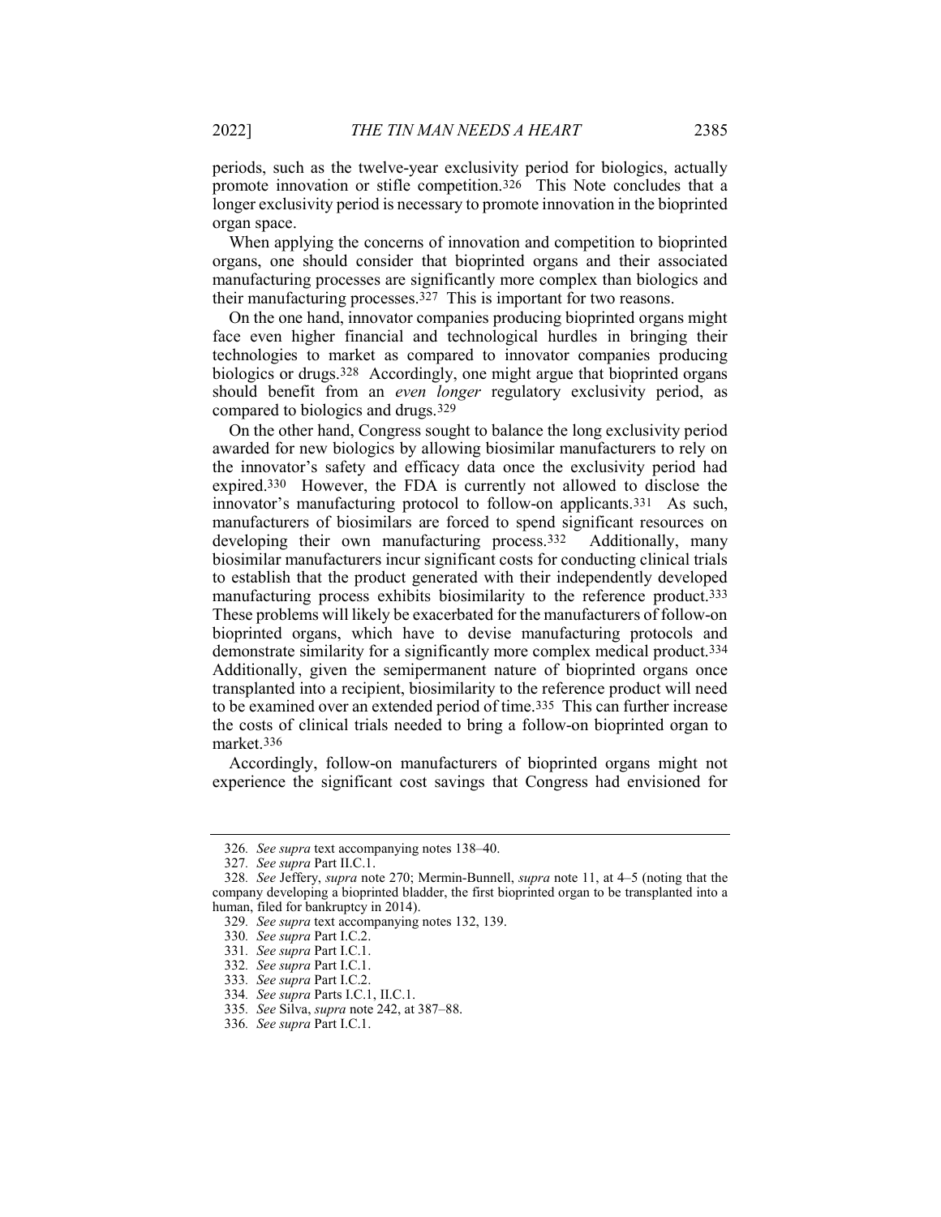periods, such as the twelve-year exclusivity period for biologics, actually promote innovation or stifle competition.[326] This Note concludes that a longer exclusivity period is necessary to promote innovation in the bioprinted organ space.

When applying the concerns of innovation and competition to bioprinted organs, one should consider that bioprinted organs and their associated manufacturing processes are significantly more complex than biologics and their manufacturing processes.[327] This is important for two reasons.

On the one hand, innovator companies producing bioprinted organs might face even higher financial and technological hurdles in bringing their technologies to market as compared to innovator companies producing biologics or drugs.[328] Accordingly, one might argue that bioprinted organs should benefit from an *even longer* regulatory exclusivity period, as compared to biologics and drugs.[329]

On the other hand, Congress sought to balance the long exclusivity period awarded for new biologics by allowing biosimilar manufacturers to rely on the innovator's safety and efficacy data once the exclusivity period had expired.[330] However, the FDA is currently not allowed to disclose the innovator's manufacturing protocol to follow-on applicants.[331] As such, manufacturers of biosimilars are forced to spend significant resources on developing their own manufacturing process.[332] Additionally, many biosimilar manufacturers incur significant costs for conducting clinical trials to establish that the product generated with their independently developed manufacturing process exhibits biosimilarity to the reference product.[333] These problems will likely be exacerbated for the manufacturers of follow-on bioprinted organs, which have to devise manufacturing protocols and demonstrate similarity for a significantly more complex medical product.[334] Additionally, given the semipermanent nature of bioprinted organs once transplanted into a recipient, biosimilarity to the reference product will need to be examined over an extended period of time.[335] This can further increase the costs of clinical trials needed to bring a follow-on bioprinted organ to market.[336]

Accordingly, follow-on manufacturers of bioprinted organs might not experience the significant cost savings that Congress had envisioned for

---

326. *See supra* text accompanying notes 138–40.

327. *See supra* Part II.C.1.

328. *See* Jeffery, *supra* note 270; Mermin-Bunnell, *supra* note 11, at 4–5 (noting that the company developing a bioprinted bladder, the first bioprinted organ to be transplanted into a human, filed for bankruptcy in 2014).

329. *See supra* text accompanying notes 132, 139.

330. *See supra* Part I.C.2.

331. *See supra* Part I.C.1.

332. *See supra* Part I.C.1.

333. *See supra* Part I.C.2.

334. *See supra* Parts I.C.1, II.C.1.

335. *See* Silva, *supra* note 242, at 387–88.

336. *See supra* Part I.C.1.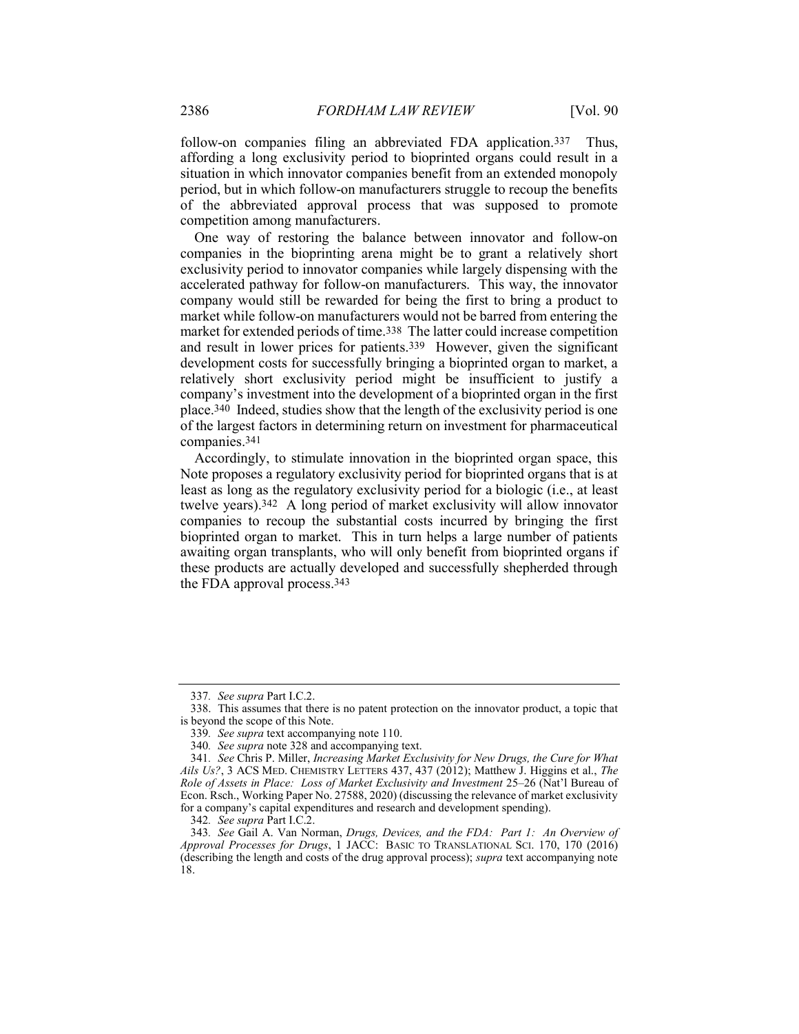follow-on companies filing an abbreviated FDA application.[337] Thus, affording a long exclusivity period to bioprinted organs could result in a situation in which innovator companies benefit from an extended monopoly period, but in which follow-on manufacturers struggle to recoup the benefits of the abbreviated approval process that was supposed to promote competition among manufacturers.

One way of restoring the balance between innovator and follow-on companies in the bioprinting arena might be to grant a relatively short exclusivity period to innovator companies while largely dispensing with the accelerated pathway for follow-on manufacturers. This way, the innovator company would still be rewarded for being the first to bring a product to market while follow-on manufacturers would not be barred from entering the market for extended periods of time.[338] The latter could increase competition and result in lower prices for patients.[339] However, given the significant development costs for successfully bringing a bioprinted organ to market, a relatively short exclusivity period might be insufficient to justify a company's investment into the development of a bioprinted organ in the first place.[340] Indeed, studies show that the length of the exclusivity period is one of the largest factors in determining return on investment for pharmaceutical companies.[341]

Accordingly, to stimulate innovation in the bioprinted organ space, this Note proposes a regulatory exclusivity period for bioprinted organs that is at least as long as the regulatory exclusivity period for a biologic (i.e., at least twelve years).[342] A long period of market exclusivity will allow innovator companies to recoup the substantial costs incurred by bringing the first bioprinted organ to market. This in turn helps a large number of patients awaiting organ transplants, who will only benefit from bioprinted organs if these products are actually developed and successfully shepherded through the FDA approval process.[343]

---

337. *See supra* Part I.C.2.

338. This assumes that there is no patent protection on the innovator product, a topic that is beyond the scope of this Note.

339. *See supra* text accompanying note 110.

340. *See supra* note 328 and accompanying text.

341. *See* Chris P. Miller, *Increasing Market Exclusivity for New Drugs, the Cure for What Ails Us?*, 3 ACS MED. CHEMISTRY LETTERS 437, 437 (2012); Matthew J. Higgins et al., *The Role of Assets in Place: Loss of Market Exclusivity and Investment* 25–26 (Nat'l Bureau of Econ. Rsch., Working Paper No. 27588, 2020) (discussing the relevance of market exclusivity for a company's capital expenditures and research and development spending).

342. *See supra* Part I.C.2.

343. *See* Gail A. Van Norman, *Drugs, Devices, and the FDA: Part 1: An Overview of Approval Processes for Drugs*, 1 JACC: BASIC TO TRANSLATIONAL SCI. 170, 170 (2016) (describing the length and costs of the drug approval process); *supra* text accompanying note 18.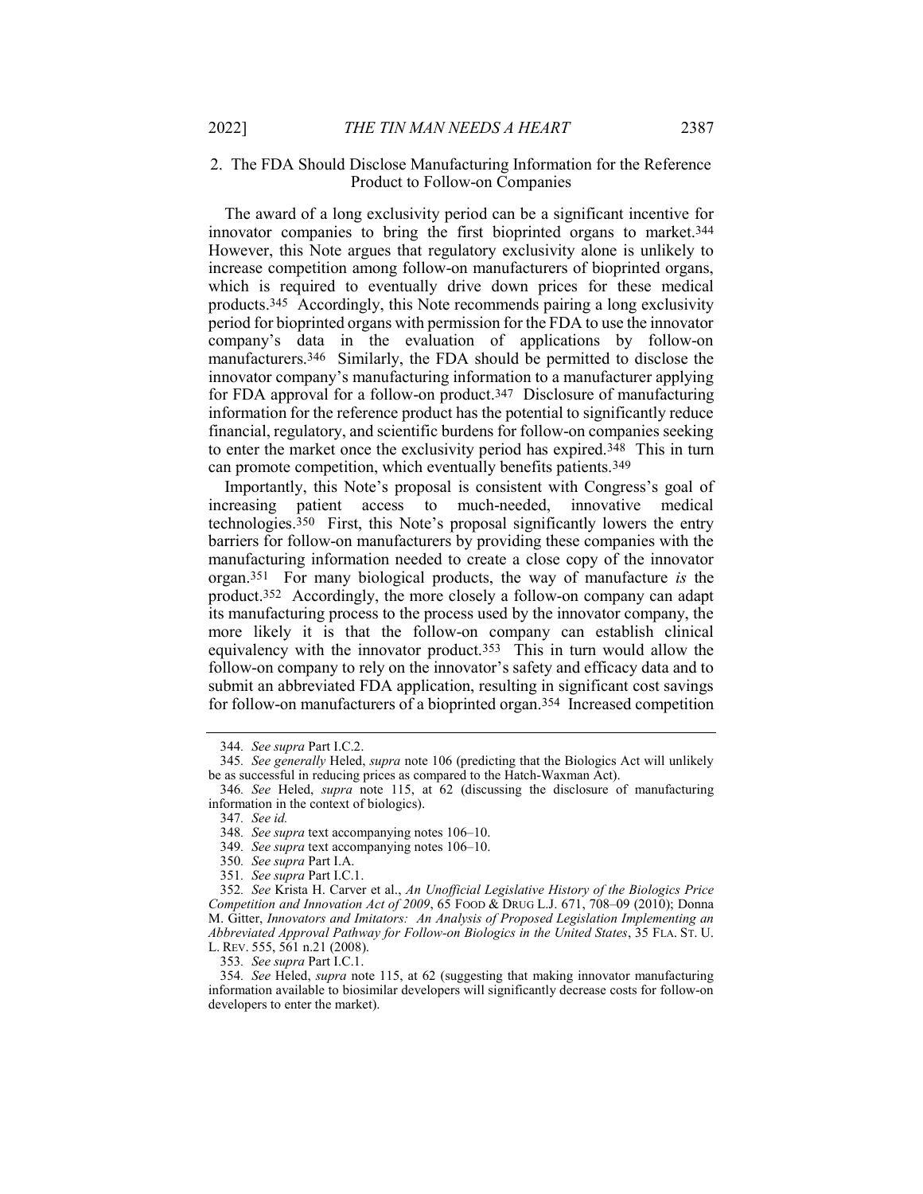### 2. The FDA Should Disclose Manufacturing Information for the Reference Product to Follow-on Companies

The award of a long exclusivity period can be a significant incentive for innovator companies to bring the first bioprinted organs to market.[344] However, this Note argues that regulatory exclusivity alone is unlikely to increase competition among follow-on manufacturers of bioprinted organs, which is required to eventually drive down prices for these medical products.[345] Accordingly, this Note recommends pairing a long exclusivity period for bioprinted organs with permission for the FDA to use the innovator company's data in the evaluation of applications by follow-on manufacturers.[346] Similarly, the FDA should be permitted to disclose the innovator company's manufacturing information to a manufacturer applying for FDA approval for a follow-on product.[347] Disclosure of manufacturing information for the reference product has the potential to significantly reduce financial, regulatory, and scientific burdens for follow-on companies seeking to enter the market once the exclusivity period has expired.[348] This in turn can promote competition, which eventually benefits patients.[349]

Importantly, this Note's proposal is consistent with Congress's goal of increasing patient access to much-needed, innovative medical technologies.[350] First, this Note's proposal significantly lowers the entry barriers for follow-on manufacturers by providing these companies with the manufacturing information needed to create a close copy of the innovator organ.[351] For many biological products, the way of manufacture *is* the product.[352] Accordingly, the more closely a follow-on company can adapt its manufacturing process to the process used by the innovator company, the more likely it is that the follow-on company can establish clinical equivalency with the innovator product.[353] This in turn would allow the follow-on company to rely on the innovator's safety and efficacy data and to submit an abbreviated FDA application, resulting in significant cost savings for follow-on manufacturers of a bioprinted organ.[354] Increased competition

---

344. *See supra* Part I.C.2.

345. *See generally* Heled, *supra* note 106 (predicting that the Biologics Act will unlikely be as successful in reducing prices as compared to the Hatch-Waxman Act).

346. *See* Heled, *supra* note 115, at 62 (discussing the disclosure of manufacturing information in the context of biologics).

347. *See id.*

348. *See supra* text accompanying notes 106–10.

349. *See supra* text accompanying notes 106–10.

350. *See supra* Part I.A.

351. *See supra* Part I.C.1.

352. *See* Krista H. Carver et al., *An Unofficial Legislative History of the Biologics Price Competition and Innovation Act of 2009*, 65 FOOD & DRUG L.J. 671, 708–09 (2010); Donna M. Gitter, *Innovators and Imitators: An Analysis of Proposed Legislation Implementing an Abbreviated Approval Pathway for Follow-on Biologics in the United States*, 35 FLA. ST. U. L. REV. 555, 561 n.21 (2008).

353. *See supra* Part I.C.1.

354. *See* Heled, *supra* note 115, at 62 (suggesting that making innovator manufacturing information available to biosimilar developers will significantly decrease costs for follow-on developers to enter the market).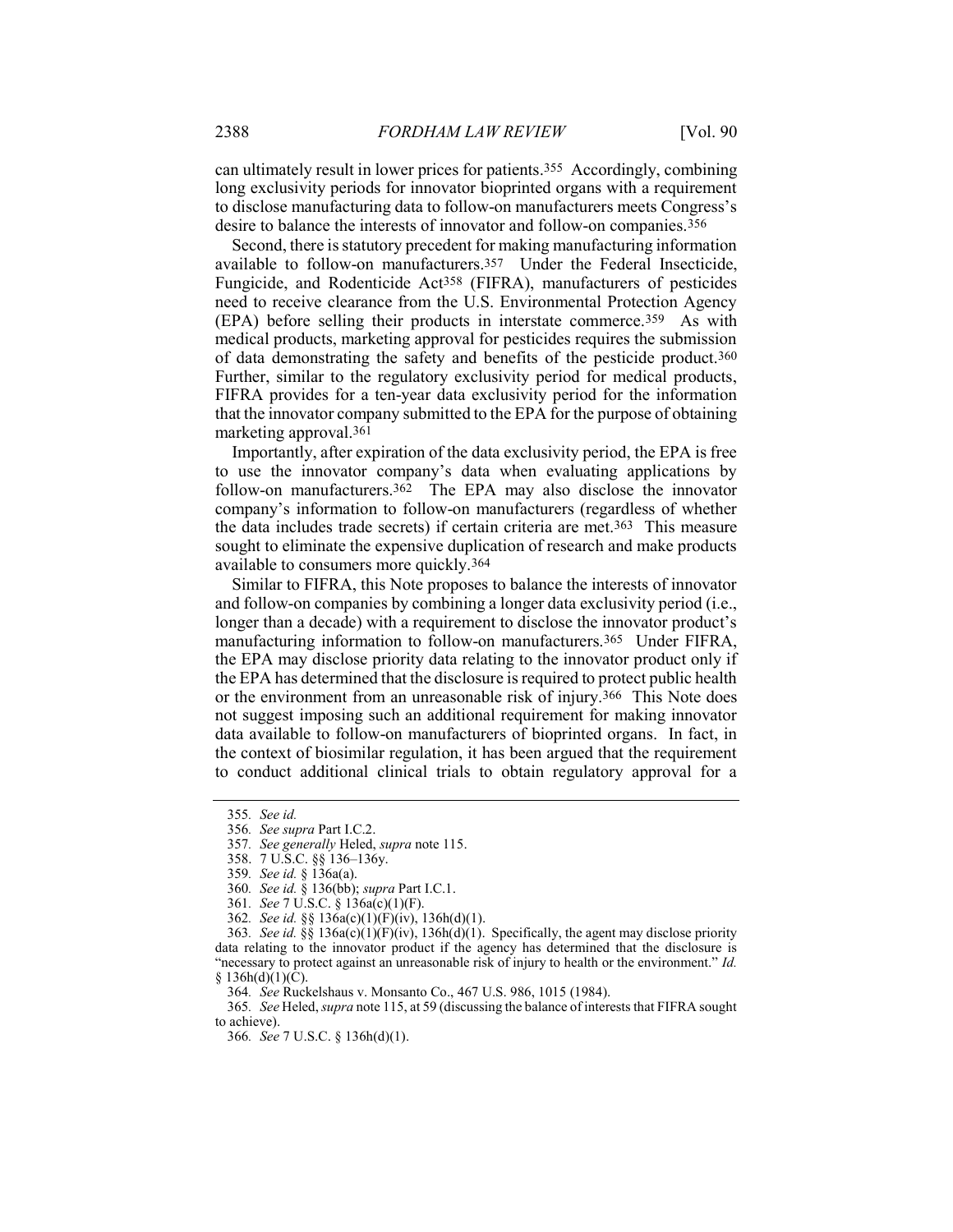can ultimately result in lower prices for patients.[355] Accordingly, combining long exclusivity periods for innovator bioprinted organs with a requirement to disclose manufacturing data to follow-on manufacturers meets Congress's desire to balance the interests of innovator and follow-on companies.[356]

Second, there is statutory precedent for making manufacturing information available to follow-on manufacturers.[357] Under the Federal Insecticide, Fungicide, and Rodenticide Act[358] (FIFRA), manufacturers of pesticides need to receive clearance from the U.S. Environmental Protection Agency (EPA) before selling their products in interstate commerce.[359] As with medical products, marketing approval for pesticides requires the submission of data demonstrating the safety and benefits of the pesticide product.[360] Further, similar to the regulatory exclusivity period for medical products, FIFRA provides for a ten-year data exclusivity period for the information that the innovator company submitted to the EPA for the purpose of obtaining marketing approval.[361]

Importantly, after expiration of the data exclusivity period, the EPA is free to use the innovator company's data when evaluating applications by follow-on manufacturers.[362] The EPA may also disclose the innovator company's information to follow-on manufacturers (regardless of whether the data includes trade secrets) if certain criteria are met.[363] This measure sought to eliminate the expensive duplication of research and make products available to consumers more quickly.[364]

Similar to FIFRA, this Note proposes to balance the interests of innovator and follow-on companies by combining a longer data exclusivity period (i.e., longer than a decade) with a requirement to disclose the innovator product's manufacturing information to follow-on manufacturers.[365] Under FIFRA, the EPA may disclose priority data relating to the innovator product only if the EPA has determined that the disclosure is required to protect public health or the environment from an unreasonable risk of injury.[366] This Note does not suggest imposing such an additional requirement for making innovator data available to follow-on manufacturers of bioprinted organs. In fact, in the context of biosimilar regulation, it has been argued that the requirement to conduct additional clinical trials to obtain regulatory approval for a

---

355. *See id.*

356. *See supra* Part I.C.2.

357. *See generally* Heled, *supra* note 115.

358. 7 U.S.C. §§ 136–136y.

359. *See id.* § 136a(a).

360. *See id.* § 136(bb); *supra* Part I.C.1.

361. *See* 7 U.S.C. § 136a(c)(1)(F).

362. *See id.* §§ 136a(c)(1)(F)(iv), 136h(d)(1).

363. *See id.* §§ 136a(c)(1)(F)(iv), 136h(d)(1). Specifically, the agent may disclose priority data relating to the innovator product if the agency has determined that the disclosure is "necessary to protect against an unreasonable risk of injury to health or the environment." *Id.* § 136h(d)(1)(C).

364. *See* Ruckelshaus v. Monsanto Co., 467 U.S. 986, 1015 (1984).

365. *See* Heled, *supra* note 115, at 59 (discussing the balance of interests that FIFRA sought to achieve).

366. *See* 7 U.S.C. § 136h(d)(1).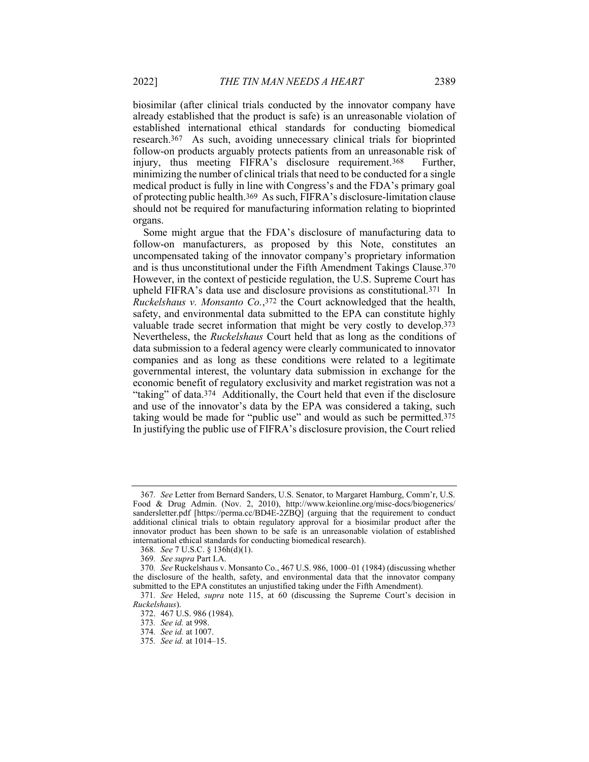biosimilar (after clinical trials conducted by the innovator company have already established that the product is safe) is an unreasonable violation of established international ethical standards for conducting biomedical research.[367] As such, avoiding unnecessary clinical trials for bioprinted follow-on products arguably protects patients from an unreasonable risk of injury, thus meeting FIFRA's disclosure requirement.[368] Further, minimizing the number of clinical trials that need to be conducted for a single medical product is fully in line with Congress's and the FDA's primary goal of protecting public health.[369] As such, FIFRA's disclosure-limitation clause should not be required for manufacturing information relating to bioprinted organs.

Some might argue that the FDA's disclosure of manufacturing data to follow-on manufacturers, as proposed by this Note, constitutes an uncompensated taking of the innovator company's proprietary information and is thus unconstitutional under the Fifth Amendment Takings Clause.[370] However, in the context of pesticide regulation, the U.S. Supreme Court has upheld FIFRA's data use and disclosure provisions as constitutional.[371] In *Ruckelshaus v. Monsanto Co.*,[372] the Court acknowledged that the health, safety, and environmental data submitted to the EPA can constitute highly valuable trade secret information that might be very costly to develop.[373] Nevertheless, the *Ruckelshaus* Court held that as long as the conditions of data submission to a federal agency were clearly communicated to innovator companies and as long as these conditions were related to a legitimate governmental interest, the voluntary data submission in exchange for the economic benefit of regulatory exclusivity and market registration was not a "taking" of data.[374] Additionally, the Court held that even if the disclosure and use of the innovator's data by the EPA was considered a taking, such taking would be made for "public use" and would as such be permitted.[375] In justifying the public use of FIFRA's disclosure provision, the Court relied

---

367. *See* Letter from Bernard Sanders, U.S. Senator, to Margaret Hamburg, Comm'r, U.S. Food & Drug Admin. (Nov. 2, 2010), http://www.keionline.org/misc-docs/biogenerics/sandersletter.pdf [https://perma.cc/BD4E-2ZBQ] (arguing that the requirement to conduct additional clinical trials to obtain regulatory approval for a biosimilar product after the innovator product has been shown to be safe is an unreasonable violation of established international ethical standards for conducting biomedical research).

368. *See* 7 U.S.C. § 136h(d)(1).

369. *See supra* Part I.A.

370. *See* Ruckelshaus v. Monsanto Co., 467 U.S. 986, 1000–01 (1984) (discussing whether the disclosure of the health, safety, and environmental data that the innovator company submitted to the EPA constitutes an unjustified taking under the Fifth Amendment).

371. *See* Heled, *supra* note 115, at 60 (discussing the Supreme Court's decision in *Ruckelshaus*).

372. 467 U.S. 986 (1984).

373. *See id.* at 998.

374. *See id.* at 1007.

375. *See id.* at 1014–15.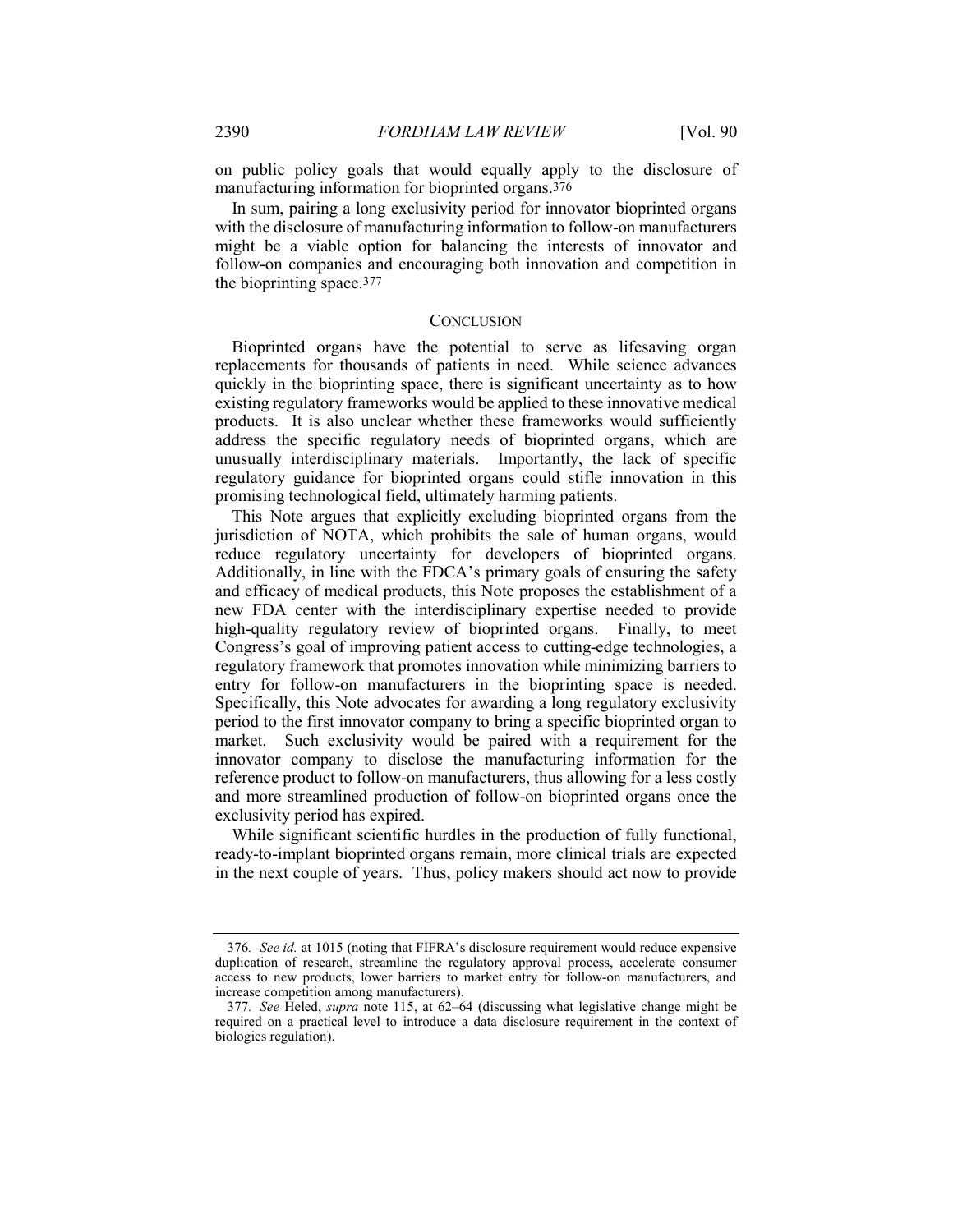on public policy goals that would equally apply to the disclosure of manufacturing information for bioprinted organs.[376]

In sum, pairing a long exclusivity period for innovator bioprinted organs with the disclosure of manufacturing information to follow-on manufacturers might be a viable option for balancing the interests of innovator and follow-on companies and encouraging both innovation and competition in the bioprinting space.[377]

## CONCLUSION

Bioprinted organs have the potential to serve as lifesaving organ replacements for thousands of patients in need. While science advances quickly in the bioprinting space, there is significant uncertainty as to how existing regulatory frameworks would be applied to these innovative medical products. It is also unclear whether these frameworks would sufficiently address the specific regulatory needs of bioprinted organs, which are unusually interdisciplinary materials. Importantly, the lack of specific regulatory guidance for bioprinted organs could stifle innovation in this promising technological field, ultimately harming patients.

This Note argues that explicitly excluding bioprinted organs from the jurisdiction of NOTA, which prohibits the sale of human organs, would reduce regulatory uncertainty for developers of bioprinted organs. Additionally, in line with the FDCA's primary goals of ensuring the safety and efficacy of medical products, this Note proposes the establishment of a new FDA center with the interdisciplinary expertise needed to provide high-quality regulatory review of bioprinted organs. Finally, to meet Congress's goal of improving patient access to cutting-edge technologies, a regulatory framework that promotes innovation while minimizing barriers to entry for follow-on manufacturers in the bioprinting space is needed. Specifically, this Note advocates for awarding a long regulatory exclusivity period to the first innovator company to bring a specific bioprinted organ to market. Such exclusivity would be paired with a requirement for the innovator company to disclose the manufacturing information for the reference product to follow-on manufacturers, thus allowing for a less costly and more streamlined production of follow-on bioprinted organs once the exclusivity period has expired.

While significant scientific hurdles in the production of fully functional, ready-to-implant bioprinted organs remain, more clinical trials are expected in the next couple of years. Thus, policy makers should act now to provide

---

376. *See id.* at 1015 (noting that FIFRA's disclosure requirement would reduce expensive duplication of research, streamline the regulatory approval process, accelerate consumer access to new products, lower barriers to market entry for follow-on manufacturers, and increase competition among manufacturers).

377. *See* Heled, *supra* note 115, at 62–64 (discussing what legislative change might be required on a practical level to introduce a data disclosure requirement in the context of biologics regulation).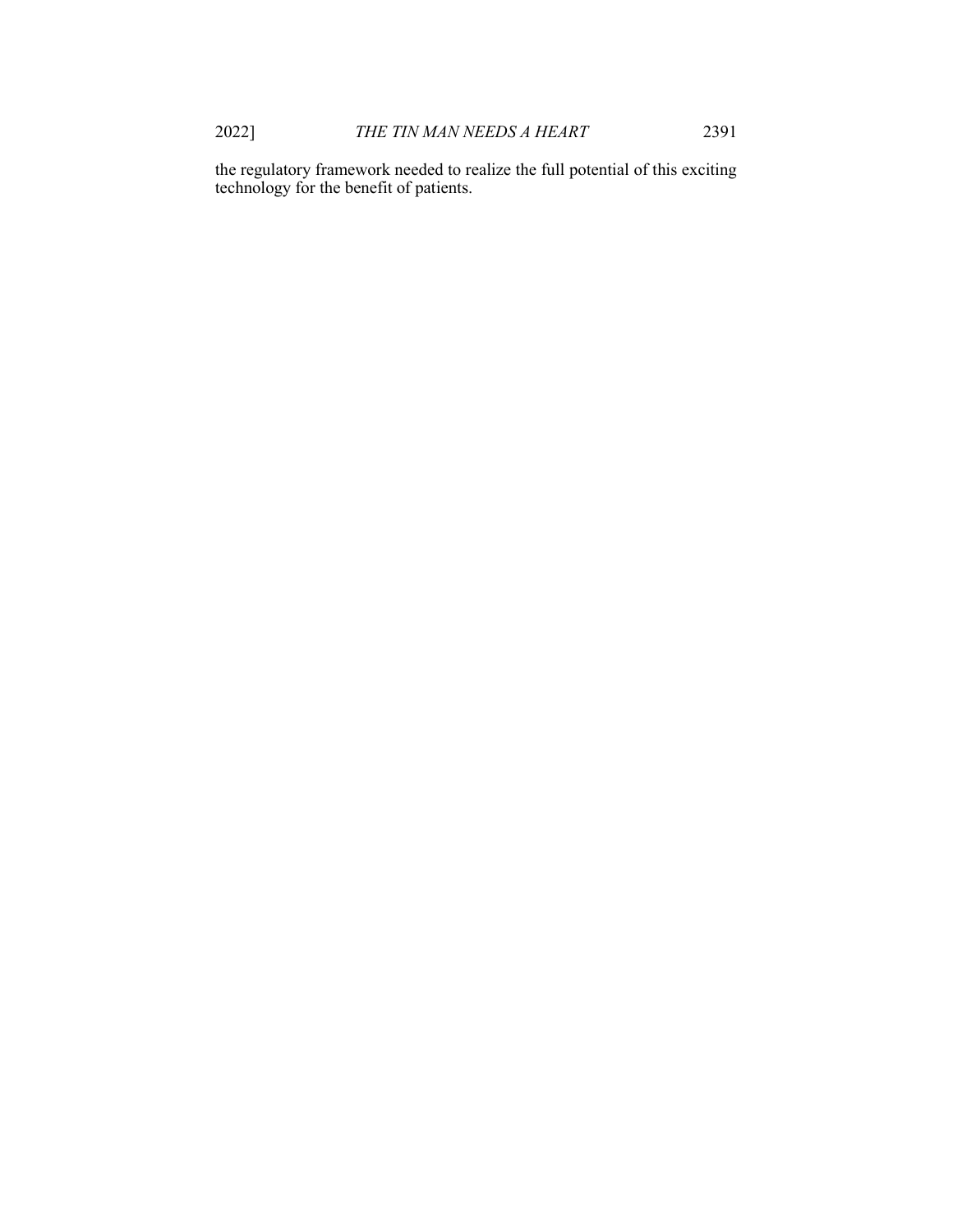the regulatory framework needed to realize the full potential of this exciting technology for the benefit of patients.